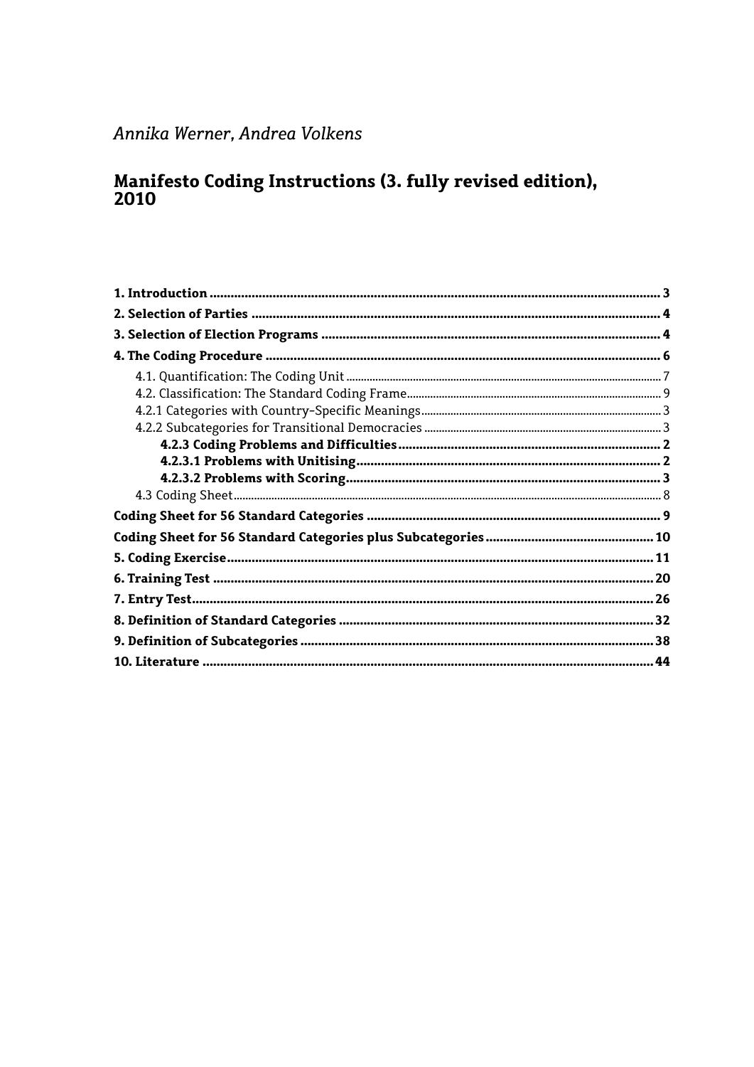*Annika Werner, Andrea Volkens*

# Manifesto Coding Instructions (3. fully revised edition), 2010

| | |
|---|---|
| **1. Introduction** | **3** |
| **2. Selection of Parties** | **4** |
| **3. Selection of Election Programs** | **4** |
| **4. The Coding Procedure** | **6** |
| 4.1. Quantification: The Coding Unit | 7 |
| 4.2. Classification: The Standard Coding Frame | 9 |
| 4.2.1 Categories with Country-Specific Meanings | 3 |
| 4.2.2 Subcategories for Transitional Democracies | 3 |
| **4.2.3 Coding Problems and Difficulties** | **2** |
| **4.2.3.1 Problems with Unitising** | **2** |
| **4.2.3.2 Problems with Scoring** | **3** |
| 4.3 Coding Sheet | 8 |
| **Coding Sheet for 56 Standard Categories** | **9** |
| **Coding Sheet for 56 Standard Categories plus Subcategories** | **10** |
| **5. Coding Exercise** | **11** |
| **6. Training Test** | **20** |
| **7. Entry Test** | **26** |
| **8. Definition of Standard Categories** | **32** |
| **9. Definition of Subcategories** | **38** |
| **10. Literature** | **44** |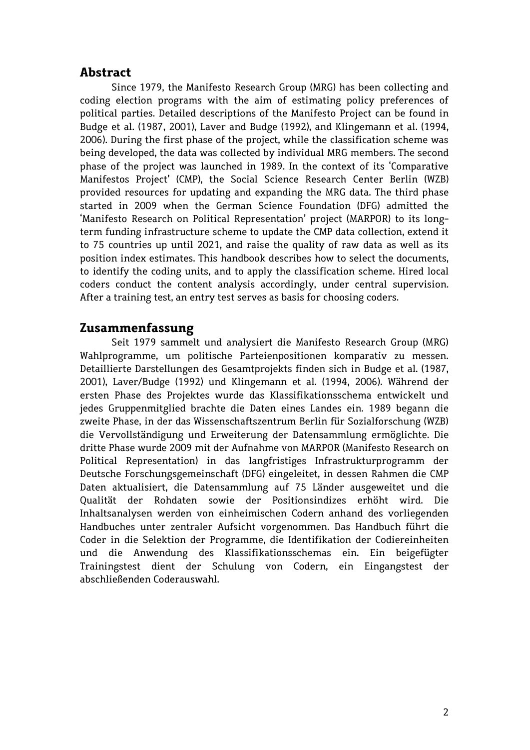## Abstract

Since 1979, the Manifesto Research Group (MRG) has been collecting and coding election programs with the aim of estimating policy preferences of political parties. Detailed descriptions of the Manifesto Project can be found in Budge et al. (1987, 2001), Laver and Budge (1992), and Klingemann et al. (1994, 2006). During the first phase of the project, while the classification scheme was being developed, the data was collected by individual MRG members. The second phase of the project was launched in 1989. In the context of its 'Comparative Manifestos Project' (CMP), the Social Science Research Center Berlin (WZB) provided resources for updating and expanding the MRG data. The third phase started in 2009 when the German Science Foundation (DFG) admitted the 'Manifesto Research on Political Representation' project (MARPOR) to its long-term funding infrastructure scheme to update the CMP data collection, extend it to 75 countries up until 2021, and raise the quality of raw data as well as its position index estimates. This handbook describes how to select the documents, to identify the coding units, and to apply the classification scheme. Hired local coders conduct the content analysis accordingly, under central supervision. After a training test, an entry test serves as basis for choosing coders.

## Zusammenfassung

Seit 1979 sammelt und analysiert die Manifesto Research Group (MRG) Wahlprogramme, um politische Parteienpositionen komparativ zu messen. Detaillierte Darstellungen des Gesamtprojekts finden sich in Budge et al. (1987, 2001), Laver/Budge (1992) und Klingemann et al. (1994, 2006). Während der ersten Phase des Projektes wurde das Klassifikationsschema entwickelt und jedes Gruppenmitglied brachte die Daten eines Landes ein. 1989 begann die zweite Phase, in der das Wissenschaftszentrum Berlin für Sozialforschung (WZB) die Vervollständigung und Erweiterung der Datensammlung ermöglichte. Die dritte Phase wurde 2009 mit der Aufnahme von MARPOR (Manifesto Research on Political Representation) in das langfristiges Infrastrukturprogramm der Deutsche Forschungsgemeinschaft (DFG) eingeleitet, in dessen Rahmen die CMP Daten aktualisiert, die Datensammlung auf 75 Länder ausgeweitet und die Qualität der Rohdaten sowie der Positionsindizes erhöht wird. Die Inhaltsanalysen werden von einheimischen Codern anhand des vorliegenden Handbuches unter zentraler Aufsicht vorgenommen. Das Handbuch führt die Coder in die Selektion der Programme, die Identifikation der Codiereinheiten und die Anwendung des Klassifikationsschemas ein. Ein beigefügter Trainingstest dient der Schulung von Codern, ein Eingangstest der abschließenden Coderauswahl.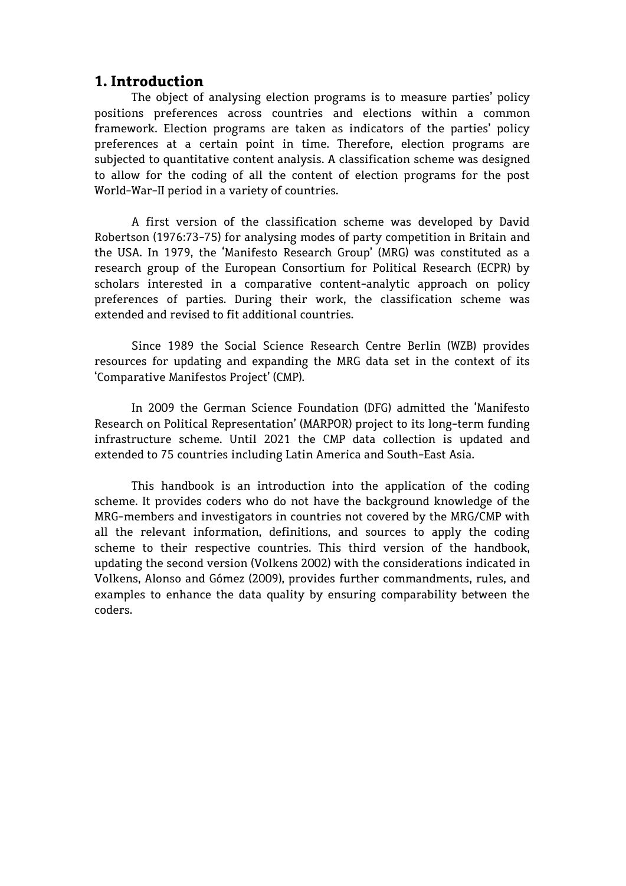# 1. Introduction

The object of analysing election programs is to measure parties' policy positions preferences across countries and elections within a common framework. Election programs are taken as indicators of the parties' policy preferences at a certain point in time. Therefore, election programs are subjected to quantitative content analysis. A classification scheme was designed to allow for the coding of all the content of election programs for the post World-War-II period in a variety of countries.

A first version of the classification scheme was developed by David Robertson (1976:73-75) for analysing modes of party competition in Britain and the USA. In 1979, the 'Manifesto Research Group' (MRG) was constituted as a research group of the European Consortium for Political Research (ECPR) by scholars interested in a comparative content-analytic approach on policy preferences of parties. During their work, the classification scheme was extended and revised to fit additional countries.

Since 1989 the Social Science Research Centre Berlin (WZB) provides resources for updating and expanding the MRG data set in the context of its 'Comparative Manifestos Project' (CMP).

In 2009 the German Science Foundation (DFG) admitted the 'Manifesto Research on Political Representation' (MARPOR) project to its long-term funding infrastructure scheme. Until 2021 the CMP data collection is updated and extended to 75 countries including Latin America and South-East Asia.

This handbook is an introduction into the application of the coding scheme. It provides coders who do not have the background knowledge of the MRG-members and investigators in countries not covered by the MRG/CMP with all the relevant information, definitions, and sources to apply the coding scheme to their respective countries. This third version of the handbook, updating the second version (Volkens 2002) with the considerations indicated in Volkens, Alonso and Gómez (2009), provides further commandments, rules, and examples to enhance the data quality by ensuring comparability between the coders.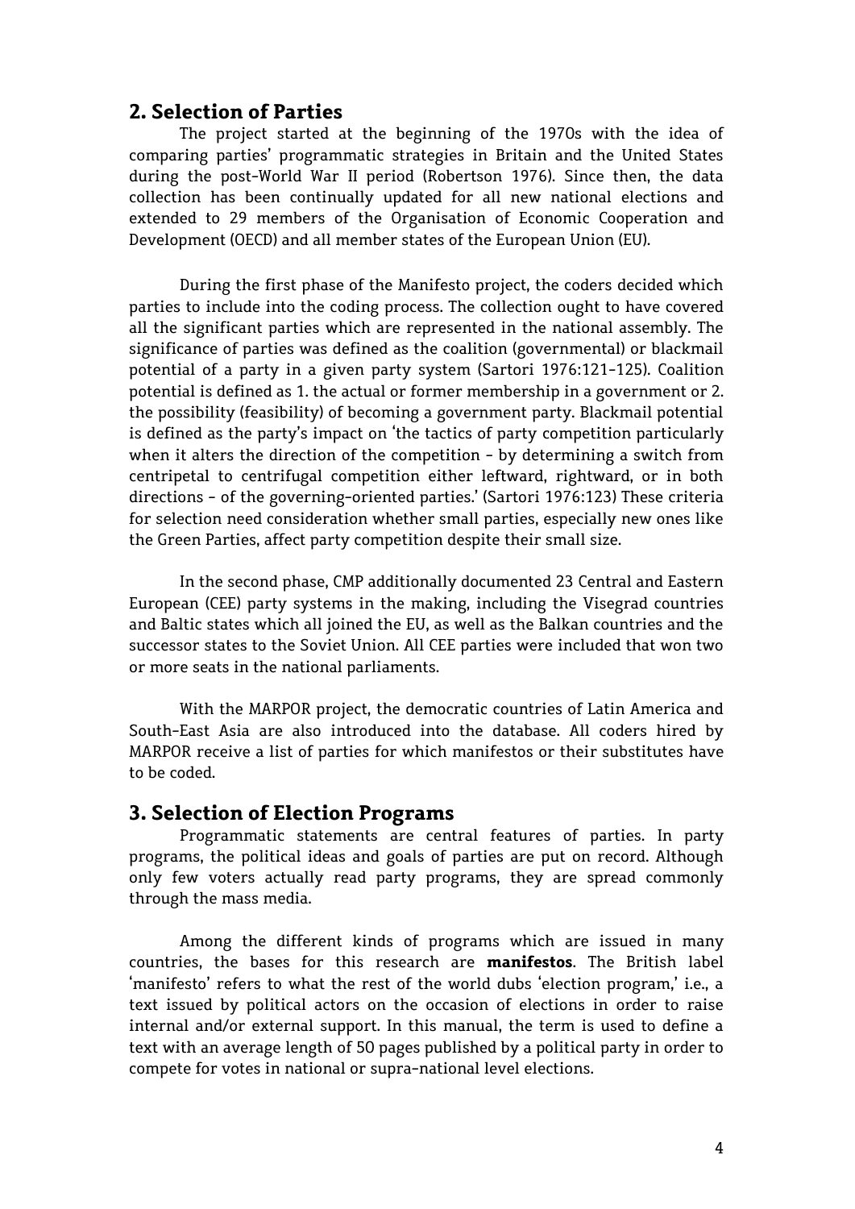## 2. Selection of Parties

The project started at the beginning of the 1970s with the idea of comparing parties' programmatic strategies in Britain and the United States during the post-World War II period (Robertson 1976). Since then, the data collection has been continually updated for all new national elections and extended to 29 members of the Organisation of Economic Cooperation and Development (OECD) and all member states of the European Union (EU).

During the first phase of the Manifesto project, the coders decided which parties to include into the coding process. The collection ought to have covered all the significant parties which are represented in the national assembly. The significance of parties was defined as the coalition (governmental) or blackmail potential of a party in a given party system (Sartori 1976:121-125). Coalition potential is defined as 1. the actual or former membership in a government or 2. the possibility (feasibility) of becoming a government party. Blackmail potential is defined as the party's impact on 'the tactics of party competition particularly when it alters the direction of the competition - by determining a switch from centripetal to centrifugal competition either leftward, rightward, or in both directions - of the governing-oriented parties.' (Sartori 1976:123) These criteria for selection need consideration whether small parties, especially new ones like the Green Parties, affect party competition despite their small size.

In the second phase, CMP additionally documented 23 Central and Eastern European (CEE) party systems in the making, including the Visegrad countries and Baltic states which all joined the EU, as well as the Balkan countries and the successor states to the Soviet Union. All CEE parties were included that won two or more seats in the national parliaments.

With the MARPOR project, the democratic countries of Latin America and South-East Asia are also introduced into the database. All coders hired by MARPOR receive a list of parties for which manifestos or their substitutes have to be coded.

## 3. Selection of Election Programs

Programmatic statements are central features of parties. In party programs, the political ideas and goals of parties are put on record. Although only few voters actually read party programs, they are spread commonly through the mass media.

Among the different kinds of programs which are issued in many countries, the bases for this research are **manifestos**. The British label 'manifesto' refers to what the rest of the world dubs 'election program,' i.e., a text issued by political actors on the occasion of elections in order to raise internal and/or external support. In this manual, the term is used to define a text with an average length of 50 pages published by a political party in order to compete for votes in national or supra-national level elections.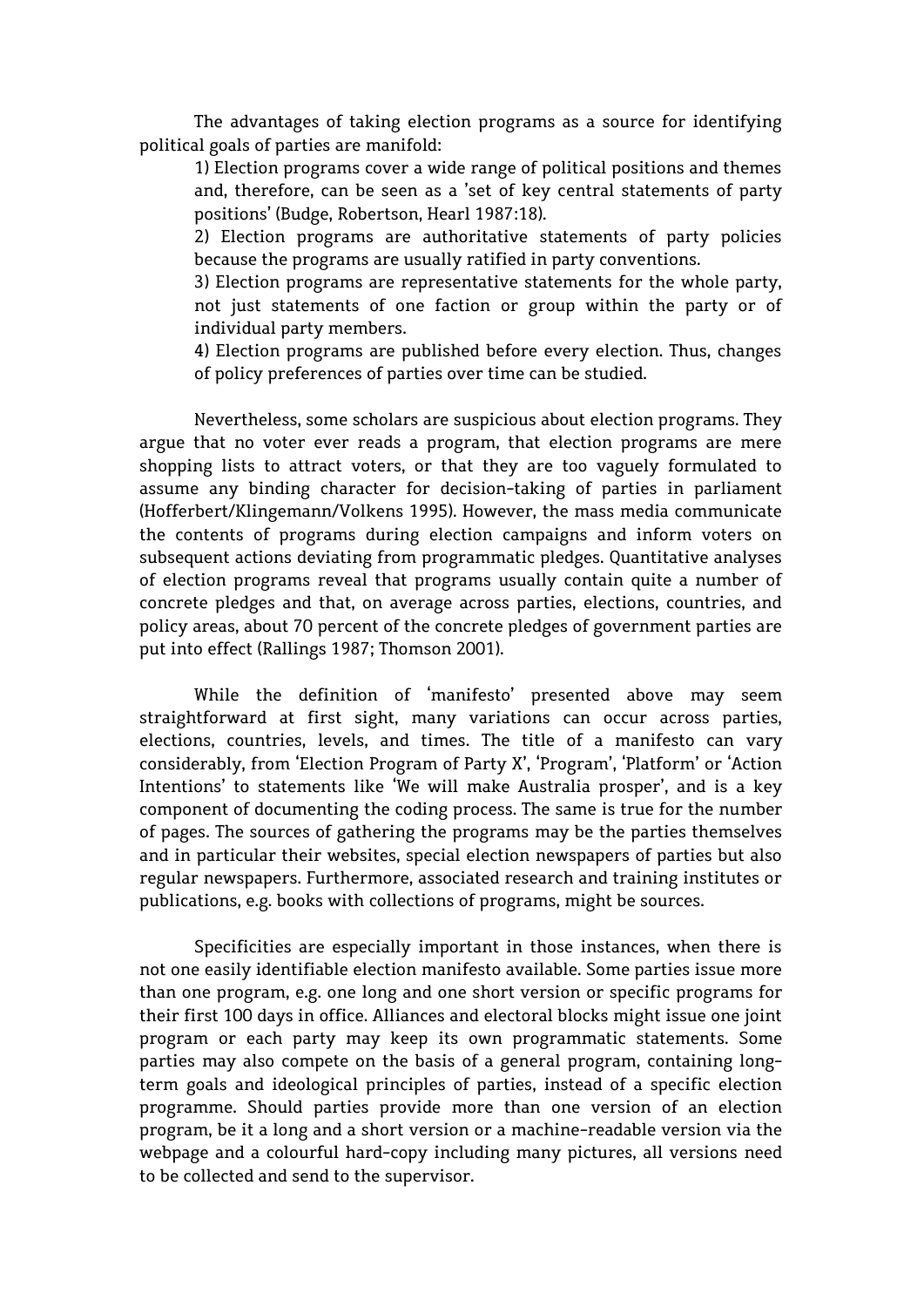The advantages of taking election programs as a source for identifying political goals of parties are manifold:

1) Election programs cover a wide range of political positions and themes and, therefore, can be seen as a 'set of key central statements of party positions' (Budge, Robertson, Hearl 1987:18).

2) Election programs are authoritative statements of party policies because the programs are usually ratified in party conventions.

3) Election programs are representative statements for the whole party, not just statements of one faction or group within the party or of individual party members.

4) Election programs are published before every election. Thus, changes of policy preferences of parties over time can be studied.

Nevertheless, some scholars are suspicious about election programs. They argue that no voter ever reads a program, that election programs are mere shopping lists to attract voters, or that they are too vaguely formulated to assume any binding character for decision-taking of parties in parliament (Hofferbert/Klingemann/Volkens 1995). However, the mass media communicate the contents of programs during election campaigns and inform voters on subsequent actions deviating from programmatic pledges. Quantitative analyses of election programs reveal that programs usually contain quite a number of concrete pledges and that, on average across parties, elections, countries, and policy areas, about 70 percent of the concrete pledges of government parties are put into effect (Rallings 1987; Thomson 2001).

While the definition of 'manifesto' presented above may seem straightforward at first sight, many variations can occur across parties, elections, countries, levels, and times. The title of a manifesto can vary considerably, from 'Election Program of Party X', 'Program', 'Platform' or 'Action Intentions' to statements like 'We will make Australia prosper', and is a key component of documenting the coding process. The same is true for the number of pages. The sources of gathering the programs may be the parties themselves and in particular their websites, special election newspapers of parties but also regular newspapers. Furthermore, associated research and training institutes or publications, e.g. books with collections of programs, might be sources.

Specificities are especially important in those instances, when there is not one easily identifiable election manifesto available. Some parties issue more than one program, e.g. one long and one short version or specific programs for their first 100 days in office. Alliances and electoral blocks might issue one joint program or each party may keep its own programmatic statements. Some parties may also compete on the basis of a general program, containing long-term goals and ideological principles of parties, instead of a specific election programme. Should parties provide more than one version of an election program, be it a long and a short version or a machine-readable version via the webpage and a colourful hard-copy including many pictures, all versions need to be collected and send to the supervisor.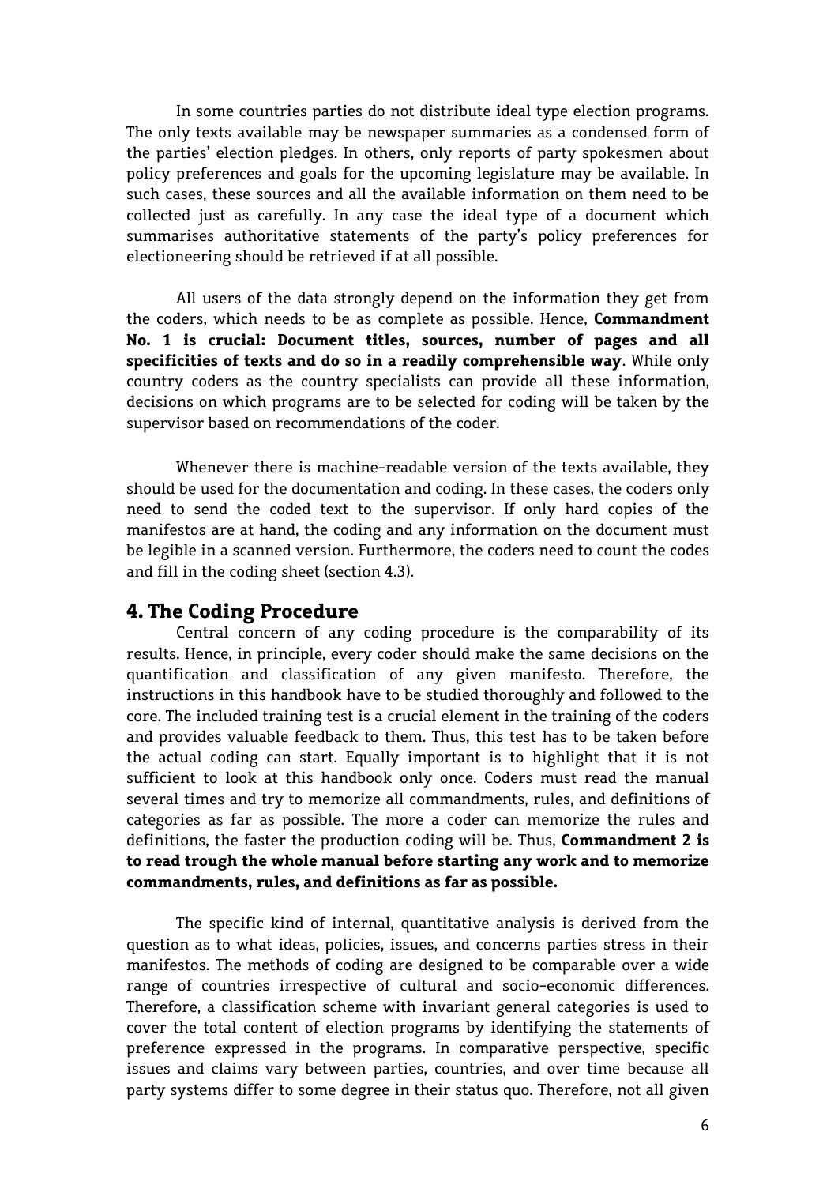In some countries parties do not distribute ideal type election programs. The only texts available may be newspaper summaries as a condensed form of the parties' election pledges. In others, only reports of party spokesmen about policy preferences and goals for the upcoming legislature may be available. In such cases, these sources and all the available information on them need to be collected just as carefully. In any case the ideal type of a document which summarises authoritative statements of the party's policy preferences for electioneering should be retrieved if at all possible.

All users of the data strongly depend on the information they get from the coders, which needs to be as complete as possible. Hence, **Commandment No. 1 is crucial: Document titles, sources, number of pages and all specificities of texts and do so in a readily comprehensible way**. While only country coders as the country specialists can provide all these information, decisions on which programs are to be selected for coding will be taken by the supervisor based on recommendations of the coder.

Whenever there is machine-readable version of the texts available, they should be used for the documentation and coding. In these cases, the coders only need to send the coded text to the supervisor. If only hard copies of the manifestos are at hand, the coding and any information on the document must be legible in a scanned version. Furthermore, the coders need to count the codes and fill in the coding sheet (section 4.3).

## 4. The Coding Procedure

Central concern of any coding procedure is the comparability of its results. Hence, in principle, every coder should make the same decisions on the quantification and classification of any given manifesto. Therefore, the instructions in this handbook have to be studied thoroughly and followed to the core. The included training test is a crucial element in the training of the coders and provides valuable feedback to them. Thus, this test has to be taken before the actual coding can start. Equally important is to highlight that it is not sufficient to look at this handbook only once. Coders must read the manual several times and try to memorize all commandments, rules, and definitions of categories as far as possible. The more a coder can memorize the rules and definitions, the faster the production coding will be. Thus, **Commandment 2 is to read trough the whole manual before starting any work and to memorize commandments, rules, and definitions as far as possible.**

The specific kind of internal, quantitative analysis is derived from the question as to what ideas, policies, issues, and concerns parties stress in their manifestos. The methods of coding are designed to be comparable over a wide range of countries irrespective of cultural and socio-economic differences. Therefore, a classification scheme with invariant general categories is used to cover the total content of election programs by identifying the statements of preference expressed in the programs. In comparative perspective, specific issues and claims vary between parties, countries, and over time because all party systems differ to some degree in their status quo. Therefore, not all given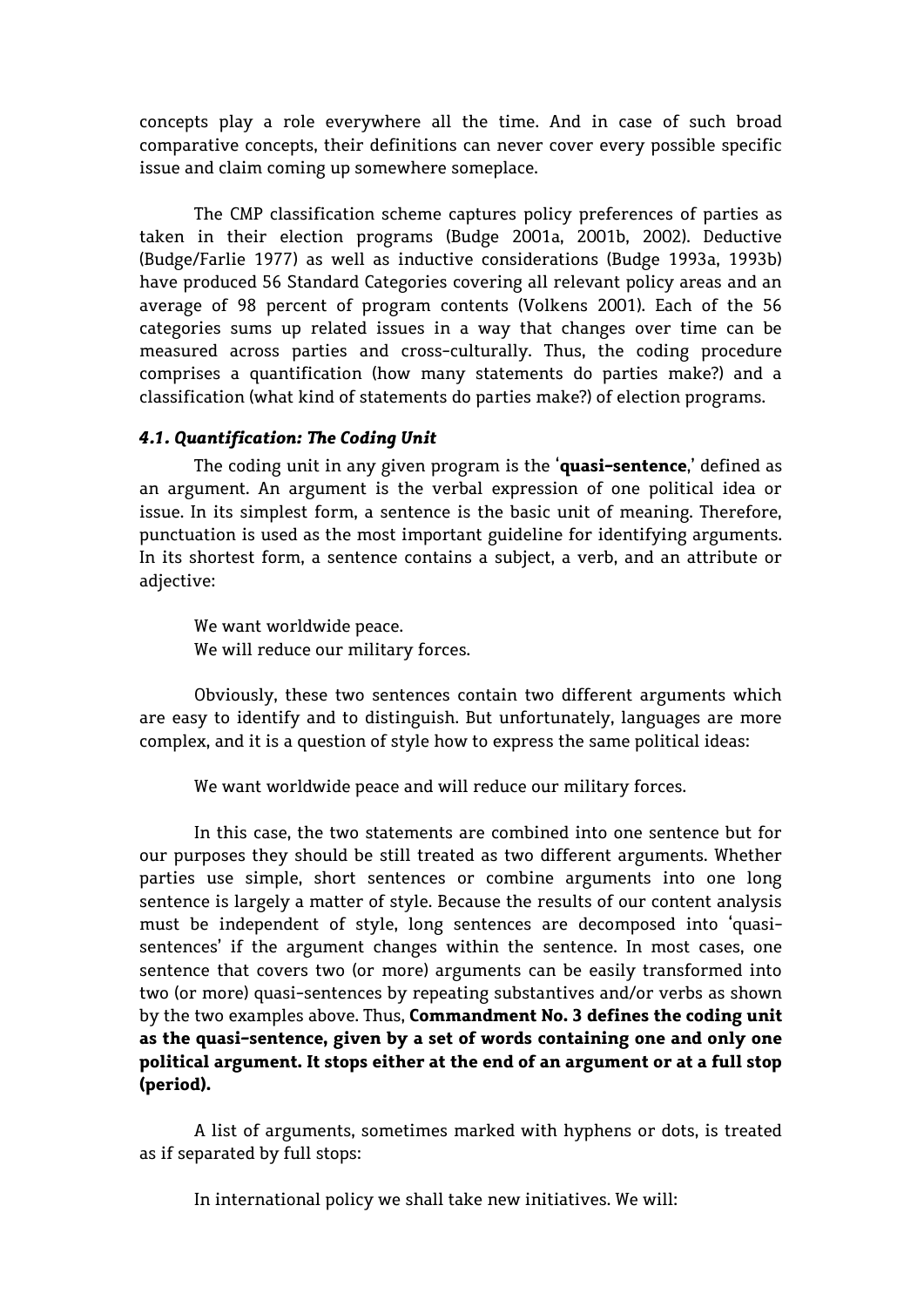concepts play a role everywhere all the time. And in case of such broad comparative concepts, their definitions can never cover every possible specific issue and claim coming up somewhere someplace.

The CMP classification scheme captures policy preferences of parties as taken in their election programs (Budge 2001a, 2001b, 2002). Deductive (Budge/Farlie 1977) as well as inductive considerations (Budge 1993a, 1993b) have produced 56 Standard Categories covering all relevant policy areas and an average of 98 percent of program contents (Volkens 2001). Each of the 56 categories sums up related issues in a way that changes over time can be measured across parties and cross-culturally. Thus, the coding procedure comprises a quantification (how many statements do parties make?) and a classification (what kind of statements do parties make?) of election programs.

#### *4.1. Quantification: The Coding Unit*

The coding unit in any given program is the '**quasi-sentence**,' defined as an argument. An argument is the verbal expression of one political idea or issue. In its simplest form, a sentence is the basic unit of meaning. Therefore, punctuation is used as the most important guideline for identifying arguments. In its shortest form, a sentence contains a subject, a verb, and an attribute or adjective:

> We want worldwide peace.
> We will reduce our military forces.

Obviously, these two sentences contain two different arguments which are easy to identify and to distinguish. But unfortunately, languages are more complex, and it is a question of style how to express the same political ideas:

> We want worldwide peace and will reduce our military forces.

In this case, the two statements are combined into one sentence but for our purposes they should be still treated as two different arguments. Whether parties use simple, short sentences or combine arguments into one long sentence is largely a matter of style. Because the results of our content analysis must be independent of style, long sentences are decomposed into 'quasi-sentences' if the argument changes within the sentence. In most cases, one sentence that covers two (or more) arguments can be easily transformed into two (or more) quasi-sentences by repeating substantives and/or verbs as shown by the two examples above. Thus, **Commandment No. 3 defines the coding unit as the quasi-sentence, given by a set of words containing one and only one political argument. It stops either at the end of an argument or at a full stop (period).**

A list of arguments, sometimes marked with hyphens or dots, is treated as if separated by full stops:

> In international policy we shall take new initiatives. We will: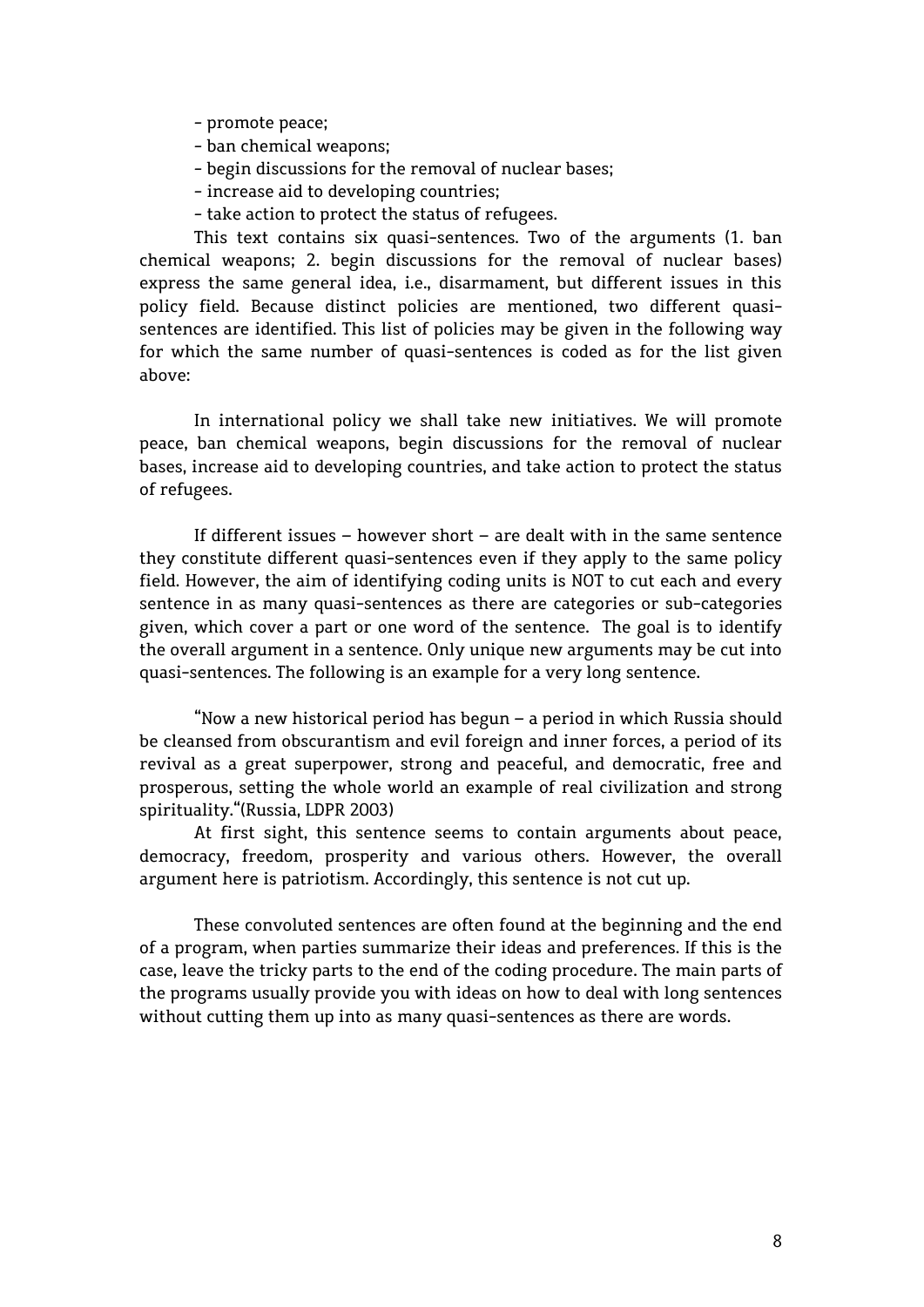- promote peace;
- ban chemical weapons;
- begin discussions for the removal of nuclear bases;
- increase aid to developing countries;
- take action to protect the status of refugees.

This text contains six quasi-sentences. Two of the arguments (1. ban chemical weapons; 2. begin discussions for the removal of nuclear bases) express the same general idea, i.e., disarmament, but different issues in this policy field. Because distinct policies are mentioned, two different quasi-sentences are identified. This list of policies may be given in the following way for which the same number of quasi-sentences is coded as for the list given above:

In international policy we shall take new initiatives. We will promote peace, ban chemical weapons, begin discussions for the removal of nuclear bases, increase aid to developing countries, and take action to protect the status of refugees.

If different issues – however short – are dealt with in the same sentence they constitute different quasi-sentences even if they apply to the same policy field. However, the aim of identifying coding units is NOT to cut each and every sentence in as many quasi-sentences as there are categories or sub-categories given, which cover a part or one word of the sentence. The goal is to identify the overall argument in a sentence. Only unique new arguments may be cut into quasi-sentences. The following is an example for a very long sentence.

"Now a new historical period has begun – a period in which Russia should be cleansed from obscurantism and evil foreign and inner forces, a period of its revival as a great superpower, strong and peaceful, and democratic, free and prosperous, setting the whole world an example of real civilization and strong spirituality."(Russia, LDPR 2003)

At first sight, this sentence seems to contain arguments about peace, democracy, freedom, prosperity and various others. However, the overall argument here is patriotism. Accordingly, this sentence is not cut up.

These convoluted sentences are often found at the beginning and the end of a program, when parties summarize their ideas and preferences. If this is the case, leave the tricky parts to the end of the coding procedure. The main parts of the programs usually provide you with ideas on how to deal with long sentences without cutting them up into as many quasi-sentences as there are words.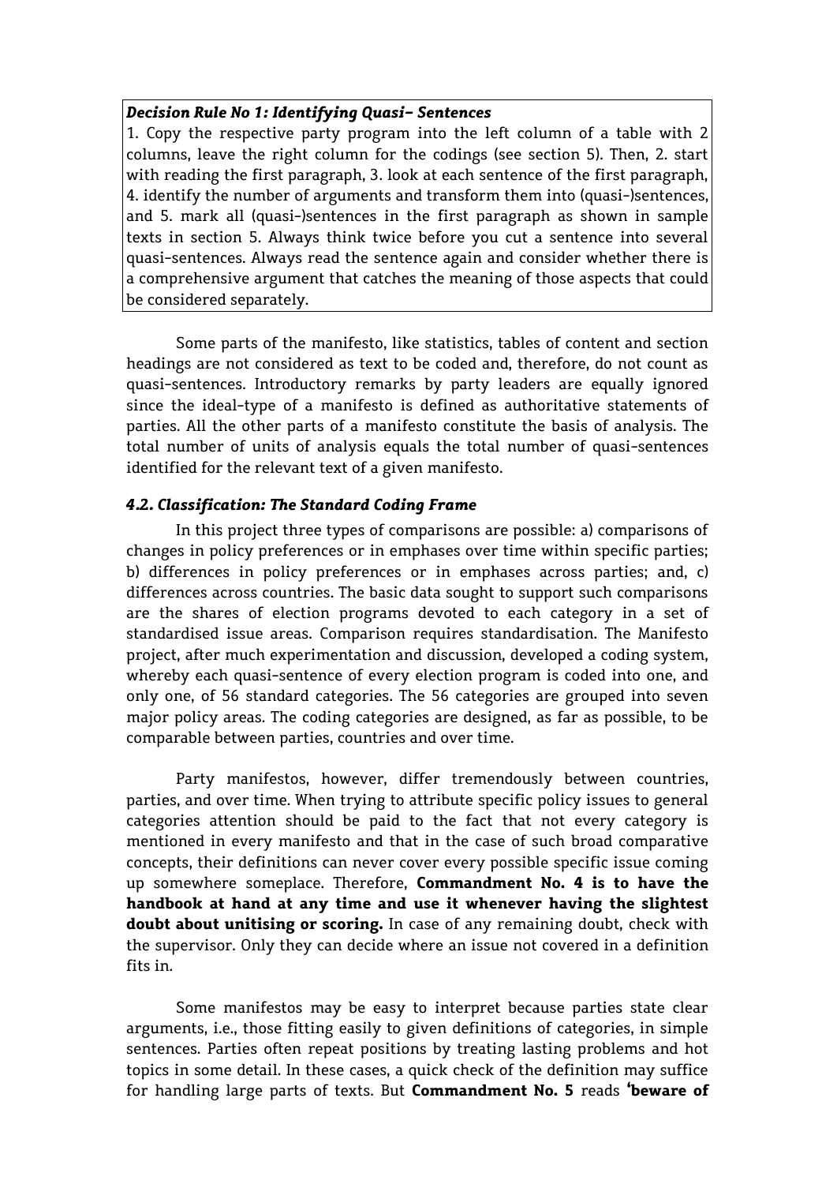***Decision Rule No 1: Identifying Quasi- Sentences***

1. Copy the respective party program into the left column of a table with 2 columns, leave the right column for the codings (see section 5). Then, 2. start with reading the first paragraph, 3. look at each sentence of the first paragraph, 4. identify the number of arguments and transform them into (quasi-)sentences, and 5. mark all (quasi-)sentences in the first paragraph as shown in sample texts in section 5. Always think twice before you cut a sentence into several quasi-sentences. Always read the sentence again and consider whether there is a comprehensive argument that catches the meaning of those aspects that could be considered separately.

Some parts of the manifesto, like statistics, tables of content and section headings are not considered as text to be coded and, therefore, do not count as quasi-sentences. Introductory remarks by party leaders are equally ignored since the ideal-type of a manifesto is defined as authoritative statements of parties. All the other parts of a manifesto constitute the basis of analysis. The total number of units of analysis equals the total number of quasi-sentences identified for the relevant text of a given manifesto.

### *4.2. Classification: The Standard Coding Frame*

In this project three types of comparisons are possible: a) comparisons of changes in policy preferences or in emphases over time within specific parties; b) differences in policy preferences or in emphases across parties; and, c) differences across countries. The basic data sought to support such comparisons are the shares of election programs devoted to each category in a set of standardised issue areas. Comparison requires standardisation. The Manifesto project, after much experimentation and discussion, developed a coding system, whereby each quasi-sentence of every election program is coded into one, and only one, of 56 standard categories. The 56 categories are grouped into seven major policy areas. The coding categories are designed, as far as possible, to be comparable between parties, countries and over time.

Party manifestos, however, differ tremendously between countries, parties, and over time. When trying to attribute specific policy issues to general categories attention should be paid to the fact that not every category is mentioned in every manifesto and that in the case of such broad comparative concepts, their definitions can never cover every possible specific issue coming up somewhere someplace. Therefore, **Commandment No. 4 is to have the handbook at hand at any time and use it whenever having the slightest doubt about unitising or scoring.** In case of any remaining doubt, check with the supervisor. Only they can decide where an issue not covered in a definition fits in.

Some manifestos may be easy to interpret because parties state clear arguments, i.e., those fitting easily to given definitions of categories, in simple sentences. Parties often repeat positions by treating lasting problems and hot topics in some detail. In these cases, a quick check of the definition may suffice for handling large parts of texts. But **Commandment No. 5** reads **'beware of**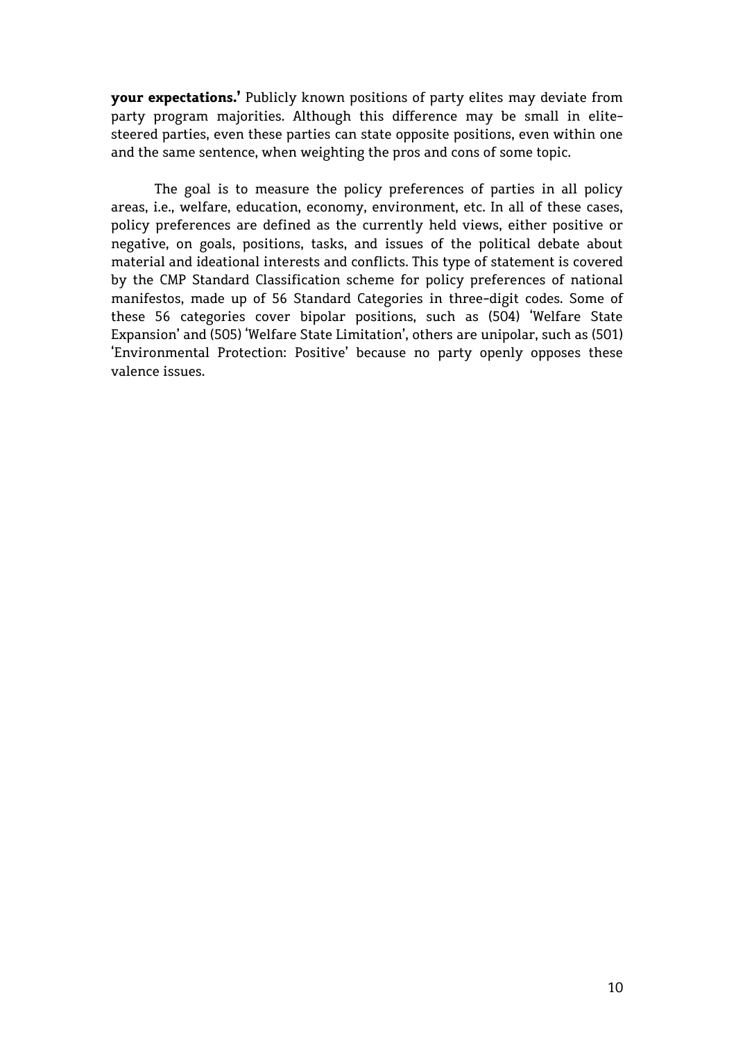**your expectations.'** Publicly known positions of party elites may deviate from party program majorities. Although this difference may be small in elite-steered parties, even these parties can state opposite positions, even within one and the same sentence, when weighting the pros and cons of some topic.

The goal is to measure the policy preferences of parties in all policy areas, i.e., welfare, education, economy, environment, etc. In all of these cases, policy preferences are defined as the currently held views, either positive or negative, on goals, positions, tasks, and issues of the political debate about material and ideational interests and conflicts. This type of statement is covered by the CMP Standard Classification scheme for policy preferences of national manifestos, made up of 56 Standard Categories in three-digit codes. Some of these 56 categories cover bipolar positions, such as (504) 'Welfare State Expansion' and (505) 'Welfare State Limitation', others are unipolar, such as (501) 'Environmental Protection: Positive' because no party openly opposes these valence issues.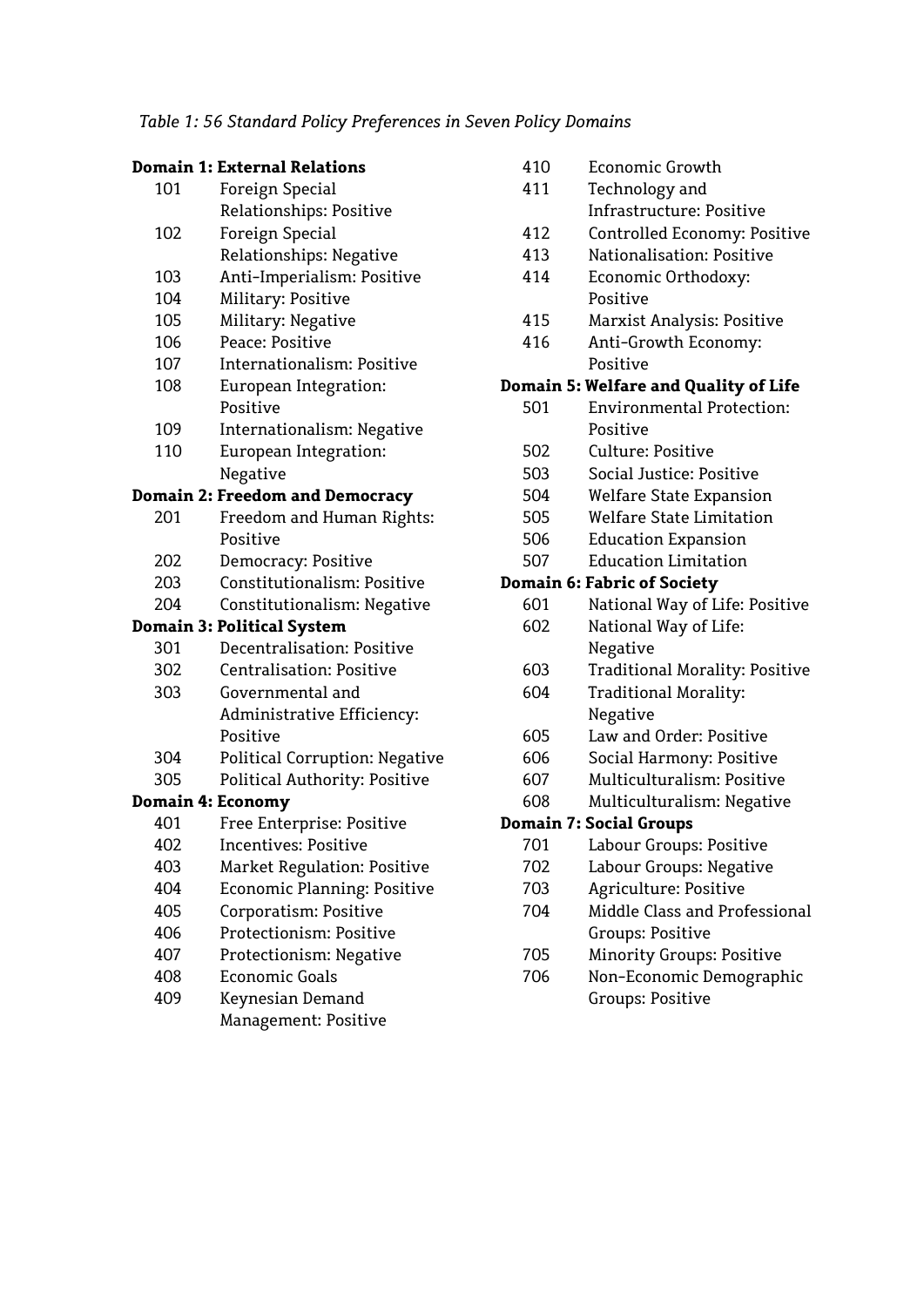*Table 1: 56 Standard Policy Preferences in Seven Policy Domains*

**Domain 1: External Relations**

| Code | Category |
|---|---|
| 101 | Foreign Special Relationships: Positive |
| 102 | Foreign Special Relationships: Negative |
| 103 | Anti-Imperialism: Positive |
| 104 | Military: Positive |
| 105 | Military: Negative |
| 106 | Peace: Positive |
| 107 | Internationalism: Positive |
| 108 | European Integration: Positive |
| 109 | Internationalism: Negative |
| 110 | European Integration: Negative |

**Domain 2: Freedom and Democracy**

| Code | Category |
|---|---|
| 201 | Freedom and Human Rights: Positive |
| 202 | Democracy: Positive |
| 203 | Constitutionalism: Positive |
| 204 | Constitutionalism: Negative |

**Domain 3: Political System**

| Code | Category |
|---|---|
| 301 | Decentralisation: Positive |
| 302 | Centralisation: Positive |
| 303 | Governmental and Administrative Efficiency: Positive |
| 304 | Political Corruption: Negative |
| 305 | Political Authority: Positive |

**Domain 4: Economy**

| Code | Category |
|---|---|
| 401 | Free Enterprise: Positive |
| 402 | Incentives: Positive |
| 403 | Market Regulation: Positive |
| 404 | Economic Planning: Positive |
| 405 | Corporatism: Positive |
| 406 | Protectionism: Positive |
| 407 | Protectionism: Negative |
| 408 | Economic Goals |
| 409 | Keynesian Demand Management: Positive |
| 410 | Economic Growth |
| 411 | Technology and Infrastructure: Positive |
| 412 | Controlled Economy: Positive |
| 413 | Nationalisation: Positive |
| 414 | Economic Orthodoxy: Positive |
| 415 | Marxist Analysis: Positive |
| 416 | Anti-Growth Economy: Positive |

**Domain 5: Welfare and Quality of Life**

| Code | Category |
|---|---|
| 501 | Environmental Protection: Positive |
| 502 | Culture: Positive |
| 503 | Social Justice: Positive |
| 504 | Welfare State Expansion |
| 505 | Welfare State Limitation |
| 506 | Education Expansion |
| 507 | Education Limitation |

**Domain 6: Fabric of Society**

| Code | Category |
|---|---|
| 601 | National Way of Life: Positive |
| 602 | National Way of Life: Negative |
| 603 | Traditional Morality: Positive |
| 604 | Traditional Morality: Negative |
| 605 | Law and Order: Positive |
| 606 | Social Harmony: Positive |
| 607 | Multiculturalism: Positive |
| 608 | Multiculturalism: Negative |

**Domain 7: Social Groups**

| Code | Category |
|---|---|
| 701 | Labour Groups: Positive |
| 702 | Labour Groups: Negative |
| 703 | Agriculture: Positive |
| 704 | Middle Class and Professional Groups: Positive |
| 705 | Minority Groups: Positive |
| 706 | Non-Economic Demographic Groups: Positive |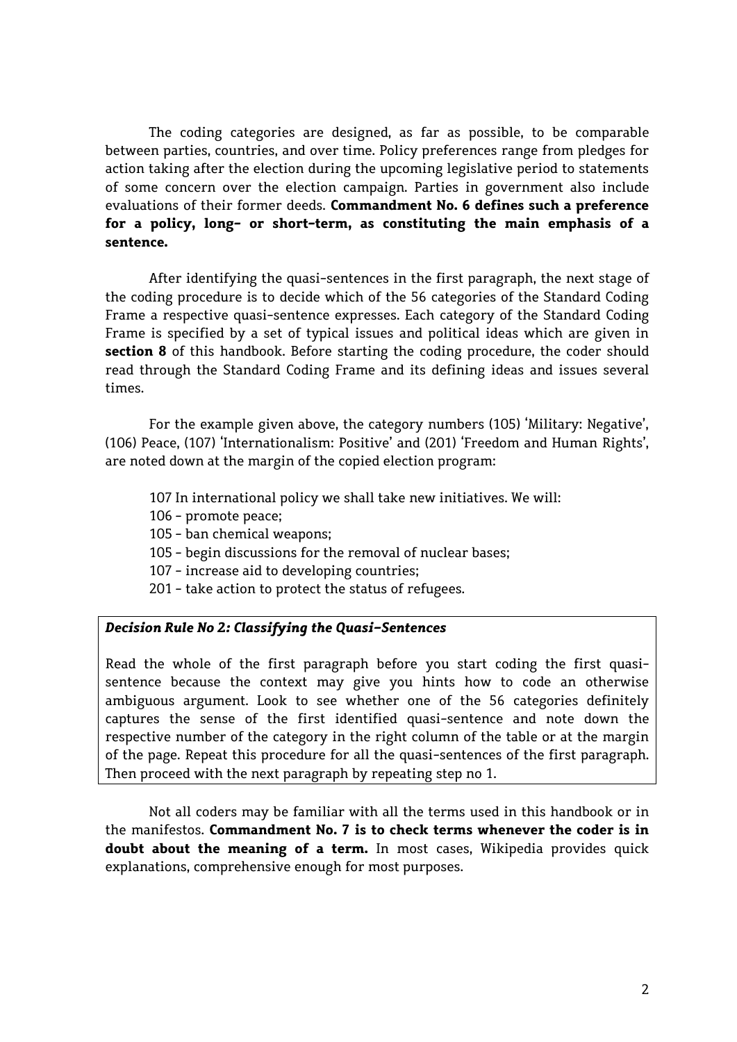The coding categories are designed, as far as possible, to be comparable between parties, countries, and over time. Policy preferences range from pledges for action taking after the election during the upcoming legislative period to statements of some concern over the election campaign. Parties in government also include evaluations of their former deeds. **Commandment No. 6 defines such a preference for a policy, long- or short-term, as constituting the main emphasis of a sentence.**

After identifying the quasi-sentences in the first paragraph, the next stage of the coding procedure is to decide which of the 56 categories of the Standard Coding Frame a respective quasi-sentence expresses. Each category of the Standard Coding Frame is specified by a set of typical issues and political ideas which are given in **section 8** of this handbook. Before starting the coding procedure, the coder should read through the Standard Coding Frame and its defining ideas and issues several times.

For the example given above, the category numbers (105) 'Military: Negative', (106) Peace, (107) 'Internationalism: Positive' and (201) 'Freedom and Human Rights', are noted down at the margin of the copied election program:

107 In international policy we shall take new initiatives. We will:
106 - promote peace;
105 - ban chemical weapons;
105 - begin discussions for the removal of nuclear bases;
107 - increase aid to developing countries;
201 - take action to protect the status of refugees.

***Decision Rule No 2: Classifying the Quasi-Sentences***

Read the whole of the first paragraph before you start coding the first quasi-sentence because the context may give you hints how to code an otherwise ambiguous argument. Look to see whether one of the 56 categories definitely captures the sense of the first identified quasi-sentence and note down the respective number of the category in the right column of the table or at the margin of the page. Repeat this procedure for all the quasi-sentences of the first paragraph. Then proceed with the next paragraph by repeating step no 1.

Not all coders may be familiar with all the terms used in this handbook or in the manifestos. **Commandment No. 7 is to check terms whenever the coder is in doubt about the meaning of a term.** In most cases, Wikipedia provides quick explanations, comprehensive enough for most purposes.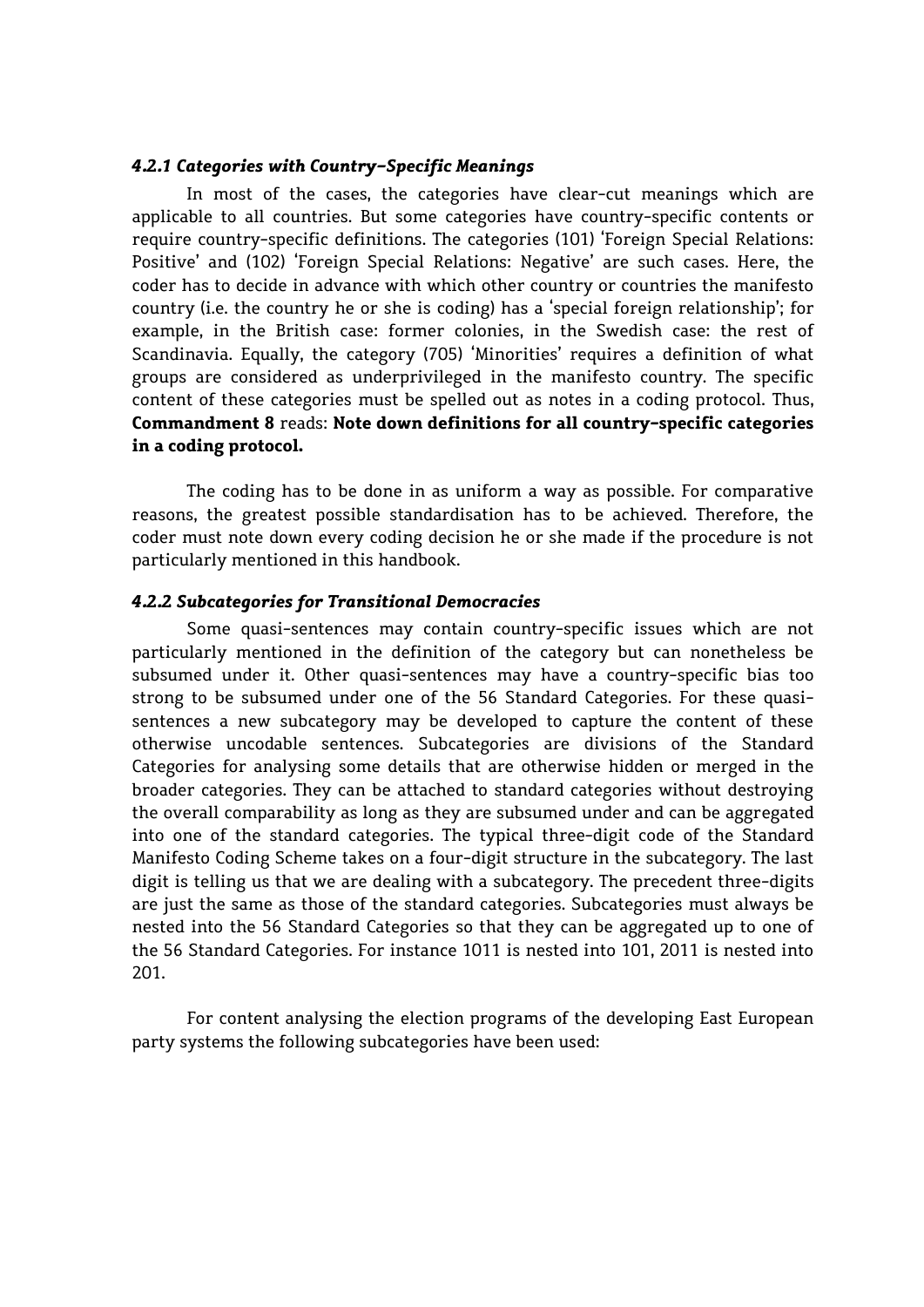#### *4.2.1 Categories with Country-Specific Meanings*

In most of the cases, the categories have clear-cut meanings which are applicable to all countries. But some categories have country-specific contents or require country-specific definitions. The categories (101) 'Foreign Special Relations: Positive' and (102) 'Foreign Special Relations: Negative' are such cases. Here, the coder has to decide in advance with which other country or countries the manifesto country (i.e. the country he or she is coding) has a 'special foreign relationship'; for example, in the British case: former colonies, in the Swedish case: the rest of Scandinavia. Equally, the category (705) 'Minorities' requires a definition of what groups are considered as underprivileged in the manifesto country. The specific content of these categories must be spelled out as notes in a coding protocol. Thus, **Commandment 8** reads: **Note down definitions for all country-specific categories in a coding protocol.**

The coding has to be done in as uniform a way as possible. For comparative reasons, the greatest possible standardisation has to be achieved. Therefore, the coder must note down every coding decision he or she made if the procedure is not particularly mentioned in this handbook.

#### *4.2.2 Subcategories for Transitional Democracies*

Some quasi-sentences may contain country-specific issues which are not particularly mentioned in the definition of the category but can nonetheless be subsumed under it. Other quasi-sentences may have a country-specific bias too strong to be subsumed under one of the 56 Standard Categories. For these quasi-sentences a new subcategory may be developed to capture the content of these otherwise uncodable sentences. Subcategories are divisions of the Standard Categories for analysing some details that are otherwise hidden or merged in the broader categories. They can be attached to standard categories without destroying the overall comparability as long as they are subsumed under and can be aggregated into one of the standard categories. The typical three-digit code of the Standard Manifesto Coding Scheme takes on a four-digit structure in the subcategory. The last digit is telling us that we are dealing with a subcategory. The precedent three-digits are just the same as those of the standard categories. Subcategories must always be nested into the 56 Standard Categories so that they can be aggregated up to one of the 56 Standard Categories. For instance 1011 is nested into 101, 2011 is nested into 201.

For content analysing the election programs of the developing East European party systems the following subcategories have been used: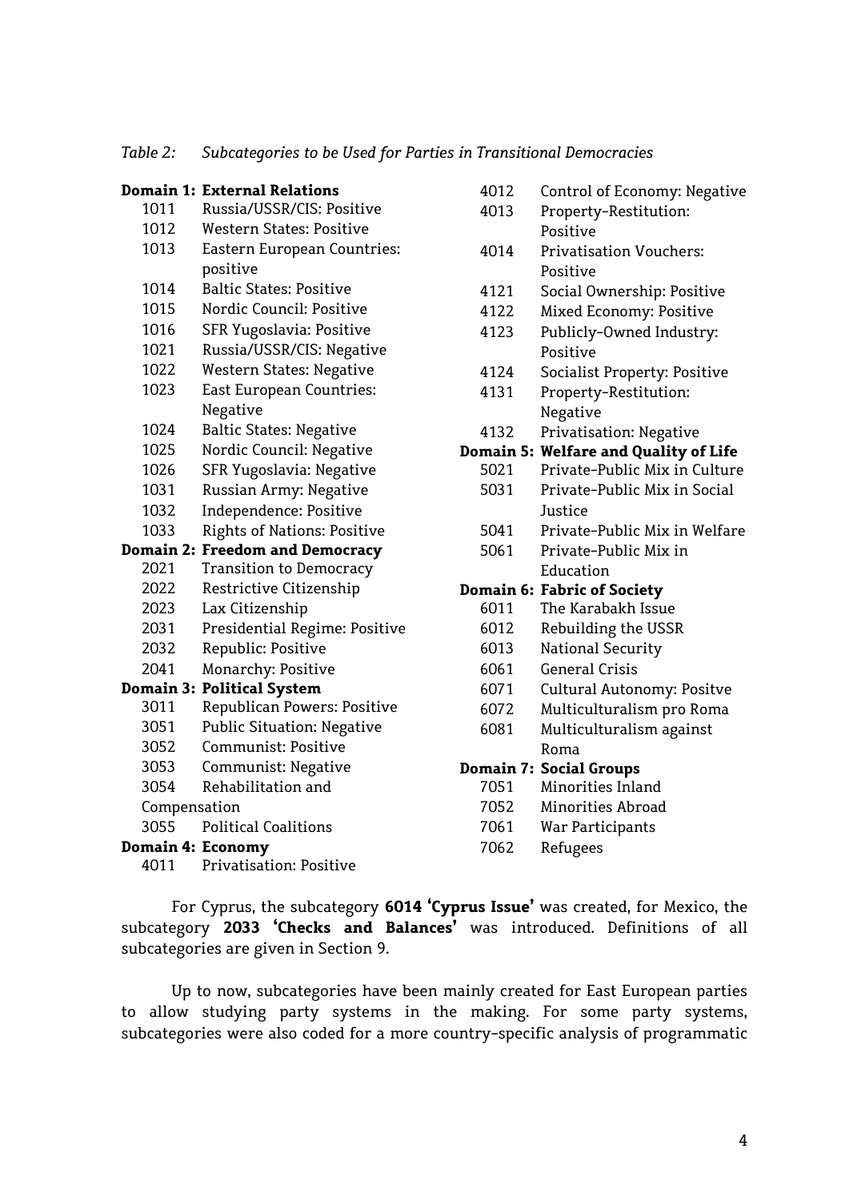*Table 2: Subcategories to be Used for Parties in Transitional Democracies*

| Code | Subcategory |
|---|---|
| **Domain 1:** | **External Relations** |
| 1011 | Russia/USSR/CIS: Positive |
| 1012 | Western States: Positive |
| 1013 | Eastern European Countries: positive |
| 1014 | Baltic States: Positive |
| 1015 | Nordic Council: Positive |
| 1016 | SFR Yugoslavia: Positive |
| 1021 | Russia/USSR/CIS: Negative |
| 1022 | Western States: Negative |
| 1023 | East European Countries: Negative |
| 1024 | Baltic States: Negative |
| 1025 | Nordic Council: Negative |
| 1026 | SFR Yugoslavia: Negative |
| 1031 | Russian Army: Negative |
| 1032 | Independence: Positive |
| 1033 | Rights of Nations: Positive |
| **Domain 2:** | **Freedom and Democracy** |
| 2021 | Transition to Democracy |
| 2022 | Restrictive Citizenship |
| 2023 | Lax Citizenship |
| 2031 | Presidential Regime: Positive |
| 2032 | Republic: Positive |
| 2041 | Monarchy: Positive |
| **Domain 3:** | **Political System** |
| 3011 | Republican Powers: Positive |
| 3051 | Public Situation: Negative |
| 3052 | Communist: Positive |
| 3053 | Communist: Negative |
| 3054 | Rehabilitation and Compensation |
| 3055 | Political Coalitions |
| **Domain 4:** | **Economy** |
| 4011 | Privatisation: Positive |
| 4012 | Control of Economy: Negative |
| 4013 | Property-Restitution: Positive |
| 4014 | Privatisation Vouchers: Positive |
| 4121 | Social Ownership: Positive |
| 4122 | Mixed Economy: Positive |
| 4123 | Publicly-Owned Industry: Positive |
| 4124 | Socialist Property: Positive |
| 4131 | Property-Restitution: Negative |
| 4132 | Privatisation: Negative |
| **Domain 5:** | **Welfare and Quality of Life** |
| 5021 | Private-Public Mix in Culture |
| 5031 | Private-Public Mix in Social Justice |
| 5041 | Private-Public Mix in Welfare |
| 5061 | Private-Public Mix in Education |
| **Domain 6:** | **Fabric of Society** |
| 6011 | The Karabakh Issue |
| 6012 | Rebuilding the USSR |
| 6013 | National Security |
| 6061 | General Crisis |
| 6071 | Cultural Autonomy: Positve |
| 6072 | Multiculturalism pro Roma |
| 6081 | Multiculturalism against Roma |
| **Domain 7:** | **Social Groups** |
| 7051 | Minorities Inland |
| 7052 | Minorities Abroad |
| 7061 | War Participants |
| 7062 | Refugees |

For Cyprus, the subcategory **6014 'Cyprus Issue'** was created, for Mexico, the subcategory **2033 'Checks and Balances'** was introduced. Definitions of all subcategories are given in Section 9.

Up to now, subcategories have been mainly created for East European parties to allow studying party systems in the making. For some party systems, subcategories were also coded for a more country-specific analysis of programmatic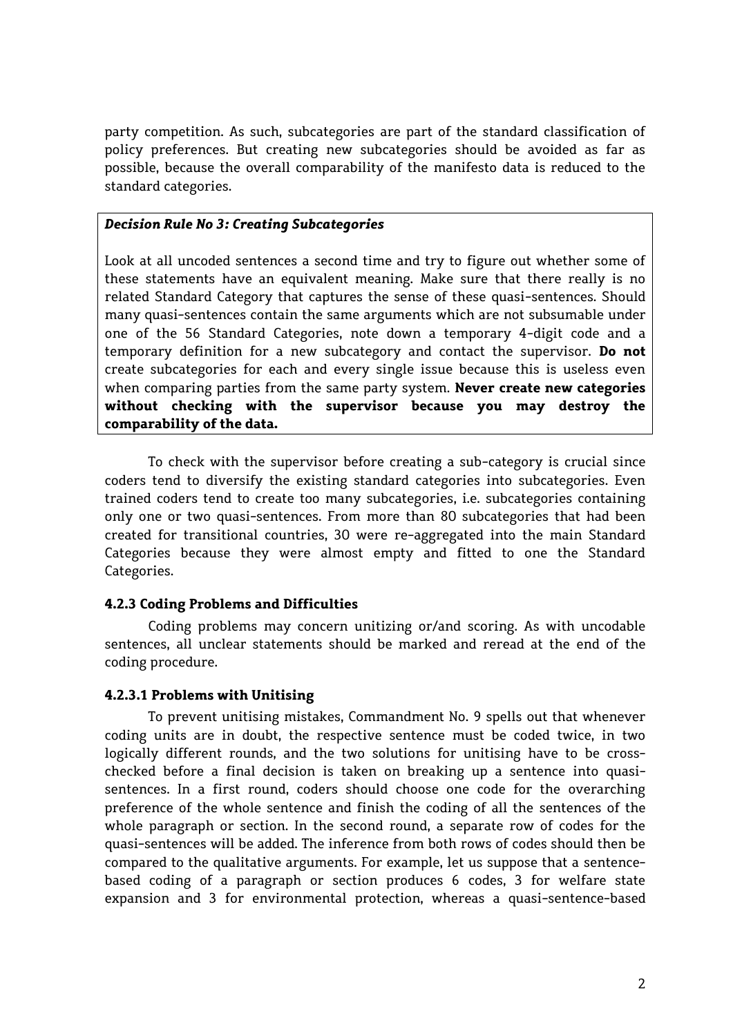party competition. As such, subcategories are part of the standard classification of policy preferences. But creating new subcategories should be avoided as far as possible, because the overall comparability of the manifesto data is reduced to the standard categories.

> ***Decision Rule No 3: Creating Subcategories***
>
> Look at all uncoded sentences a second time and try to figure out whether some of these statements have an equivalent meaning. Make sure that there really is no related Standard Category that captures the sense of these quasi-sentences. Should many quasi-sentences contain the same arguments which are not subsumable under one of the 56 Standard Categories, note down a temporary 4-digit code and a temporary definition for a new subcategory and contact the supervisor. **Do not** create subcategories for each and every single issue because this is useless even when comparing parties from the same party system. **Never create new categories without checking with the supervisor because you may destroy the comparability of the data.**

To check with the supervisor before creating a sub-category is crucial since coders tend to diversify the existing standard categories into subcategories. Even trained coders tend to create too many subcategories, i.e. subcategories containing only one or two quasi-sentences. From more than 80 subcategories that had been created for transitional countries, 30 were re-aggregated into the main Standard Categories because they were almost empty and fitted to one the Standard Categories.

#### 4.2.3 Coding Problems and Difficulties

Coding problems may concern unitizing or/and scoring. As with uncodable sentences, all unclear statements should be marked and reread at the end of the coding procedure.

##### 4.2.3.1 Problems with Unitising

To prevent unitising mistakes, Commandment No. 9 spells out that whenever coding units are in doubt, the respective sentence must be coded twice, in two logically different rounds, and the two solutions for unitising have to be cross-checked before a final decision is taken on breaking up a sentence into quasi-sentences. In a first round, coders should choose one code for the overarching preference of the whole sentence and finish the coding of all the sentences of the whole paragraph or section. In the second round, a separate row of codes for the quasi-sentences will be added. The inference from both rows of codes should then be compared to the qualitative arguments. For example, let us suppose that a sentence-based coding of a paragraph or section produces 6 codes, 3 for welfare state expansion and 3 for environmental protection, whereas a quasi-sentence-based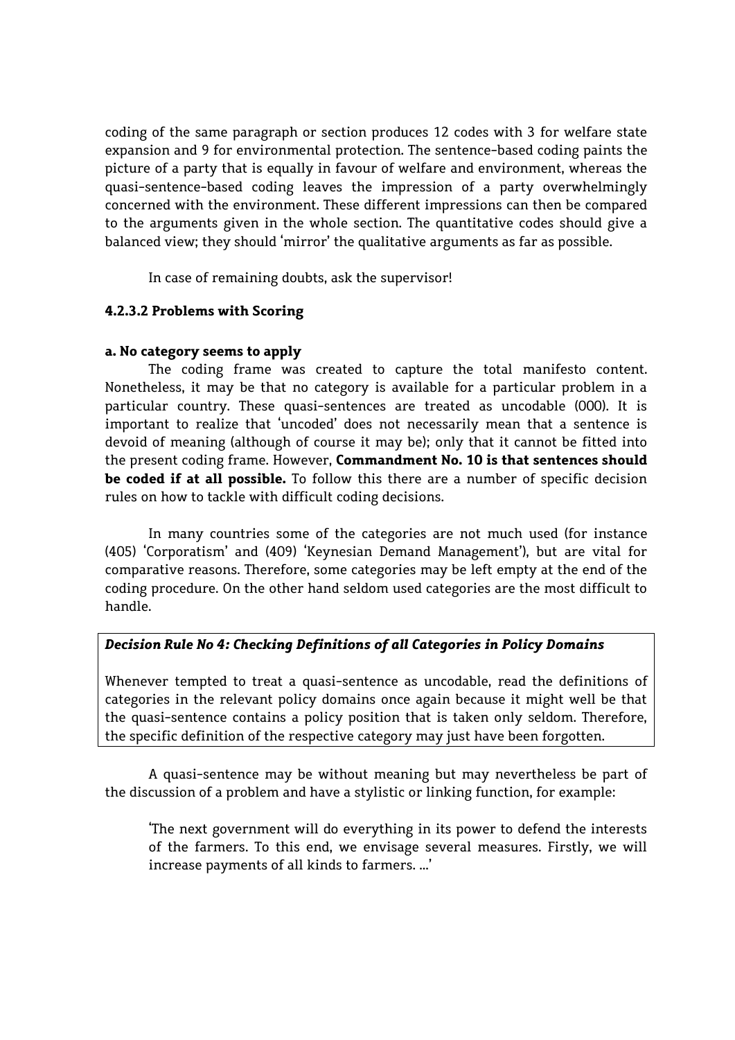coding of the same paragraph or section produces 12 codes with 3 for welfare state expansion and 9 for environmental protection. The sentence-based coding paints the picture of a party that is equally in favour of welfare and environment, whereas the quasi-sentence-based coding leaves the impression of a party overwhelmingly concerned with the environment. These different impressions can then be compared to the arguments given in the whole section. The quantitative codes should give a balanced view; they should 'mirror' the qualitative arguments as far as possible.

In case of remaining doubts, ask the supervisor!

#### 4.2.3.2 Problems with Scoring

**a. No category seems to apply**

The coding frame was created to capture the total manifesto content. Nonetheless, it may be that no category is available for a particular problem in a particular country. These quasi-sentences are treated as uncodable (000). It is important to realize that 'uncoded' does not necessarily mean that a sentence is devoid of meaning (although of course it may be); only that it cannot be fitted into the present coding frame. However, **Commandment No. 10 is that sentences should be coded if at all possible.** To follow this there are a number of specific decision rules on how to tackle with difficult coding decisions.

In many countries some of the categories are not much used (for instance (405) 'Corporatism' and (409) 'Keynesian Demand Management'), but are vital for comparative reasons. Therefore, some categories may be left empty at the end of the coding procedure. On the other hand seldom used categories are the most difficult to handle.

> ***Decision Rule No 4: Checking Definitions of all Categories in Policy Domains***
>
> Whenever tempted to treat a quasi-sentence as uncodable, read the definitions of categories in the relevant policy domains once again because it might well be that the quasi-sentence contains a policy position that is taken only seldom. Therefore, the specific definition of the respective category may just have been forgotten.

A quasi-sentence may be without meaning but may nevertheless be part of the discussion of a problem and have a stylistic or linking function, for example:

> 'The next government will do everything in its power to defend the interests of the farmers. To this end, we envisage several measures. Firstly, we will increase payments of all kinds to farmers. ...'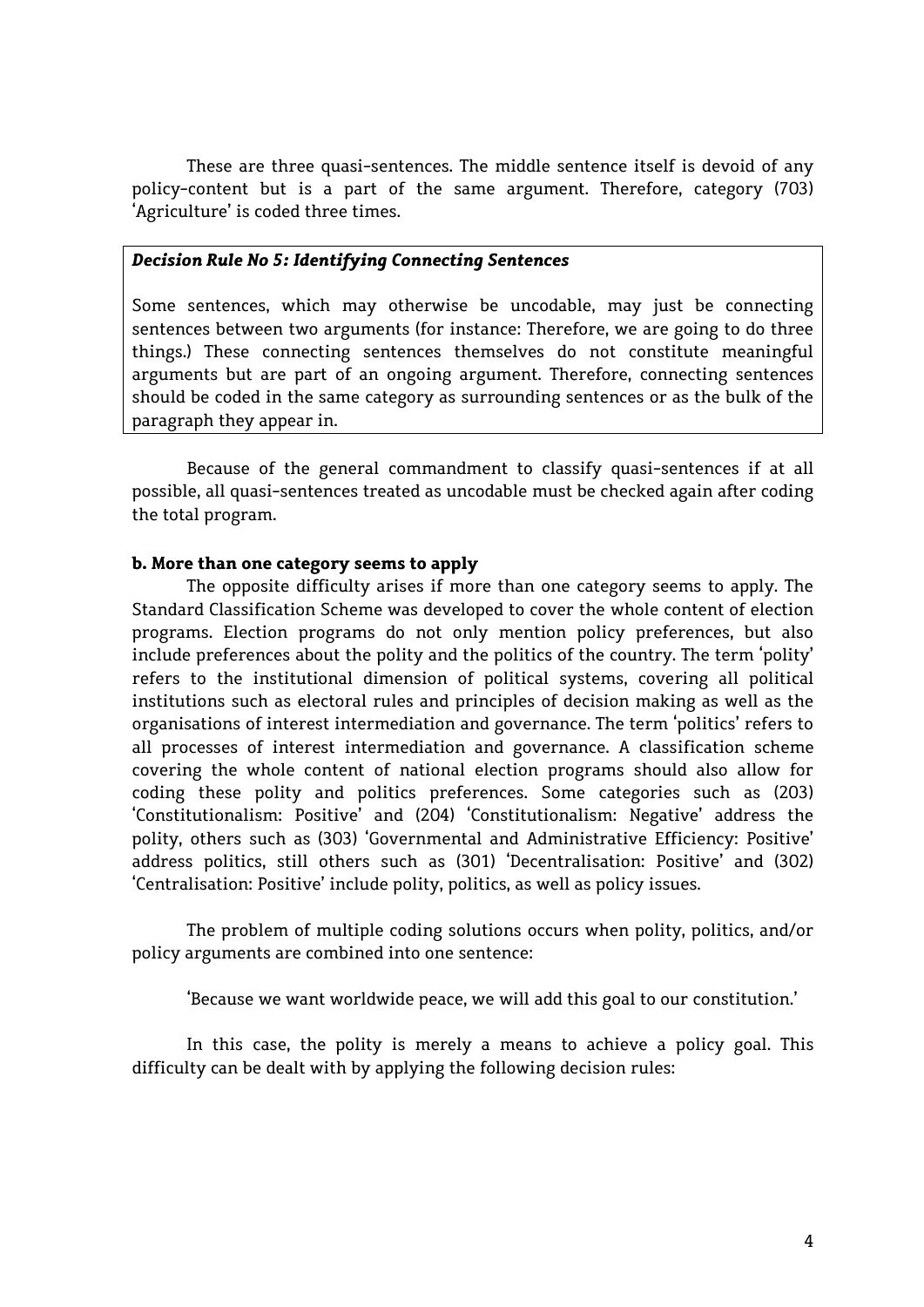These are three quasi-sentences. The middle sentence itself is devoid of any policy-content but is a part of the same argument. Therefore, category (703) 'Agriculture' is coded three times.

> ***Decision Rule No 5: Identifying Connecting Sentences***
>
> Some sentences, which may otherwise be uncodable, may just be connecting sentences between two arguments (for instance: Therefore, we are going to do three things.) These connecting sentences themselves do not constitute meaningful arguments but are part of an ongoing argument. Therefore, connecting sentences should be coded in the same category as surrounding sentences or as the bulk of the paragraph they appear in.

Because of the general commandment to classify quasi-sentences if at all possible, all quasi-sentences treated as uncodable must be checked again after coding the total program.

**b. More than one category seems to apply**

The opposite difficulty arises if more than one category seems to apply. The Standard Classification Scheme was developed to cover the whole content of election programs. Election programs do not only mention policy preferences, but also include preferences about the polity and the politics of the country. The term 'polity' refers to the institutional dimension of political systems, covering all political institutions such as electoral rules and principles of decision making as well as the organisations of interest intermediation and governance. The term 'politics' refers to all processes of interest intermediation and governance. A classification scheme covering the whole content of national election programs should also allow for coding these polity and politics preferences. Some categories such as (203) 'Constitutionalism: Positive' and (204) 'Constitutionalism: Negative' address the polity, others such as (303) 'Governmental and Administrative Efficiency: Positive' address politics, still others such as (301) 'Decentralisation: Positive' and (302) 'Centralisation: Positive' include polity, politics, as well as policy issues.

The problem of multiple coding solutions occurs when polity, politics, and/or policy arguments are combined into one sentence:

'Because we want worldwide peace, we will add this goal to our constitution.'

In this case, the polity is merely a means to achieve a policy goal. This difficulty can be dealt with by applying the following decision rules: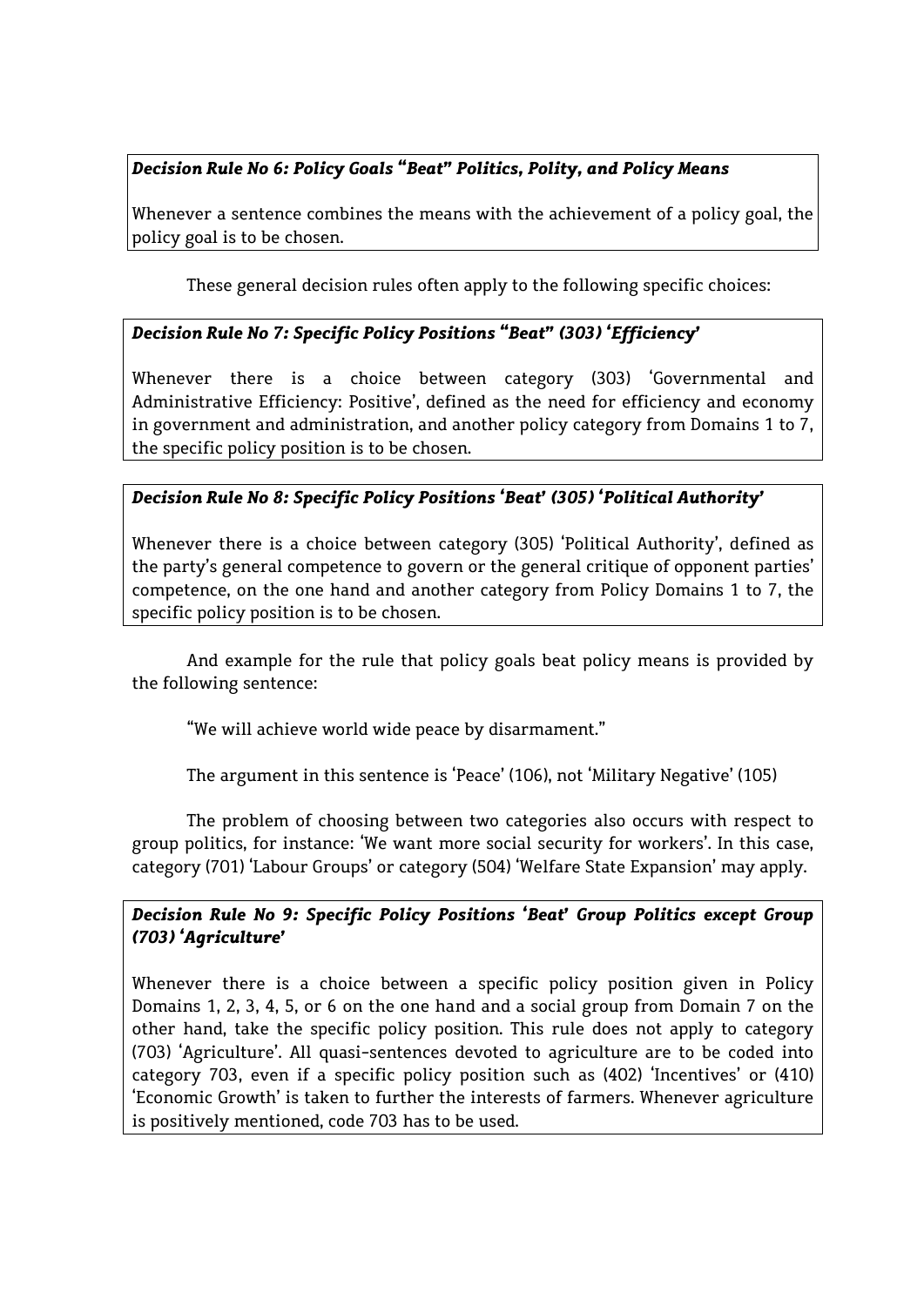***Decision Rule No 6: Policy Goals "Beat" Politics, Polity, and Policy Means***

Whenever a sentence combines the means with the achievement of a policy goal, the policy goal is to be chosen.

These general decision rules often apply to the following specific choices:

***Decision Rule No 7: Specific Policy Positions "Beat" (303) 'Efficiency'***

Whenever there is a choice between category (303) 'Governmental and Administrative Efficiency: Positive', defined as the need for efficiency and economy in government and administration, and another policy category from Domains 1 to 7, the specific policy position is to be chosen.

***Decision Rule No 8: Specific Policy Positions 'Beat' (305) 'Political Authority'***

Whenever there is a choice between category (305) 'Political Authority', defined as the party's general competence to govern or the general critique of opponent parties' competence, on the one hand and another category from Policy Domains 1 to 7, the specific policy position is to be chosen.

And example for the rule that policy goals beat policy means is provided by the following sentence:

"We will achieve world wide peace by disarmament."

The argument in this sentence is 'Peace' (106), not 'Military Negative' (105)

The problem of choosing between two categories also occurs with respect to group politics, for instance: 'We want more social security for workers'. In this case, category (701) 'Labour Groups' or category (504) 'Welfare State Expansion' may apply.

***Decision Rule No 9: Specific Policy Positions 'Beat' Group Politics except Group (703) 'Agriculture'***

Whenever there is a choice between a specific policy position given in Policy Domains 1, 2, 3, 4, 5, or 6 on the one hand and a social group from Domain 7 on the other hand, take the specific policy position. This rule does not apply to category (703) 'Agriculture'. All quasi-sentences devoted to agriculture are to be coded into category 703, even if a specific policy position such as (402) 'Incentives' or (410) 'Economic Growth' is taken to further the interests of farmers. Whenever agriculture is positively mentioned, code 703 has to be used.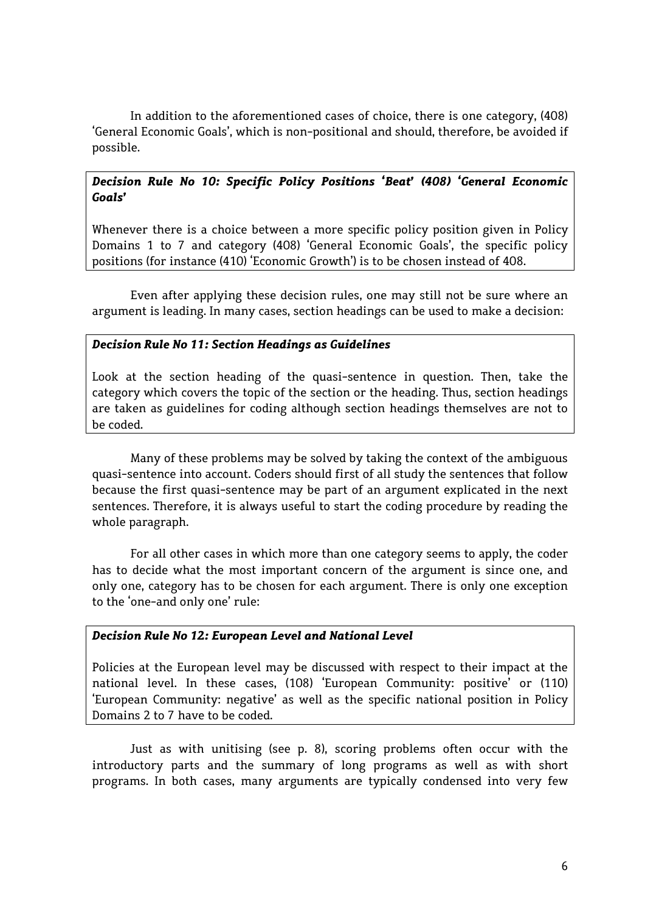In addition to the aforementioned cases of choice, there is one category, (408) 'General Economic Goals', which is non-positional and should, therefore, be avoided if possible.

> ***Decision Rule No 10: Specific Policy Positions 'Beat' (408) 'General Economic Goals'***
>
> Whenever there is a choice between a more specific policy position given in Policy Domains 1 to 7 and category (408) 'General Economic Goals', the specific policy positions (for instance (410) 'Economic Growth') is to be chosen instead of 408.

Even after applying these decision rules, one may still not be sure where an argument is leading. In many cases, section headings can be used to make a decision:

> ***Decision Rule No 11: Section Headings as Guidelines***
>
> Look at the section heading of the quasi-sentence in question. Then, take the category which covers the topic of the section or the heading. Thus, section headings are taken as guidelines for coding although section headings themselves are not to be coded.

Many of these problems may be solved by taking the context of the ambiguous quasi-sentence into account. Coders should first of all study the sentences that follow because the first quasi-sentence may be part of an argument explicated in the next sentences. Therefore, it is always useful to start the coding procedure by reading the whole paragraph.

For all other cases in which more than one category seems to apply, the coder has to decide what the most important concern of the argument is since one, and only one, category has to be chosen for each argument. There is only one exception to the 'one-and only one' rule:

> ***Decision Rule No 12: European Level and National Level***
>
> Policies at the European level may be discussed with respect to their impact at the national level. In these cases, (108) 'European Community: positive' or (110) 'European Community: negative' as well as the specific national position in Policy Domains 2 to 7 have to be coded.

Just as with unitising (see p. 8), scoring problems often occur with the introductory parts and the summary of long programs as well as with short programs. In both cases, many arguments are typically condensed into very few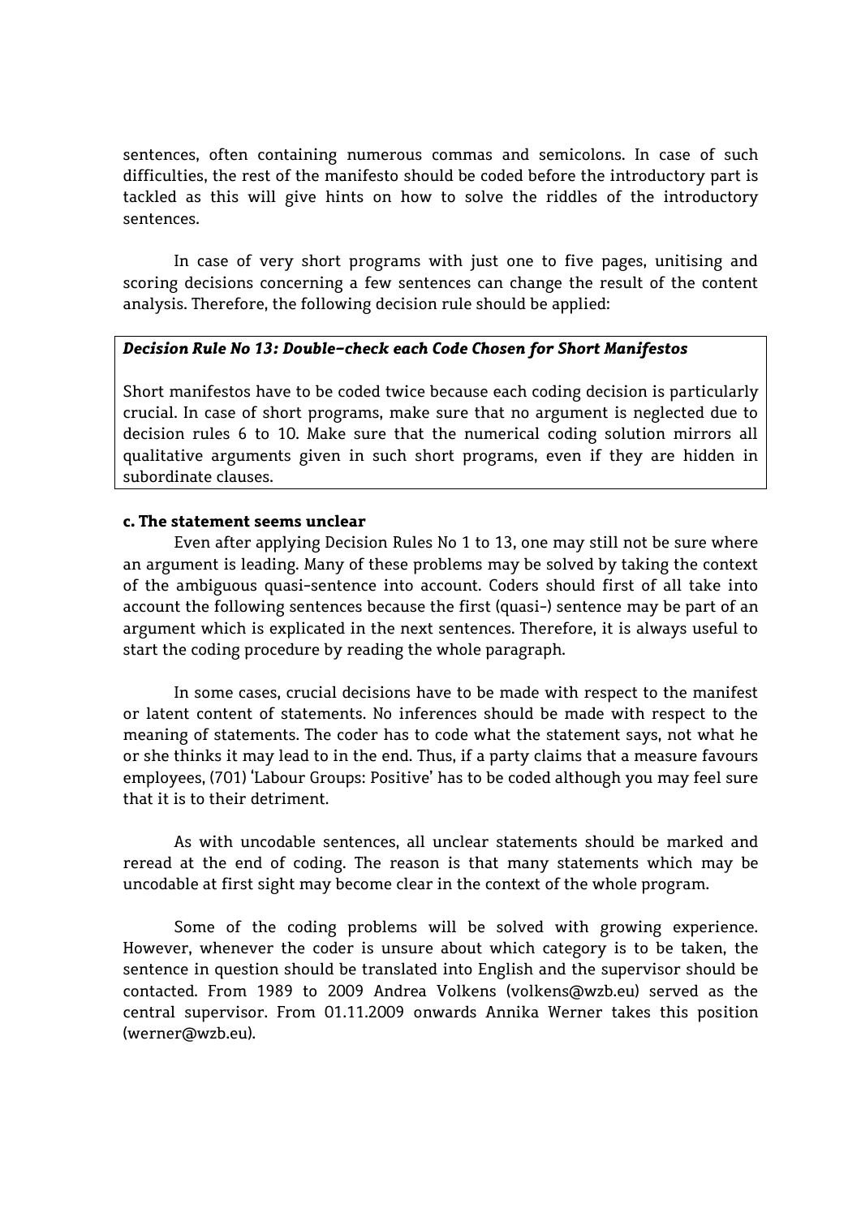sentences, often containing numerous commas and semicolons. In case of such difficulties, the rest of the manifesto should be coded before the introductory part is tackled as this will give hints on how to solve the riddles of the introductory sentences.

In case of very short programs with just one to five pages, unitising and scoring decisions concerning a few sentences can change the result of the content analysis. Therefore, the following decision rule should be applied:

> ***Decision Rule No 13: Double-check each Code Chosen for Short Manifestos***
>
> Short manifestos have to be coded twice because each coding decision is particularly crucial. In case of short programs, make sure that no argument is neglected due to decision rules 6 to 10. Make sure that the numerical coding solution mirrors all qualitative arguments given in such short programs, even if they are hidden in subordinate clauses.

**c. The statement seems unclear**

Even after applying Decision Rules No 1 to 13, one may still not be sure where an argument is leading. Many of these problems may be solved by taking the context of the ambiguous quasi-sentence into account. Coders should first of all take into account the following sentences because the first (quasi-) sentence may be part of an argument which is explicated in the next sentences. Therefore, it is always useful to start the coding procedure by reading the whole paragraph.

In some cases, crucial decisions have to be made with respect to the manifest or latent content of statements. No inferences should be made with respect to the meaning of statements. The coder has to code what the statement says, not what he or she thinks it may lead to in the end. Thus, if a party claims that a measure favours employees, (701) 'Labour Groups: Positive' has to be coded although you may feel sure that it is to their detriment.

As with uncodable sentences, all unclear statements should be marked and reread at the end of coding. The reason is that many statements which may be uncodable at first sight may become clear in the context of the whole program.

Some of the coding problems will be solved with growing experience. However, whenever the coder is unsure about which category is to be taken, the sentence in question should be translated into English and the supervisor should be contacted. From 1989 to 2009 Andrea Volkens (volkens@wzb.eu) served as the central supervisor. From 01.11.2009 onwards Annika Werner takes this position (werner@wzb.eu).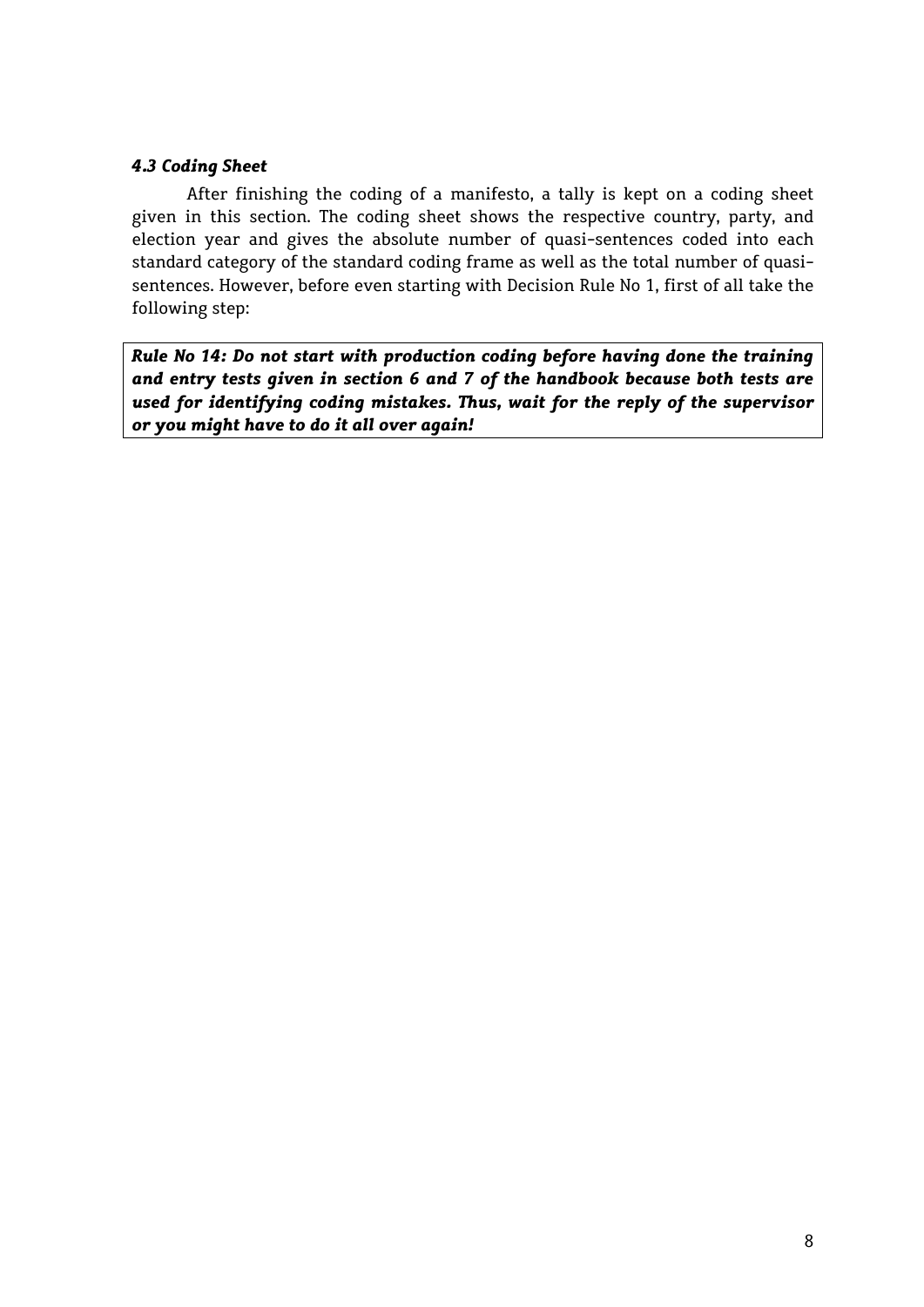### *4.3 Coding Sheet*

After finishing the coding of a manifesto, a tally is kept on a coding sheet given in this section. The coding sheet shows the respective country, party, and election year and gives the absolute number of quasi-sentences coded into each standard category of the standard coding frame as well as the total number of quasi-sentences. However, before even starting with Decision Rule No 1, first of all take the following step:

***Rule No 14: Do not start with production coding before having done the training and entry tests given in section 6 and 7 of the handbook because both tests are used for identifying coding mistakes. Thus, wait for the reply of the supervisor or you might have to do it all over again!***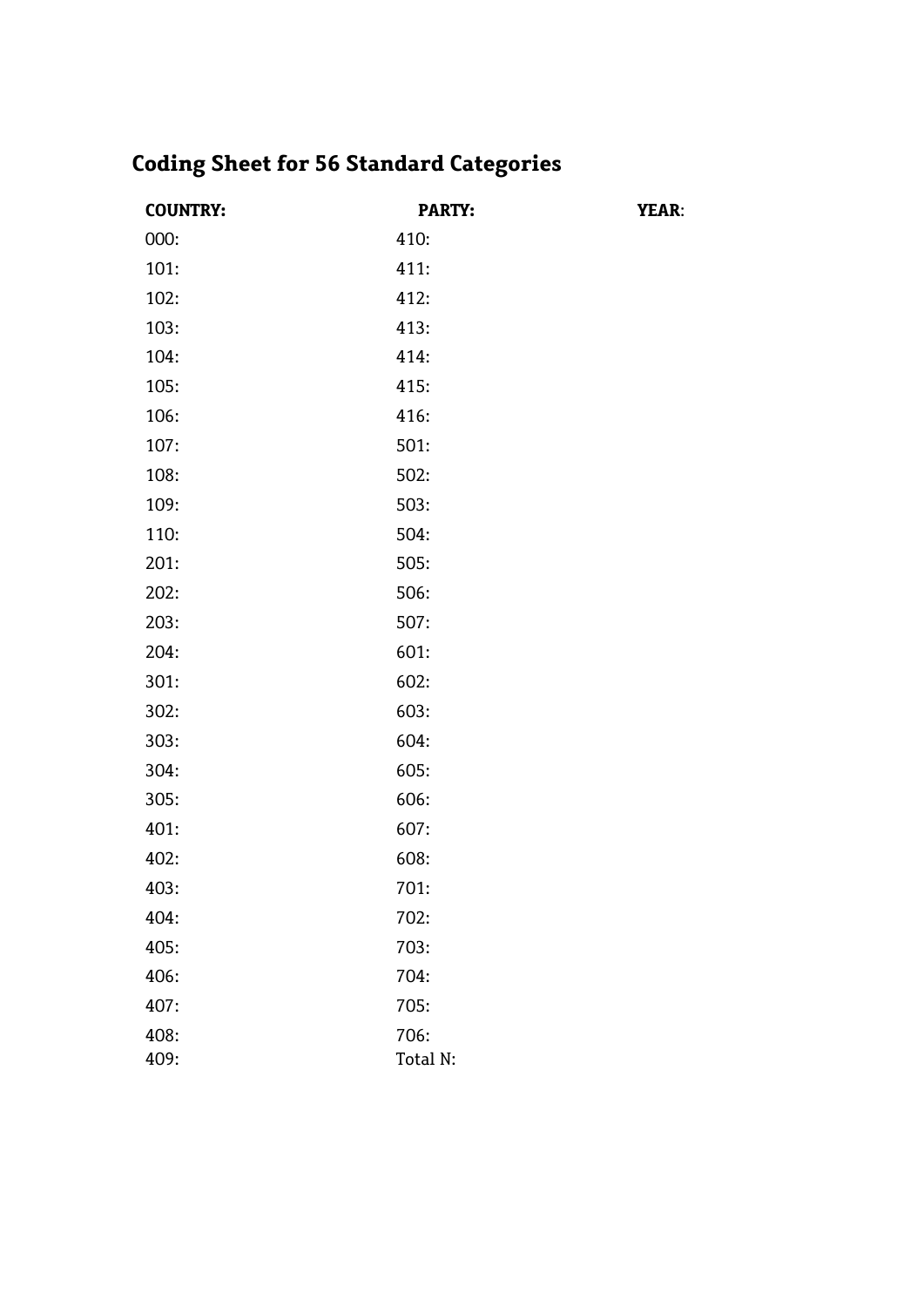## Coding Sheet for 56 Standard Categories

| **COUNTRY:** | **PARTY:** | **YEAR**: |
|---|---|---|
| 000: | 410: | |
| 101: | 411: | |
| 102: | 412: | |
| 103: | 413: | |
| 104: | 414: | |
| 105: | 415: | |
| 106: | 416: | |
| 107: | 501: | |
| 108: | 502: | |
| 109: | 503: | |
| 110: | 504: | |
| 201: | 505: | |
| 202: | 506: | |
| 203: | 507: | |
| 204: | 601: | |
| 301: | 602: | |
| 302: | 603: | |
| 303: | 604: | |
| 304: | 605: | |
| 305: | 606: | |
| 401: | 607: | |
| 402: | 608: | |
| 403: | 701: | |
| 404: | 702: | |
| 405: | 703: | |
| 406: | 704: | |
| 407: | 705: | |
| 408: | 706: | |
| 409: | Total N: | |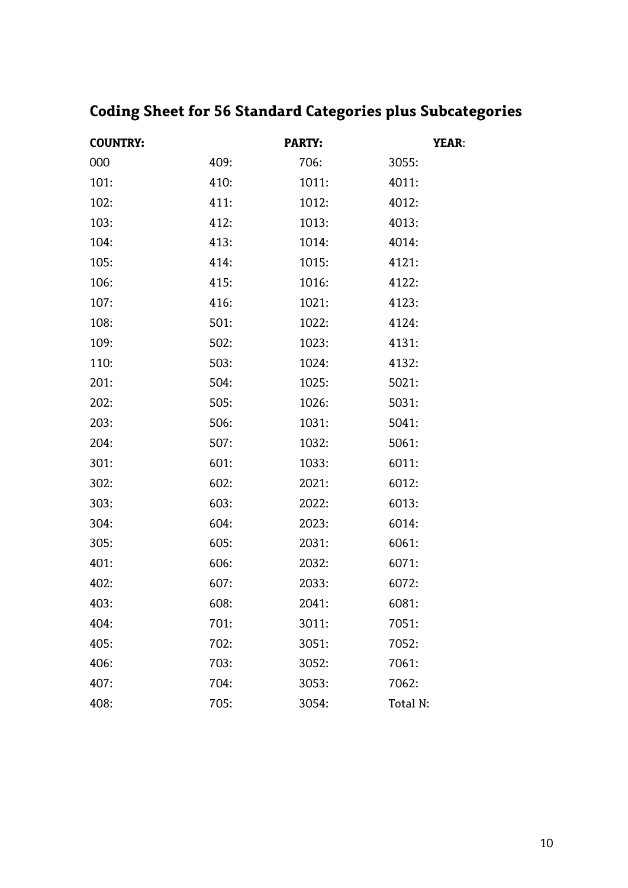## Coding Sheet for 56 Standard Categories plus Subcategories

**COUNTRY:** **PARTY:** **YEAR**:

| | | | |
|---|---|---|---|
| 000 | 409: | 706: | 3055: |
| 101: | 410: | 1011: | 4011: |
| 102: | 411: | 1012: | 4012: |
| 103: | 412: | 1013: | 4013: |
| 104: | 413: | 1014: | 4014: |
| 105: | 414: | 1015: | 4121: |
| 106: | 415: | 1016: | 4122: |
| 107: | 416: | 1021: | 4123: |
| 108: | 501: | 1022: | 4124: |
| 109: | 502: | 1023: | 4131: |
| 110: | 503: | 1024: | 4132: |
| 201: | 504: | 1025: | 5021: |
| 202: | 505: | 1026: | 5031: |
| 203: | 506: | 1031: | 5041: |
| 204: | 507: | 1032: | 5061: |
| 301: | 601: | 1033: | 6011: |
| 302: | 602: | 2021: | 6012: |
| 303: | 603: | 2022: | 6013: |
| 304: | 604: | 2023: | 6014: |
| 305: | 605: | 2031: | 6061: |
| 401: | 606: | 2032: | 6071: |
| 402: | 607: | 2033: | 6072: |
| 403: | 608: | 2041: | 6081: |
| 404: | 701: | 3011: | 7051: |
| 405: | 702: | 3051: | 7052: |
| 406: | 703: | 3052: | 7061: |
| 407: | 704: | 3053: | 7062: |
| 408: | 705: | 3054: | Total N: |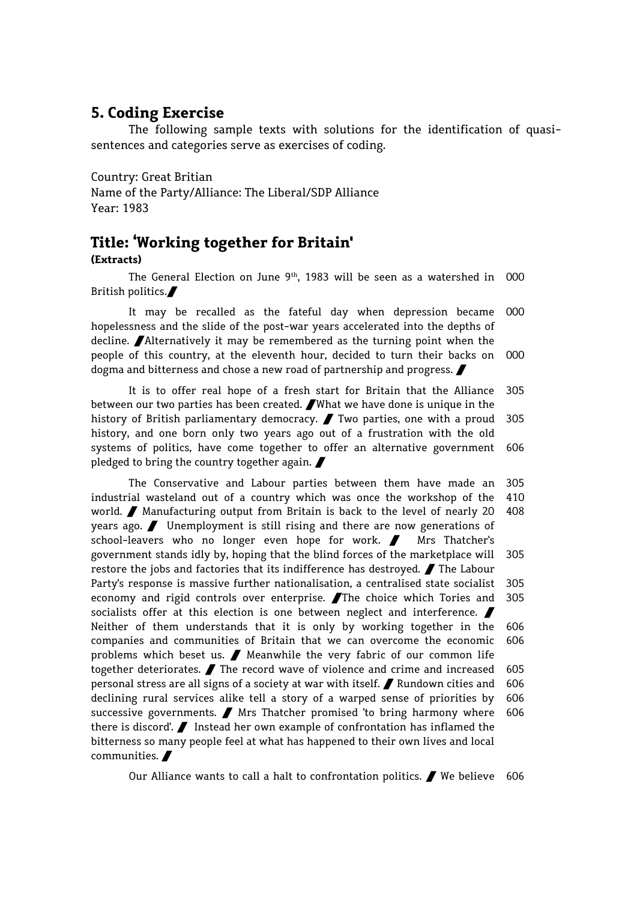## 5. Coding Exercise

The following sample texts with solutions for the identification of quasi-sentences and categories serve as exercises of coding.

Country: Great Britian
Name of the Party/Alliance: The Liberal/SDP Alliance
Year: 1983

## Title: 'Working together for Britain'

**(Extracts)**

The General Election on June 9th, 1983 will be seen as a watershed in British politics./ 000

It may be recalled as the fateful day when depression became hopelessness and the slide of the post-war years accelerated into the depths of decline. /Alternatively it may be remembered as the turning point when the people of this country, at the eleventh hour, decided to turn their backs on dogma and bitterness and chose a new road of partnership and progress. / 000 000

It is to offer real hope of a fresh start for Britain that the Alliance between our two parties has been created. /What we have done is unique in the history of British parliamentary democracy. / Two parties, one with a proud history, and one born only two years ago out of a frustration with the old systems of politics, have come together to offer an alternative government pledged to bring the country together again. / 305 305 606

The Conservative and Labour parties between them have made an industrial wasteland out of a country which was once the workshop of the world. / Manufacturing output from Britain is back to the level of nearly 20 years ago. / Unemployment is still rising and there are now generations of school-leavers who no longer even hope for work. / Mrs Thatcher's government stands idly by, hoping that the blind forces of the marketplace will restore the jobs and factories that its indifference has destroyed. / The Labour Party's response is massive further nationalisation, a centralised state socialist economy and rigid controls over enterprise. /The choice which Tories and socialists offer at this election is one between neglect and interference. / Neither of them understands that it is only by working together in the companies and communities of Britain that we can overcome the economic problems which beset us. / Meanwhile the very fabric of our common life together deteriorates. / The record wave of violence and crime and increased personal stress are all signs of a society at war with itself. / Rundown cities and declining rural services alike tell a story of a warped sense of priorities by successive governments. / Mrs Thatcher promised 'to bring harmony where there is discord'. / Instead her own example of confrontation has inflamed the bitterness so many people feel at what has happened to their own lives and local communities. / 305 410 408 305 305 305 606 606 605 606 606 606

Our Alliance wants to call a halt to confrontation politics. / We believe 606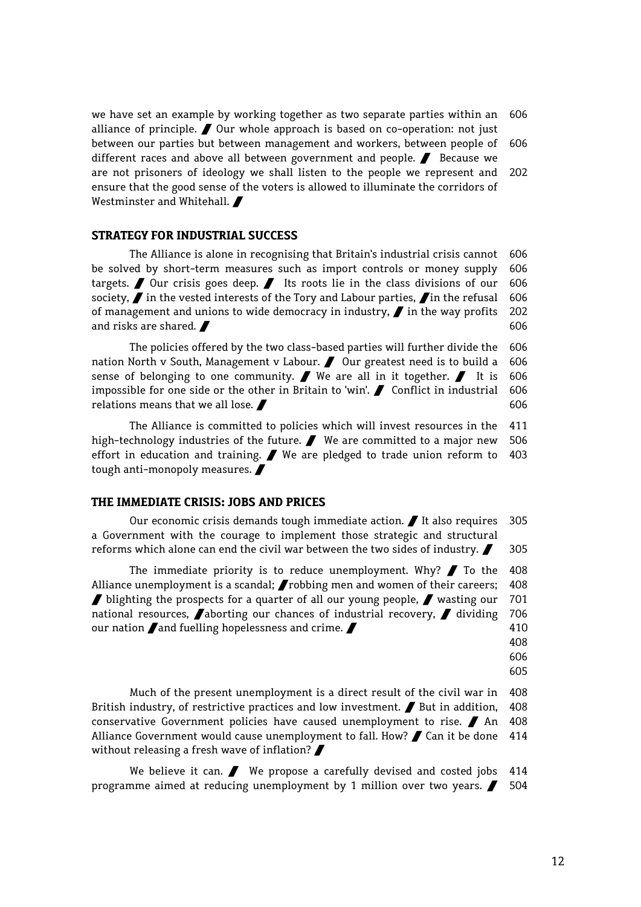we have set an example by working together as two separate parties within an alliance of principle. / Our whole approach is based on co-operation: not just between our parties but between management and workers, between people of different races and above all between government and people. / Because we are not prisoners of ideology we shall listen to the people we represent and ensure that the good sense of the voters is allowed to illuminate the corridors of Westminster and Whitehall. /

606
606
202

### STRATEGY FOR INDUSTRIAL SUCCESS

The Alliance is alone in recognising that Britain's industrial crisis cannot be solved by short-term measures such as import controls or money supply targets. / Our crisis goes deep. / Its roots lie in the class divisions of our society, / in the vested interests of the Tory and Labour parties, / in the refusal of management and unions to wide democracy in industry, / in the way profits and risks are shared. /

606
606
606
606
202
606

The policies offered by the two class-based parties will further divide the nation North v South, Management v Labour. / Our greatest need is to build a sense of belonging to one community. / We are all in it together. / It is impossible for one side or the other in Britain to 'win'. / Conflict in industrial relations means that we all lose. /

606
606
606
606
606

The Alliance is committed to policies which will invest resources in the high-technology industries of the future. / We are committed to a major new effort in education and training. / We are pledged to trade union reform to tough anti-monopoly measures. /

411
506
403

### THE IMMEDIATE CRISIS: JOBS AND PRICES

Our economic crisis demands tough immediate action. / It also requires a Government with the courage to implement those strategic and structural reforms which alone can end the civil war between the two sides of industry. /

305
305

The immediate priority is to reduce unemployment. Why? / To the Alliance unemployment is a scandal; / robbing men and women of their careers; / blighting the prospects for a quarter of all our young people, / wasting our national resources, / aborting our chances of industrial recovery, / dividing our nation / and fuelling hopelessness and crime. /

408
408
701
706
410
408
606
605

Much of the present unemployment is a direct result of the civil war in British industry, of restrictive practices and low investment. / But in addition, conservative Government policies have caused unemployment to rise. / An Alliance Government would cause unemployment to fall. How? / Can it be done without releasing a fresh wave of inflation? /

408
408
408
414

We believe it can. / We propose a carefully devised and costed jobs programme aimed at reducing unemployment by 1 million over two years. /

414
504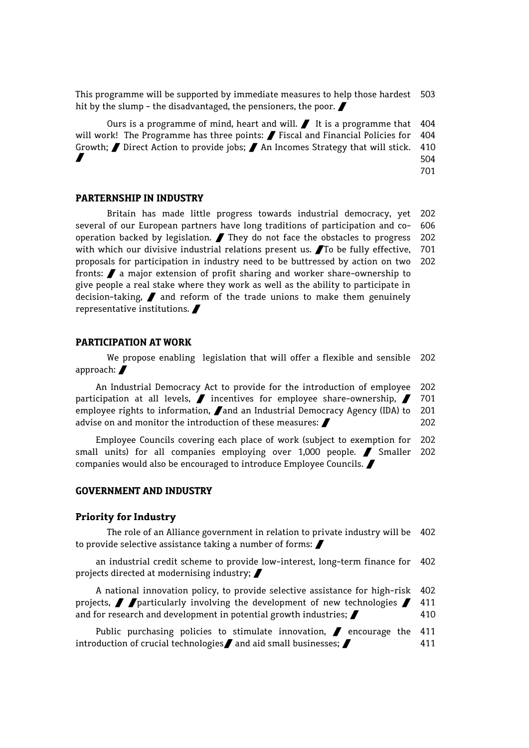This programme will be supported by immediate measures to help those hardest hit by the slump - the disadvantaged, the pensioners, the poor. ▰ 503

Ours is a programme of mind, heart and will. ▰ It is a programme that will work! The Programme has three points: ▰ Fiscal and Financial Policies for Growth; ▰ Direct Action to provide jobs; ▰ An Incomes Strategy that will stick. ▰ 404 404 410 504 701

**PARTERNSHIP IN INDUSTRY**

Britain has made little progress towards industrial democracy, yet several of our European partners have long traditions of participation and co-operation backed by legislation. ▰ They do not face the obstacles to progress with which our divisive industrial relations present us. ▰To be fully effective, proposals for participation in industry need to be buttressed by action on two fronts: ▰ a major extension of profit sharing and worker share-ownership to give people a real stake where they work as well as the ability to participate in decision-taking, ▰ and reform of the trade unions to make them genuinely representative institutions. ▰ 202 606 202 701 202

**PARTICIPATION AT WORK**

We propose enabling legislation that will offer a flexible and sensible approach: ▰ 202

An Industrial Democracy Act to provide for the introduction of employee participation at all levels, ▰ incentives for employee share-ownership, ▰ employee rights to information, ▰and an Industrial Democracy Agency (IDA) to advise on and monitor the introduction of these measures: ▰ 202 701 201 202

Employee Councils covering each place of work (subject to exemption for small units) for all companies employing over 1,000 people. ▰ Smaller companies would also be encouraged to introduce Employee Councils. ▰ 202 202

**GOVERNMENT AND INDUSTRY**

**Priority for Industry**

The role of an Alliance government in relation to private industry will be to provide selective assistance taking a number of forms: ▰ 402

an industrial credit scheme to provide low-interest, long-term finance for projects directed at modernising industry; ▰ 402

A national innovation policy, to provide selective assistance for high-risk projects, ▰ ▰particularly involving the development of new technologies ▰ and for research and development in potential growth industries; ▰ 402 411 410

Public purchasing policies to stimulate innovation, ▰ encourage the introduction of crucial technologies▰ and aid small businesses; ▰ 411 411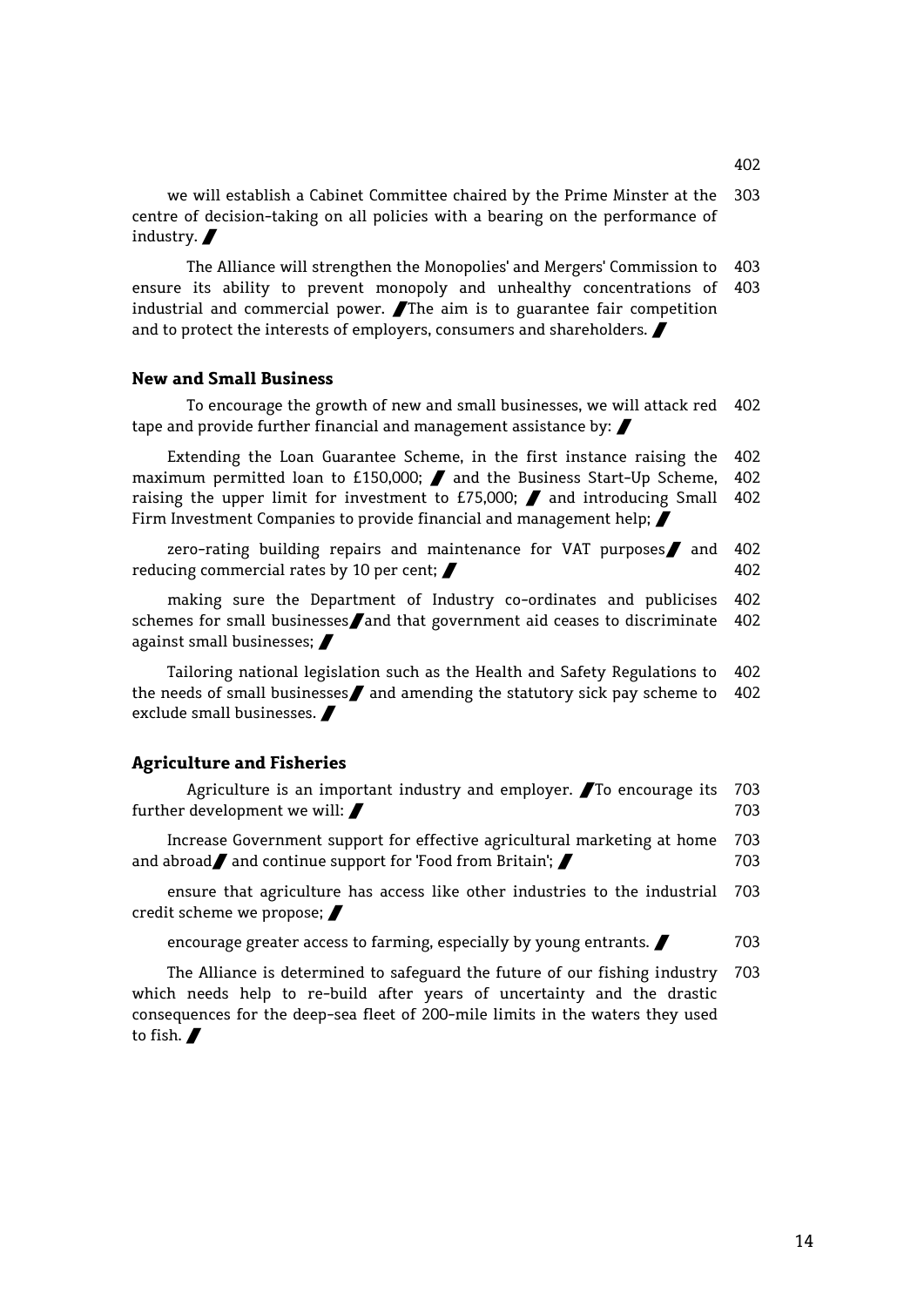402

we will establish a Cabinet Committee chaired by the Prime Minster at the centre of decision-taking on all policies with a bearing on the performance of industry. / 303

The Alliance will strengthen the Monopolies' and Mergers' Commission to ensure its ability to prevent monopoly and unhealthy concentrations of industrial and commercial power. /The aim is to guarantee fair competition and to protect the interests of employers, consumers and shareholders. / 403 403

### New and Small Business

To encourage the growth of new and small businesses, we will attack red tape and provide further financial and management assistance by: / 402

Extending the Loan Guarantee Scheme, in the first instance raising the maximum permitted loan to £150,000; / and the Business Start-Up Scheme, raising the upper limit for investment to £75,000; / and introducing Small Firm Investment Companies to provide financial and management help; / 402 402 402

zero-rating building repairs and maintenance for VAT purposes/ and reducing commercial rates by 10 per cent; / 402 402

making sure the Department of Industry co-ordinates and publicises schemes for small businesses/and that government aid ceases to discriminate against small businesses; / 402 402

Tailoring national legislation such as the Health and Safety Regulations to the needs of small businesses/ and amending the statutory sick pay scheme to exclude small businesses. / 402 402

### Agriculture and Fisheries

Agriculture is an important industry and employer. /To encourage its further development we will: / 703 703

Increase Government support for effective agricultural marketing at home and abroad/ and continue support for 'Food from Britain'; / 703 703

ensure that agriculture has access like other industries to the industrial credit scheme we propose; / 703

encourage greater access to farming, especially by young entrants. / 703

The Alliance is determined to safeguard the future of our fishing industry which needs help to re-build after years of uncertainty and the drastic consequences for the deep-sea fleet of 200-mile limits in the waters they used to fish. / 703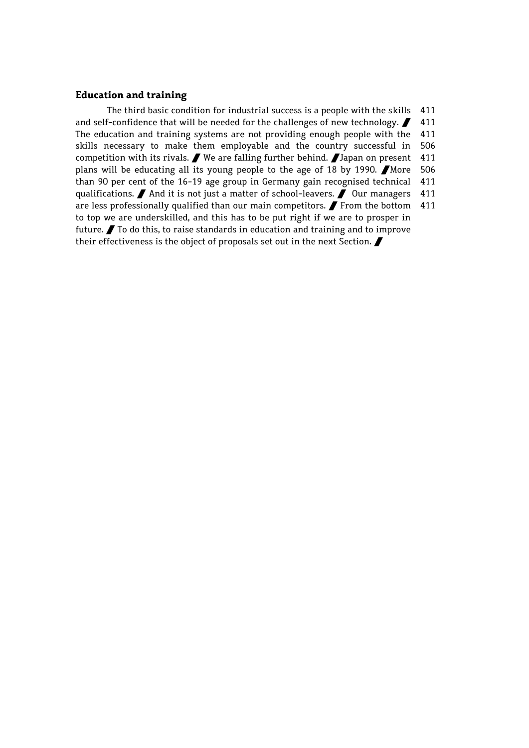## Education and training

The third basic condition for industrial success is a people with the skills and self-confidence that will be needed for the challenges of new technology. ▰ The education and training systems are not providing enough people with the skills necessary to make them employable and the country successful in competition with its rivals. ▰ We are falling further behind. ▰Japan on present plans will be educating all its young people to the age of 18 by 1990. ▰More than 90 per cent of the 16-19 age group in Germany gain recognised technical qualifications. ▰ And it is not just a matter of school-leavers. ▰ Our managers are less professionally qualified than our main competitors. ▰ From the bottom to top we are underskilled, and this has to be put right if we are to prosper in future. ▰ To do this, to raise standards in education and training and to improve their effectiveness is the object of proposals set out in the next Section. ▰

411
411
411
506
411
506
411
411
411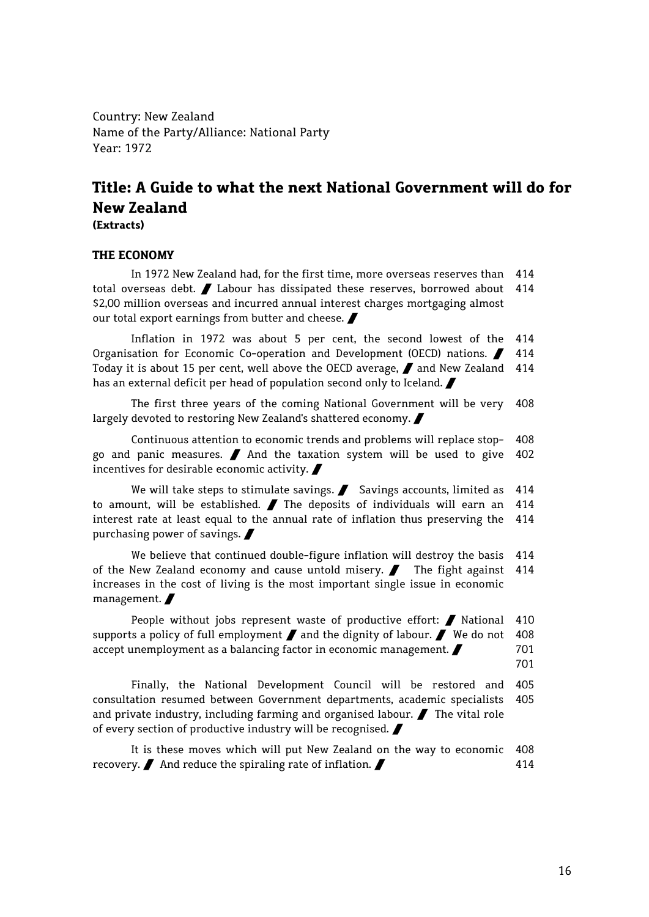Country: New Zealand
Name of the Party/Alliance: National Party
Year: 1972

# Title: A Guide to what the next National Government will do for New Zealand

**(Extracts)**

### THE ECONOMY

In 1972 New Zealand had, for the first time, more overseas reserves than total overseas debt. ▌ Labour has dissipated these reserves, borrowed about $2,00 million overseas and incurred annual interest charges mortgaging almost our total export earnings from butter and cheese. ▌ 414 414

Inflation in 1972 was about 5 per cent, the second lowest of the Organisation for Economic Co-operation and Development (OECD) nations. ▌ Today it is about 15 per cent, well above the OECD average, ▌ and New Zealand has an external deficit per head of population second only to Iceland. ▌ 414 414 414

The first three years of the coming National Government will be very largely devoted to restoring New Zealand's shattered economy. ▌ 408

Continuous attention to economic trends and problems will replace stop-go and panic measures. ▌ And the taxation system will be used to give incentives for desirable economic activity. ▌ 408 402

We will take steps to stimulate savings. ▌ Savings accounts, limited as to amount, will be established. ▌ The deposits of individuals will earn an interest rate at least equal to the annual rate of inflation thus preserving the purchasing power of savings. ▌ 414 414 414

We believe that continued double-figure inflation will destroy the basis of the New Zealand economy and cause untold misery. ▌ The fight against increases in the cost of living is the most important single issue in economic management. ▌ 414 414

People without jobs represent waste of productive effort: ▌ National supports a policy of full employment ▌ and the dignity of labour. ▌ We do not accept unemployment as a balancing factor in economic management. ▌ 410 408 701 701

Finally, the National Development Council will be restored and consultation resumed between Government departments, academic specialists and private industry, including farming and organised labour. ▌ The vital role of every section of productive industry will be recognised. ▌ 405 405

It is these moves which will put New Zealand on the way to economic recovery. ▌ And reduce the spiraling rate of inflation. ▌ 408 414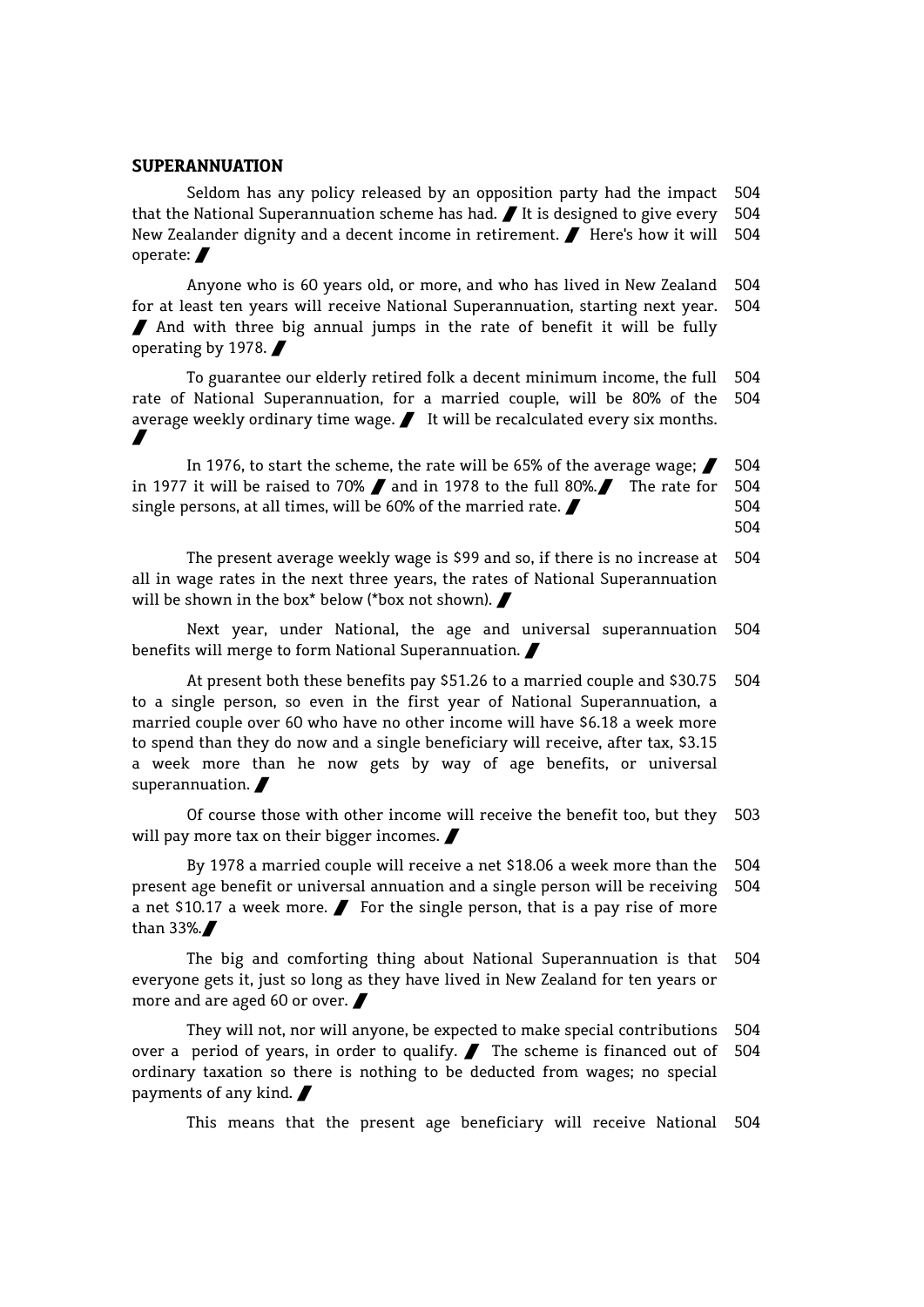**SUPERANNUATION**

Seldom has any policy released by an opposition party had the impact that the National Superannuation scheme has had. / It is designed to give every New Zealander dignity and a decent income in retirement. / Here's how it will operate: /

Anyone who is 60 years old, or more, and who has lived in New Zealand for at least ten years will receive National Superannuation, starting next year. / And with three big annual jumps in the rate of benefit it will be fully operating by 1978. /

To guarantee our elderly retired folk a decent minimum income, the full rate of National Superannuation, for a married couple, will be 80% of the average weekly ordinary time wage. / It will be recalculated every six months. /

In 1976, to start the scheme, the rate will be 65% of the average wage; / in 1977 it will be raised to 70% / and in 1978 to the full 80%. / The rate for single persons, at all times, will be 60% of the married rate. /

The present average weekly wage is $99 and so, if there is no increase at all in wage rates in the next three years, the rates of National Superannuation will be shown in the box* below (*box not shown). /

Next year, under National, the age and universal superannuation benefits will merge to form National Superannuation. /

At present both these benefits pay $51.26 to a married couple and $30.75 to a single person, so even in the first year of National Superannuation, a married couple over 60 who have no other income will have $6.18 a week more to spend than they do now and a single beneficiary will receive, after tax, $3.15 a week more than he now gets by way of age benefits, or universal superannuation. /

Of course those with other income will receive the benefit too, but they will pay more tax on their bigger incomes. /

By 1978 a married couple will receive a net $18.06 a week more than the present age benefit or universal annuation and a single person will be receiving a net $10.17 a week more. / For the single person, that is a pay rise of more than 33%. /

The big and comforting thing about National Superannuation is that everyone gets it, just so long as they have lived in New Zealand for ten years or more and are aged 60 or over. /

They will not, nor will anyone, be expected to make special contributions over a period of years, in order to qualify. / The scheme is financed out of ordinary taxation so there is nothing to be deducted from wages; no special payments of any kind. /

This means that the present age beneficiary will receive National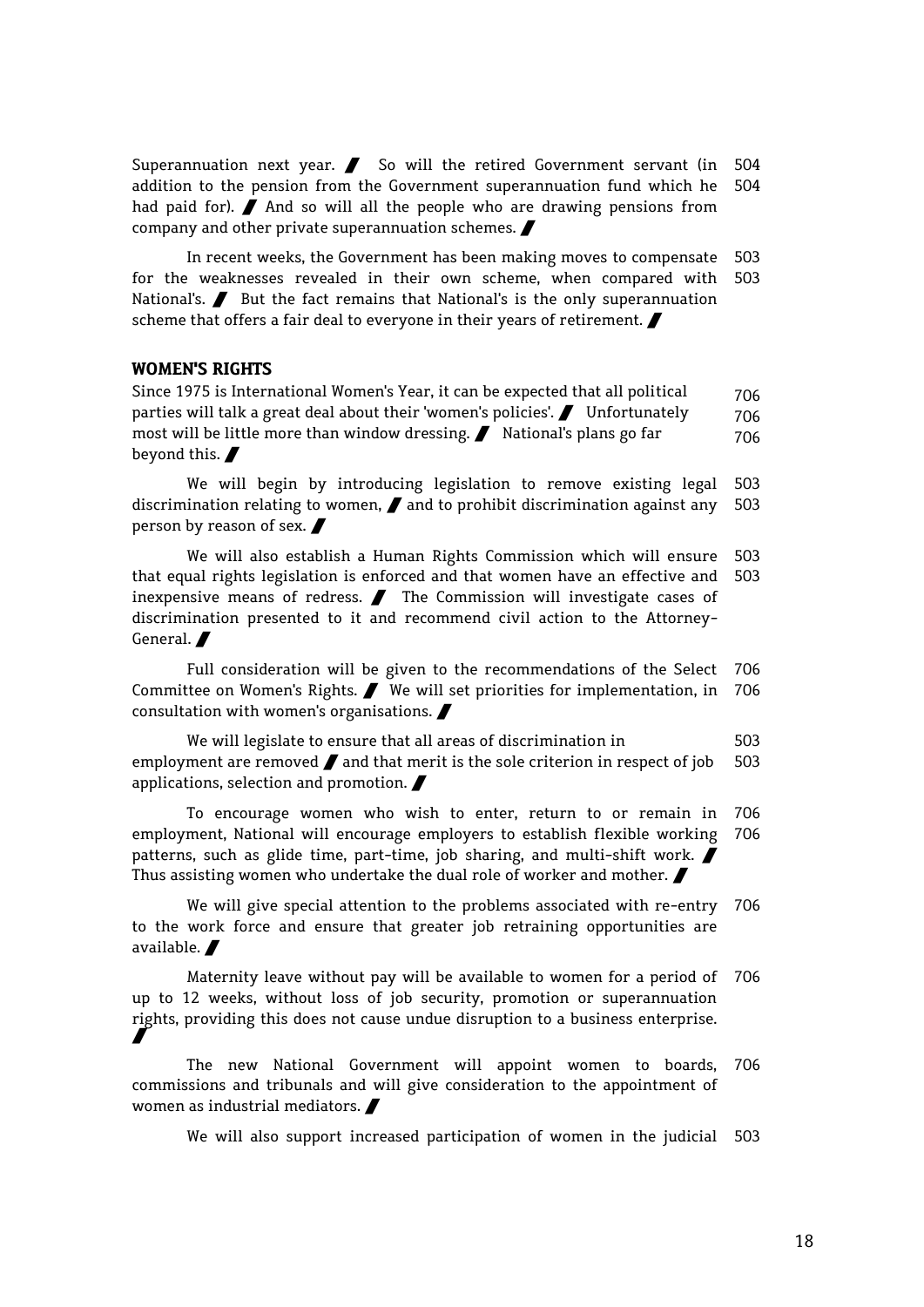Superannuation next year. ▌ So will the retired Government servant (in addition to the pension from the Government superannuation fund which he had paid for). ▌ And so will all the people who are drawing pensions from company and other private superannuation schemes. ▌ 504 504

In recent weeks, the Government has been making moves to compensate for the weaknesses revealed in their own scheme, when compared with National's. ▌ But the fact remains that National's is the only superannuation scheme that offers a fair deal to everyone in their years of retirement. ▌ 503 503

## WOMEN'S RIGHTS

Since 1975 is International Women's Year, it can be expected that all political parties will talk a great deal about their 'women's policies'. ▌ Unfortunately most will be little more than window dressing. ▌ National's plans go far beyond this. ▌ 706 706 706

We will begin by introducing legislation to remove existing legal discrimination relating to women, ▌ and to prohibit discrimination against any person by reason of sex. ▌ 503 503

We will also establish a Human Rights Commission which will ensure that equal rights legislation is enforced and that women have an effective and inexpensive means of redress. ▌ The Commission will investigate cases of discrimination presented to it and recommend civil action to the Attorney-General. ▌ 503 503

Full consideration will be given to the recommendations of the Select Committee on Women's Rights. ▌ We will set priorities for implementation, in consultation with women's organisations. ▌ 706 706

We will legislate to ensure that all areas of discrimination in employment are removed ▌ and that merit is the sole criterion in respect of job applications, selection and promotion. ▌ 503 503

To encourage women who wish to enter, return to or remain in employment, National will encourage employers to establish flexible working patterns, such as glide time, part-time, job sharing, and multi-shift work. ▌ Thus assisting women who undertake the dual role of worker and mother. ▌ 706 706

We will give special attention to the problems associated with re-entry to the work force and ensure that greater job retraining opportunities are available. ▌ 706

Maternity leave without pay will be available to women for a period of up to 12 weeks, without loss of job security, promotion or superannuation rights, providing this does not cause undue disruption to a business enterprise. ▌ 706

The new National Government will appoint women to boards, commissions and tribunals and will give consideration to the appointment of women as industrial mediators. ▌ 706

We will also support increased participation of women in the judicial 503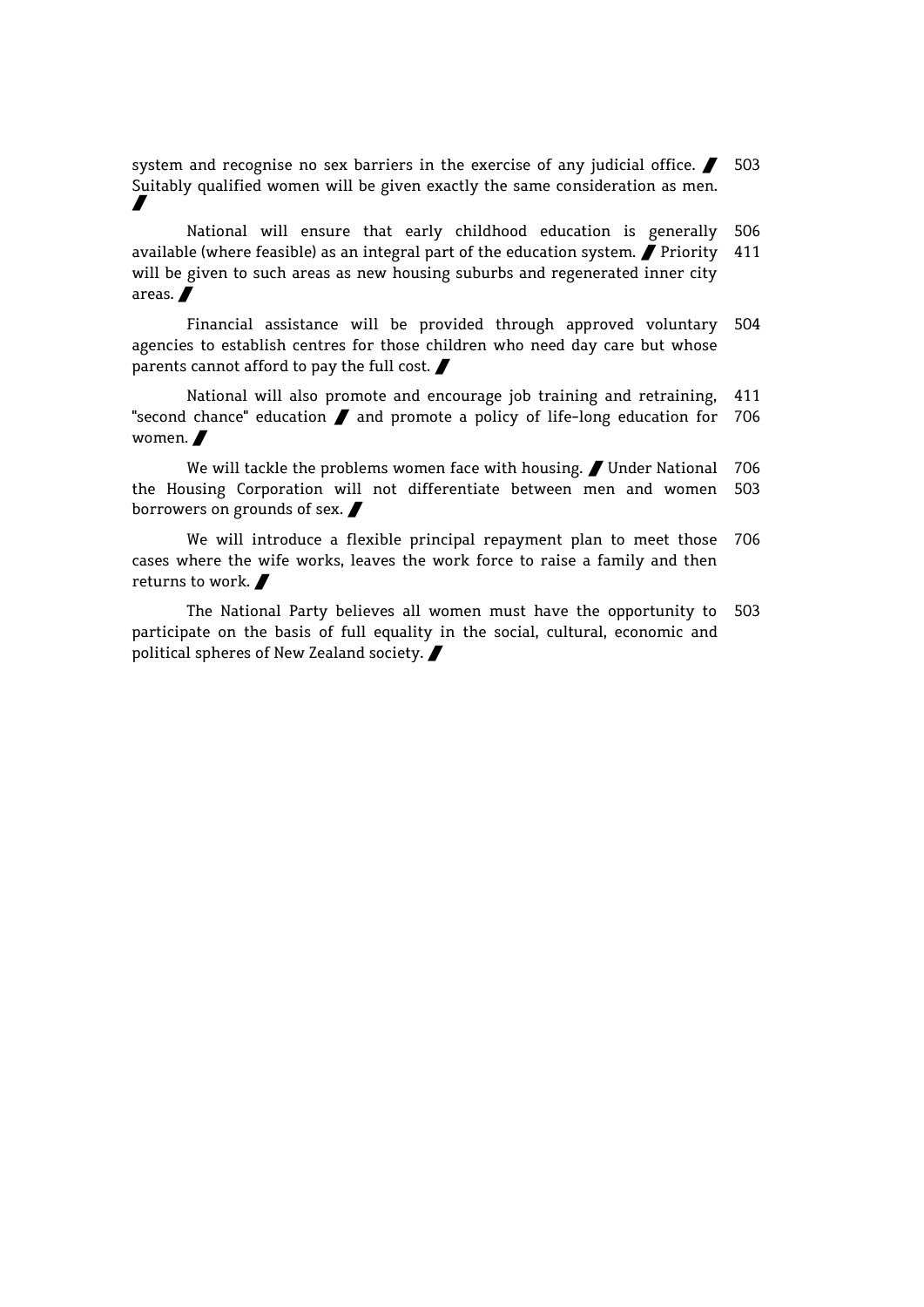system and recognise no sex barriers in the exercise of any judicial office. ▰ 503
Suitably qualified women will be given exactly the same consideration as men. ▰

National will ensure that early childhood education is generally available (where feasible) as an integral part of the education system. ▰ Priority will be given to such areas as new housing suburbs and regenerated inner city areas. ▰ 506 411

Financial assistance will be provided through approved voluntary agencies to establish centres for those children who need day care but whose parents cannot afford to pay the full cost. ▰ 504

National will also promote and encourage job training and retraining, "second chance" education ▰ and promote a policy of life-long education for women. ▰ 411 706

We will tackle the problems women face with housing. ▰ Under National the Housing Corporation will not differentiate between men and women borrowers on grounds of sex. ▰ 706 503

We will introduce a flexible principal repayment plan to meet those cases where the wife works, leaves the work force to raise a family and then returns to work. ▰ 706

The National Party believes all women must have the opportunity to participate on the basis of full equality in the social, cultural, economic and political spheres of New Zealand society. ▰ 503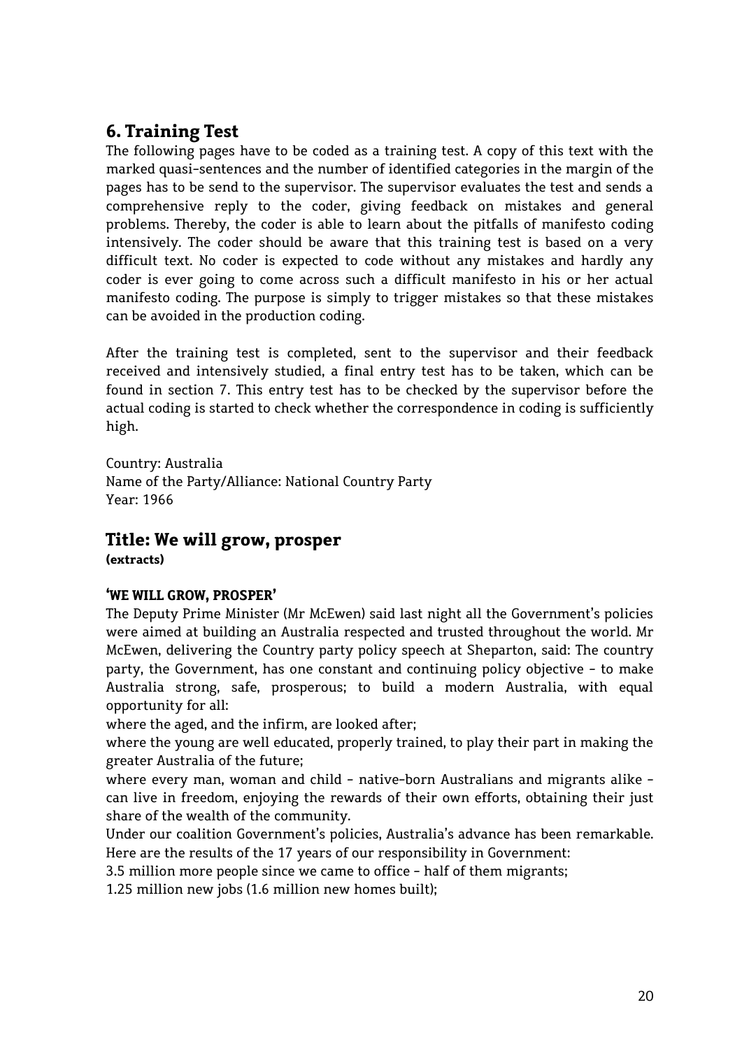## 6. Training Test

The following pages have to be coded as a training test. A copy of this text with the marked quasi-sentences and the number of identified categories in the margin of the pages has to be send to the supervisor. The supervisor evaluates the test and sends a comprehensive reply to the coder, giving feedback on mistakes and general problems. Thereby, the coder is able to learn about the pitfalls of manifesto coding intensively. The coder should be aware that this training test is based on a very difficult text. No coder is expected to code without any mistakes and hardly any coder is ever going to come across such a difficult manifesto in his or her actual manifesto coding. The purpose is simply to trigger mistakes so that these mistakes can be avoided in the production coding.

After the training test is completed, sent to the supervisor and their feedback received and intensively studied, a final entry test has to be taken, which can be found in section 7. This entry test has to be checked by the supervisor before the actual coding is started to check whether the correspondence in coding is sufficiently high.

Country: Australia
Name of the Party/Alliance: National Country Party
Year: 1966

## Title: We will grow, prosper
**(extracts)**

**'WE WILL GROW, PROSPER'**

The Deputy Prime Minister (Mr McEwen) said last night all the Government's policies were aimed at building an Australia respected and trusted throughout the world. Mr McEwen, delivering the Country party policy speech at Sheparton, said: The country party, the Government, has one constant and continuing policy objective - to make Australia strong, safe, prosperous; to build a modern Australia, with equal opportunity for all:

where the aged, and the infirm, are looked after;

where the young are well educated, properly trained, to play their part in making the greater Australia of the future;

where every man, woman and child - native-born Australians and migrants alike - can live in freedom, enjoying the rewards of their own efforts, obtaining their just share of the wealth of the community.

Under our coalition Government's policies, Australia's advance has been remarkable. Here are the results of the 17 years of our responsibility in Government:

3.5 million more people since we came to office - half of them migrants;

1.25 million new jobs (1.6 million new homes built);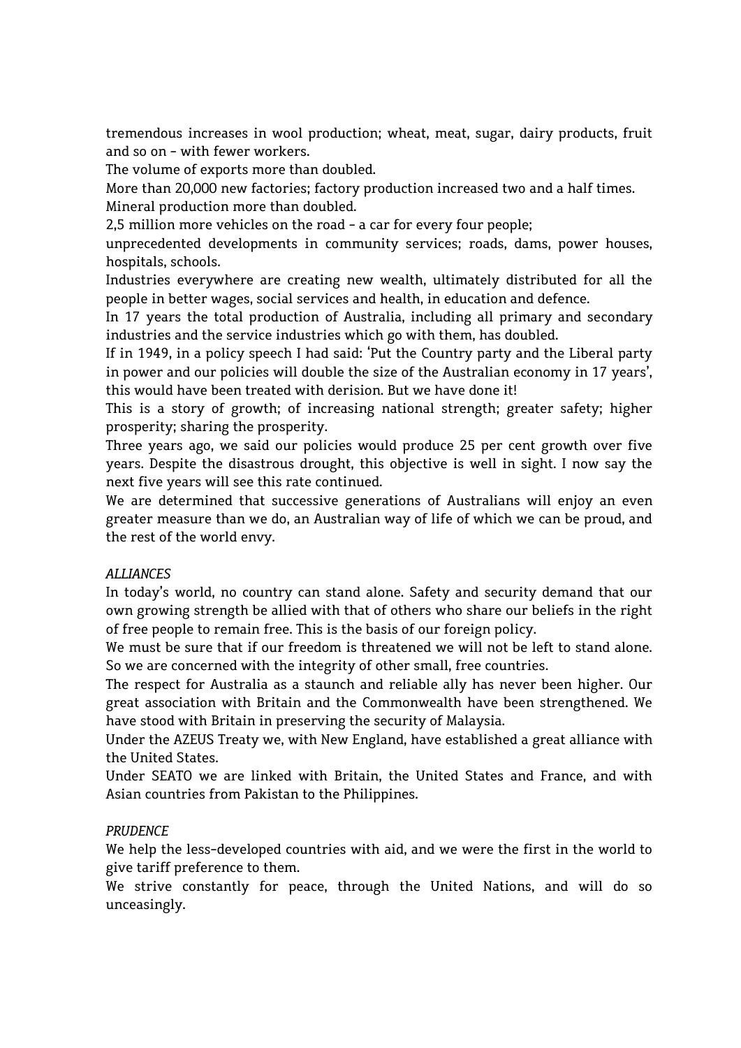tremendous increases in wool production; wheat, meat, sugar, dairy products, fruit and so on – with fewer workers.

The volume of exports more than doubled.

More than 20,000 new factories; factory production increased two and a half times.

Mineral production more than doubled.

2,5 million more vehicles on the road – a car for every four people;

unprecedented developments in community services; roads, dams, power houses, hospitals, schools.

Industries everywhere are creating new wealth, ultimately distributed for all the people in better wages, social services and health, in education and defence.

In 17 years the total production of Australia, including all primary and secondary industries and the service industries which go with them, has doubled.

If in 1949, in a policy speech I had said: 'Put the Country party and the Liberal party in power and our policies will double the size of the Australian economy in 17 years', this would have been treated with derision. But we have done it!

This is a story of growth; of increasing national strength; greater safety; higher prosperity; sharing the prosperity.

Three years ago, we said our policies would produce 25 per cent growth over five years. Despite the disastrous drought, this objective is well in sight. I now say the next five years will see this rate continued.

We are determined that successive generations of Australians will enjoy an even greater measure than we do, an Australian way of life of which we can be proud, and the rest of the world envy.

*ALLIANCES*

In today's world, no country can stand alone. Safety and security demand that our own growing strength be allied with that of others who share our beliefs in the right of free people to remain free. This is the basis of our foreign policy.

We must be sure that if our freedom is threatened we will not be left to stand alone. So we are concerned with the integrity of other small, free countries.

The respect for Australia as a staunch and reliable ally has never been higher. Our great association with Britain and the Commonwealth have been strengthened. We have stood with Britain in preserving the security of Malaysia.

Under the AZEUS Treaty we, with New England, have established a great alliance with the United States.

Under SEATO we are linked with Britain, the United States and France, and with Asian countries from Pakistan to the Philippines.

*PRUDENCE*

We help the less-developed countries with aid, and we were the first in the world to give tariff preference to them.

We strive constantly for peace, through the United Nations, and will do so unceasingly.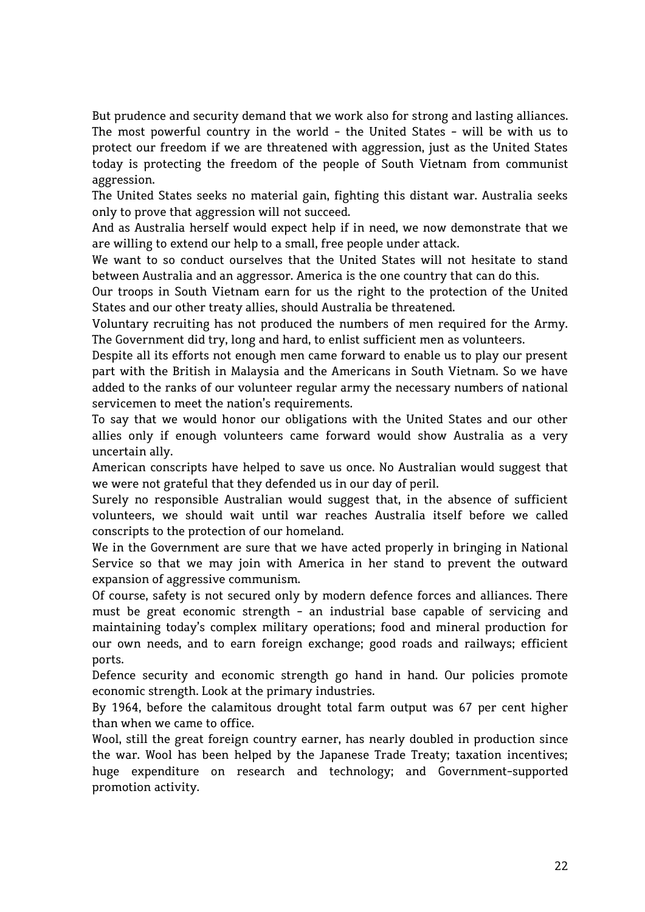But prudence and security demand that we work also for strong and lasting alliances. The most powerful country in the world - the United States - will be with us to protect our freedom if we are threatened with aggression, just as the United States today is protecting the freedom of the people of South Vietnam from communist aggression.

The United States seeks no material gain, fighting this distant war. Australia seeks only to prove that aggression will not succeed.

And as Australia herself would expect help if in need, we now demonstrate that we are willing to extend our help to a small, free people under attack.

We want to so conduct ourselves that the United States will not hesitate to stand between Australia and an aggressor. America is the one country that can do this.

Our troops in South Vietnam earn for us the right to the protection of the United States and our other treaty allies, should Australia be threatened.

Voluntary recruiting has not produced the numbers of men required for the Army. The Government did try, long and hard, to enlist sufficient men as volunteers.

Despite all its efforts not enough men came forward to enable us to play our present part with the British in Malaysia and the Americans in South Vietnam. So we have added to the ranks of our volunteer regular army the necessary numbers of national servicemen to meet the nation's requirements.

To say that we would honor our obligations with the United States and our other allies only if enough volunteers came forward would show Australia as a very uncertain ally.

American conscripts have helped to save us once. No Australian would suggest that we were not grateful that they defended us in our day of peril.

Surely no responsible Australian would suggest that, in the absence of sufficient volunteers, we should wait until war reaches Australia itself before we called conscripts to the protection of our homeland.

We in the Government are sure that we have acted properly in bringing in National Service so that we may join with America in her stand to prevent the outward expansion of aggressive communism.

Of course, safety is not secured only by modern defence forces and alliances. There must be great economic strength - an industrial base capable of servicing and maintaining today's complex military operations; food and mineral production for our own needs, and to earn foreign exchange; good roads and railways; efficient ports.

Defence security and economic strength go hand in hand. Our policies promote economic strength. Look at the primary industries.

By 1964, before the calamitous drought total farm output was 67 per cent higher than when we came to office.

Wool, still the great foreign country earner, has nearly doubled in production since the war. Wool has been helped by the Japanese Trade Treaty; taxation incentives; huge expenditure on research and technology; and Government-supported promotion activity.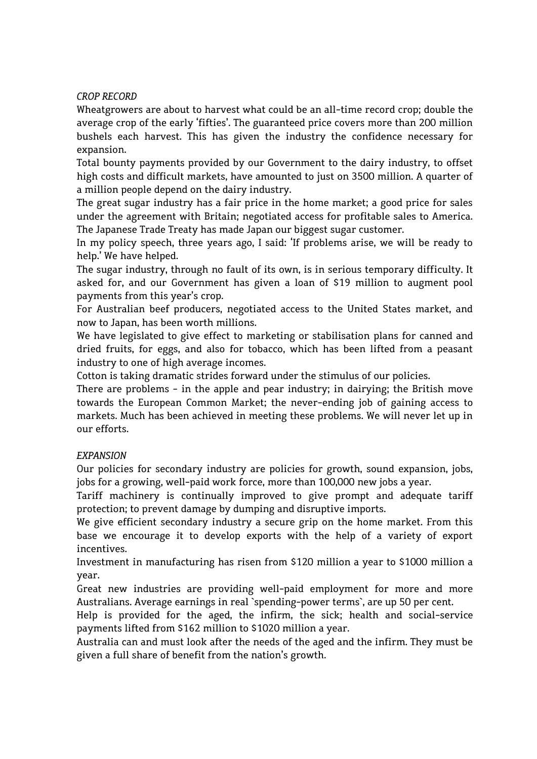*CROP RECORD*

Wheatgrowers are about to harvest what could be an all-time record crop; double the average crop of the early 'fifties'. The guaranteed price covers more than 200 million bushels each harvest. This has given the industry the confidence necessary for expansion.

Total bounty payments provided by our Government to the dairy industry, to offset high costs and difficult markets, have amounted to just on 3500 million. A quarter of a million people depend on the dairy industry.

The great sugar industry has a fair price in the home market; a good price for sales under the agreement with Britain; negotiated access for profitable sales to America. The Japanese Trade Treaty has made Japan our biggest sugar customer.

In my policy speech, three years ago, I said: 'If problems arise, we will be ready to help.' We have helped.

The sugar industry, through no fault of its own, is in serious temporary difficulty. It asked for, and our Government has given a loan of $19 million to augment pool payments from this year's crop.

For Australian beef producers, negotiated access to the United States market, and now to Japan, has been worth millions.

We have legislated to give effect to marketing or stabilisation plans for canned and dried fruits, for eggs, and also for tobacco, which has been lifted from a peasant industry to one of high average incomes.

Cotton is taking dramatic strides forward under the stimulus of our policies.

There are problems - in the apple and pear industry; in dairying; the British move towards the European Common Market; the never-ending job of gaining access to markets. Much has been achieved in meeting these problems. We will never let up in our efforts.

*EXPANSION*

Our policies for secondary industry are policies for growth, sound expansion, jobs, jobs for a growing, well-paid work force, more than 100,000 new jobs a year.

Tariff machinery is continually improved to give prompt and adequate tariff protection; to prevent damage by dumping and disruptive imports.

We give efficient secondary industry a secure grip on the home market. From this base we encourage it to develop exports with the help of a variety of export incentives.

Investment in manufacturing has risen from $120 million a year to $1000 million a year.

Great new industries are providing well-paid employment for more and more Australians. Average earnings in real `spending-power terms`, are up 50 per cent.

Help is provided for the aged, the infirm, the sick; health and social-service payments lifted from $162 million to $1020 million a year.

Australia can and must look after the needs of the aged and the infirm. They must be given a full share of benefit from the nation's growth.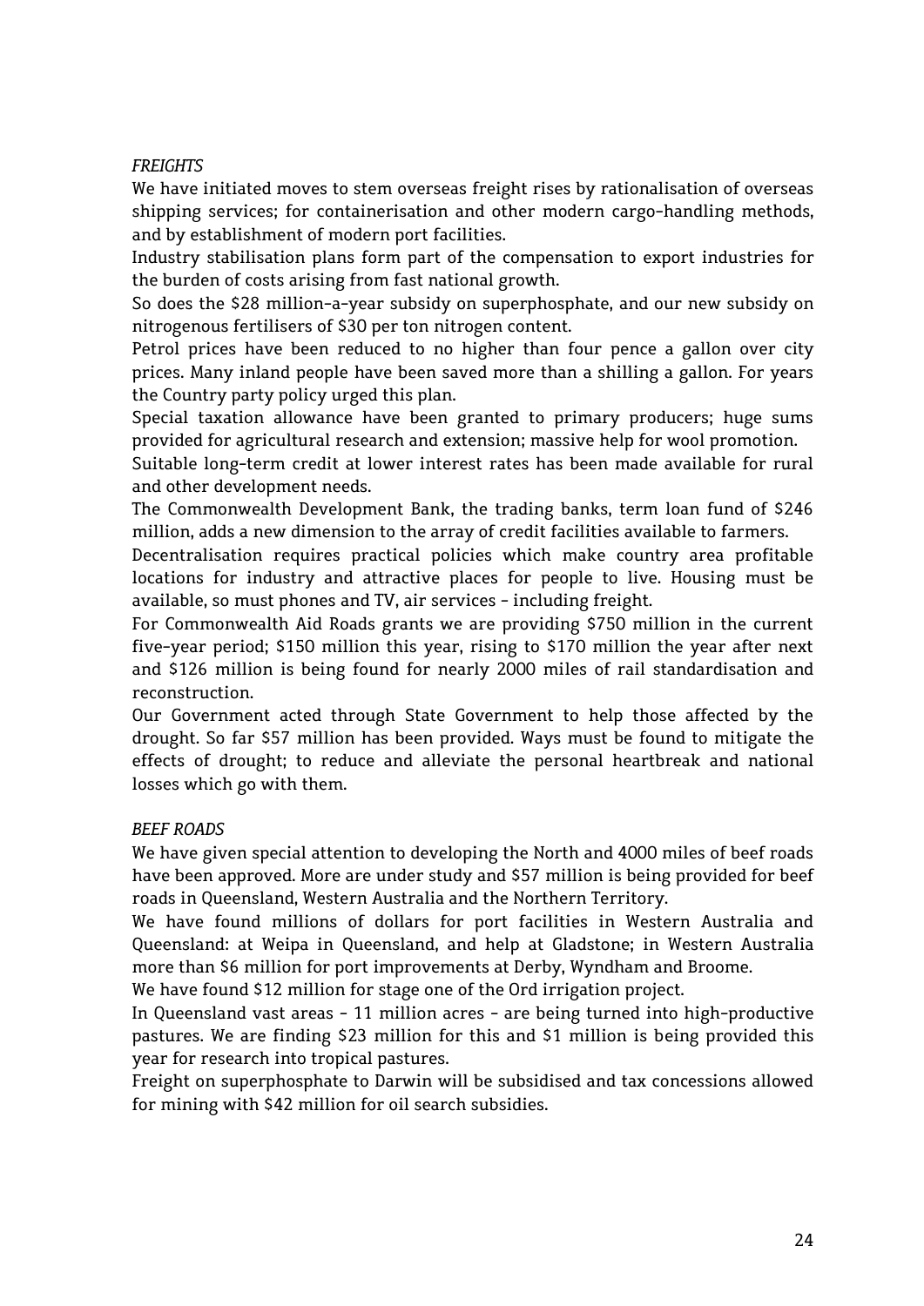*FREIGHTS*

We have initiated moves to stem overseas freight rises by rationalisation of overseas shipping services; for containerisation and other modern cargo-handling methods, and by establishment of modern port facilities.

Industry stabilisation plans form part of the compensation to export industries for the burden of costs arising from fast national growth.

So does the $28 million-a-year subsidy on superphosphate, and our new subsidy on nitrogenous fertilisers of $30 per ton nitrogen content.

Petrol prices have been reduced to no higher than four pence a gallon over city prices. Many inland people have been saved more than a shilling a gallon. For years the Country party policy urged this plan.

Special taxation allowance have been granted to primary producers; huge sums provided for agricultural research and extension; massive help for wool promotion.

Suitable long-term credit at lower interest rates has been made available for rural and other development needs.

The Commonwealth Development Bank, the trading banks, term loan fund of $246 million, adds a new dimension to the array of credit facilities available to farmers.

Decentralisation requires practical policies which make country area profitable locations for industry and attractive places for people to live. Housing must be available, so must phones and TV, air services - including freight.

For Commonwealth Aid Roads grants we are providing $750 million in the current five-year period; $150 million this year, rising to $170 million the year after next and $126 million is being found for nearly 2000 miles of rail standardisation and reconstruction.

Our Government acted through State Government to help those affected by the drought. So far $57 million has been provided. Ways must be found to mitigate the effects of drought; to reduce and alleviate the personal heartbreak and national losses which go with them.

*BEEF ROADS*

We have given special attention to developing the North and 4000 miles of beef roads have been approved. More are under study and $57 million is being provided for beef roads in Queensland, Western Australia and the Northern Territory.

We have found millions of dollars for port facilities in Western Australia and Queensland: at Weipa in Queensland, and help at Gladstone; in Western Australia more than $6 million for port improvements at Derby, Wyndham and Broome.

We have found $12 million for stage one of the Ord irrigation project.

In Queensland vast areas - 11 million acres - are being turned into high-productive pastures. We are finding $23 million for this and $1 million is being provided this year for research into tropical pastures.

Freight on superphosphate to Darwin will be subsidised and tax concessions allowed for mining with $42 million for oil search subsidies.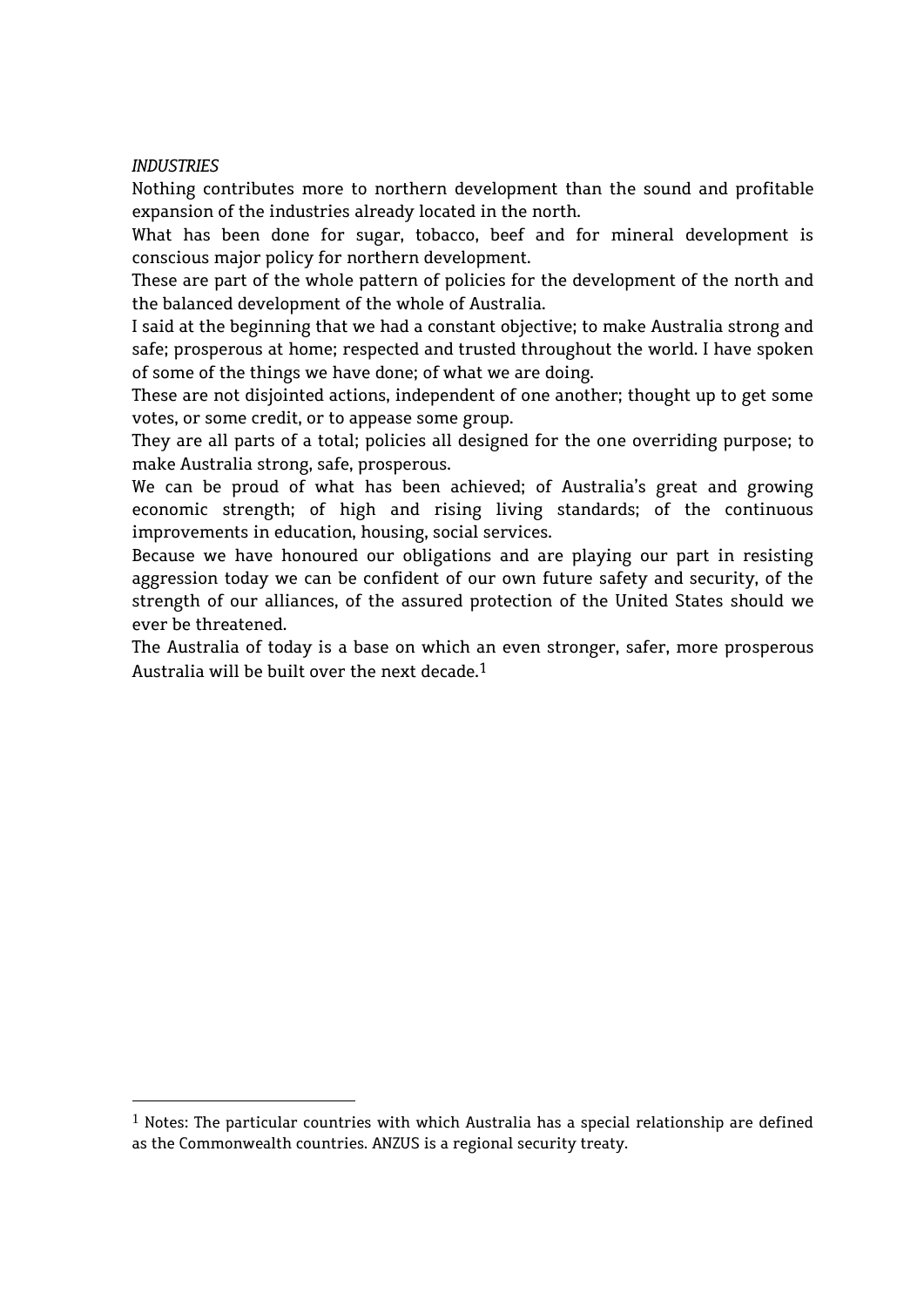*INDUSTRIES*

Nothing contributes more to northern development than the sound and profitable expansion of the industries already located in the north.

What has been done for sugar, tobacco, beef and for mineral development is conscious major policy for northern development.

These are part of the whole pattern of policies for the development of the north and the balanced development of the whole of Australia.

I said at the beginning that we had a constant objective; to make Australia strong and safe; prosperous at home; respected and trusted throughout the world. I have spoken of some of the things we have done; of what we are doing.

These are not disjointed actions, independent of one another; thought up to get some votes, or some credit, or to appease some group.

They are all parts of a total; policies all designed for the one overriding purpose; to make Australia strong, safe, prosperous.

We can be proud of what has been achieved; of Australia's great and growing economic strength; of high and rising living standards; of the continuous improvements in education, housing, social services.

Because we have honoured our obligations and are playing our part in resisting aggression today we can be confident of our own future safety and security, of the strength of our alliances, of the assured protection of the United States should we ever be threatened.

The Australia of today is a base on which an even stronger, safer, more prosperous Australia will be built over the next decade.[1]

---

[1] Notes: The particular countries with which Australia has a special relationship are defined as the Commonwealth countries. ANZUS is a regional security treaty.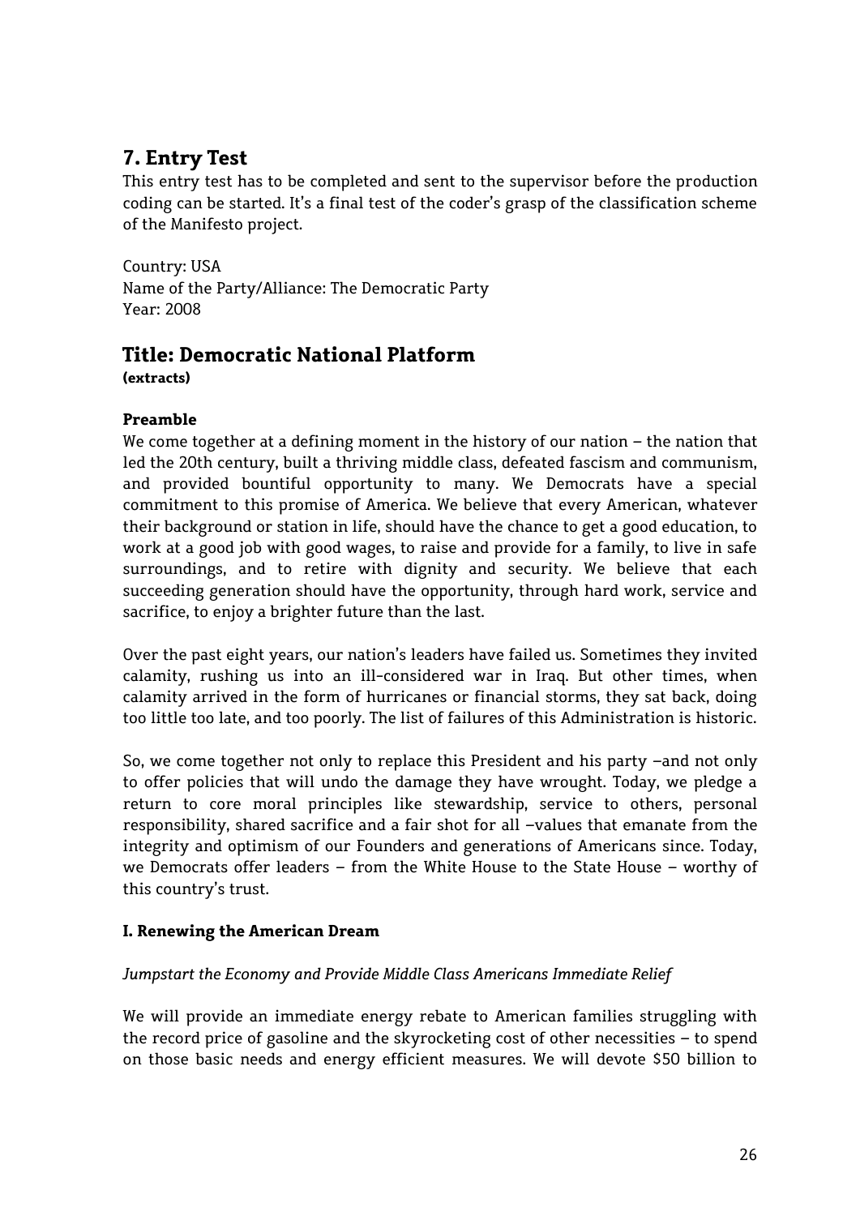## 7. Entry Test

This entry test has to be completed and sent to the supervisor before the production coding can be started. It's a final test of the coder's grasp of the classification scheme of the Manifesto project.

Country: USA
Name of the Party/Alliance: The Democratic Party
Year: 2008

## Title: Democratic National Platform

**(extracts)**

### Preamble

We come together at a defining moment in the history of our nation – the nation that led the 20th century, built a thriving middle class, defeated fascism and communism, and provided bountiful opportunity to many. We Democrats have a special commitment to this promise of America. We believe that every American, whatever their background or station in life, should have the chance to get a good education, to work at a good job with good wages, to raise and provide for a family, to live in safe surroundings, and to retire with dignity and security. We believe that each succeeding generation should have the opportunity, through hard work, service and sacrifice, to enjoy a brighter future than the last.

Over the past eight years, our nation's leaders have failed us. Sometimes they invited calamity, rushing us into an ill-considered war in Iraq. But other times, when calamity arrived in the form of hurricanes or financial storms, they sat back, doing too little too late, and too poorly. The list of failures of this Administration is historic.

So, we come together not only to replace this President and his party –and not only to offer policies that will undo the damage they have wrought. Today, we pledge a return to core moral principles like stewardship, service to others, personal responsibility, shared sacrifice and a fair shot for all –values that emanate from the integrity and optimism of our Founders and generations of Americans since. Today, we Democrats offer leaders – from the White House to the State House – worthy of this country's trust.

### I. Renewing the American Dream

*Jumpstart the Economy and Provide Middle Class Americans Immediate Relief*

We will provide an immediate energy rebate to American families struggling with the record price of gasoline and the skyrocketing cost of other necessities – to spend on those basic needs and energy efficient measures. We will devote $50 billion to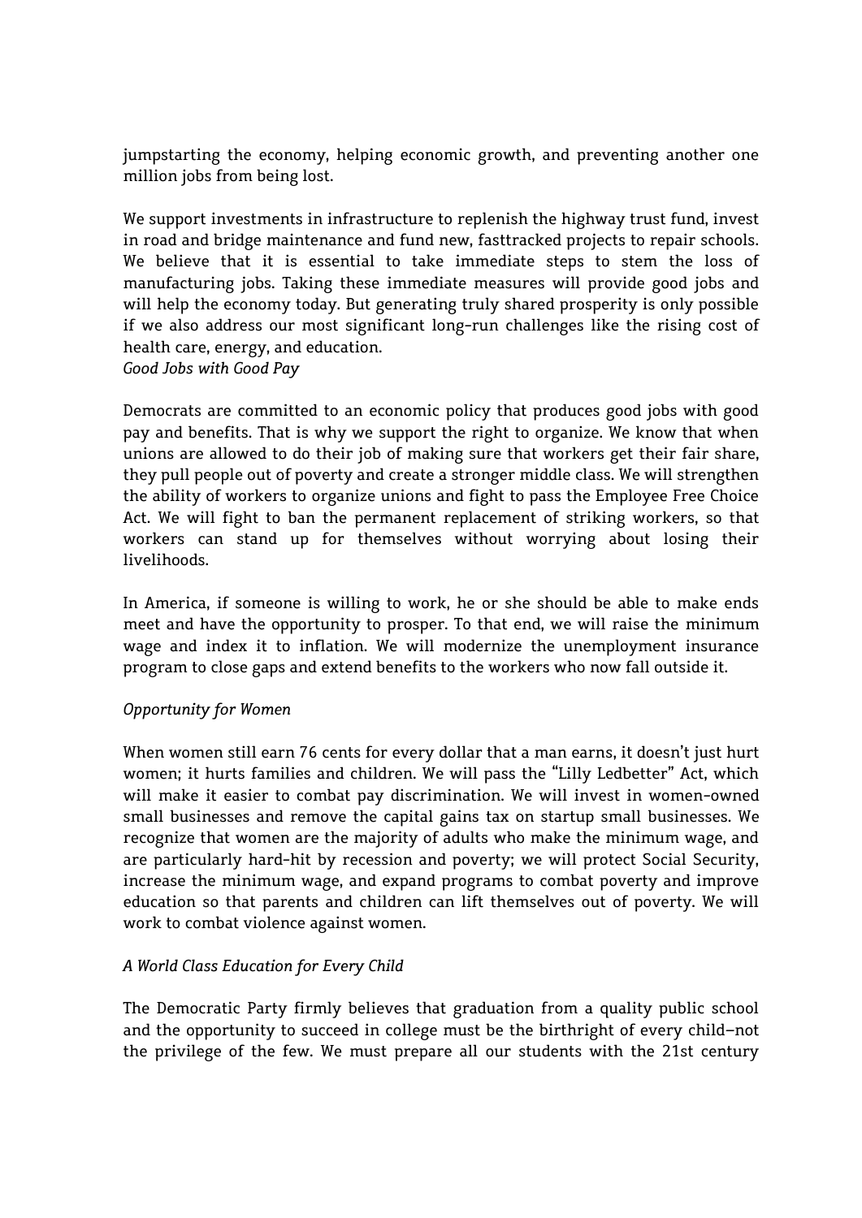jumpstarting the economy, helping economic growth, and preventing another one million jobs from being lost.

We support investments in infrastructure to replenish the highway trust fund, invest in road and bridge maintenance and fund new, fasttracked projects to repair schools. We believe that it is essential to take immediate steps to stem the loss of manufacturing jobs. Taking these immediate measures will provide good jobs and will help the economy today. But generating truly shared prosperity is only possible if we also address our most significant long-run challenges like the rising cost of health care, energy, and education.

*Good Jobs with Good Pay*

Democrats are committed to an economic policy that produces good jobs with good pay and benefits. That is why we support the right to organize. We know that when unions are allowed to do their job of making sure that workers get their fair share, they pull people out of poverty and create a stronger middle class. We will strengthen the ability of workers to organize unions and fight to pass the Employee Free Choice Act. We will fight to ban the permanent replacement of striking workers, so that workers can stand up for themselves without worrying about losing their livelihoods.

In America, if someone is willing to work, he or she should be able to make ends meet and have the opportunity to prosper. To that end, we will raise the minimum wage and index it to inflation. We will modernize the unemployment insurance program to close gaps and extend benefits to the workers who now fall outside it.

*Opportunity for Women*

When women still earn 76 cents for every dollar that a man earns, it doesn't just hurt women; it hurts families and children. We will pass the "Lilly Ledbetter" Act, which will make it easier to combat pay discrimination. We will invest in women-owned small businesses and remove the capital gains tax on startup small businesses. We recognize that women are the majority of adults who make the minimum wage, and are particularly hard-hit by recession and poverty; we will protect Social Security, increase the minimum wage, and expand programs to combat poverty and improve education so that parents and children can lift themselves out of poverty. We will work to combat violence against women.

*A World Class Education for Every Child*

The Democratic Party firmly believes that graduation from a quality public school and the opportunity to succeed in college must be the birthright of every child–not the privilege of the few. We must prepare all our students with the 21st century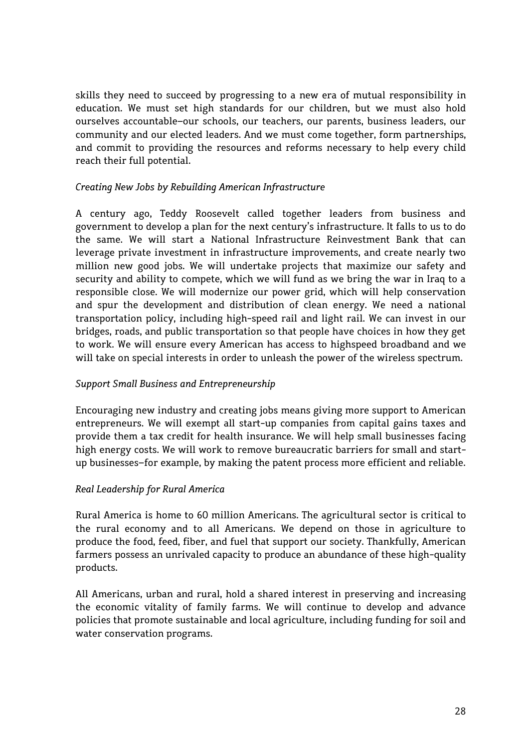skills they need to succeed by progressing to a new era of mutual responsibility in education. We must set high standards for our children, but we must also hold ourselves accountable–our schools, our teachers, our parents, business leaders, our community and our elected leaders. And we must come together, form partnerships, and commit to providing the resources and reforms necessary to help every child reach their full potential.

*Creating New Jobs by Rebuilding American Infrastructure*

A century ago, Teddy Roosevelt called together leaders from business and government to develop a plan for the next century's infrastructure. It falls to us to do the same. We will start a National Infrastructure Reinvestment Bank that can leverage private investment in infrastructure improvements, and create nearly two million new good jobs. We will undertake projects that maximize our safety and security and ability to compete, which we will fund as we bring the war in Iraq to a responsible close. We will modernize our power grid, which will help conservation and spur the development and distribution of clean energy. We need a national transportation policy, including high-speed rail and light rail. We can invest in our bridges, roads, and public transportation so that people have choices in how they get to work. We will ensure every American has access to highspeed broadband and we will take on special interests in order to unleash the power of the wireless spectrum.

*Support Small Business and Entrepreneurship*

Encouraging new industry and creating jobs means giving more support to American entrepreneurs. We will exempt all start-up companies from capital gains taxes and provide them a tax credit for health insurance. We will help small businesses facing high energy costs. We will work to remove bureaucratic barriers for small and start-up businesses–for example, by making the patent process more efficient and reliable.

*Real Leadership for Rural America*

Rural America is home to 60 million Americans. The agricultural sector is critical to the rural economy and to all Americans. We depend on those in agriculture to produce the food, feed, fiber, and fuel that support our society. Thankfully, American farmers possess an unrivaled capacity to produce an abundance of these high-quality products.

All Americans, urban and rural, hold a shared interest in preserving and increasing the economic vitality of family farms. We will continue to develop and advance policies that promote sustainable and local agriculture, including funding for soil and water conservation programs.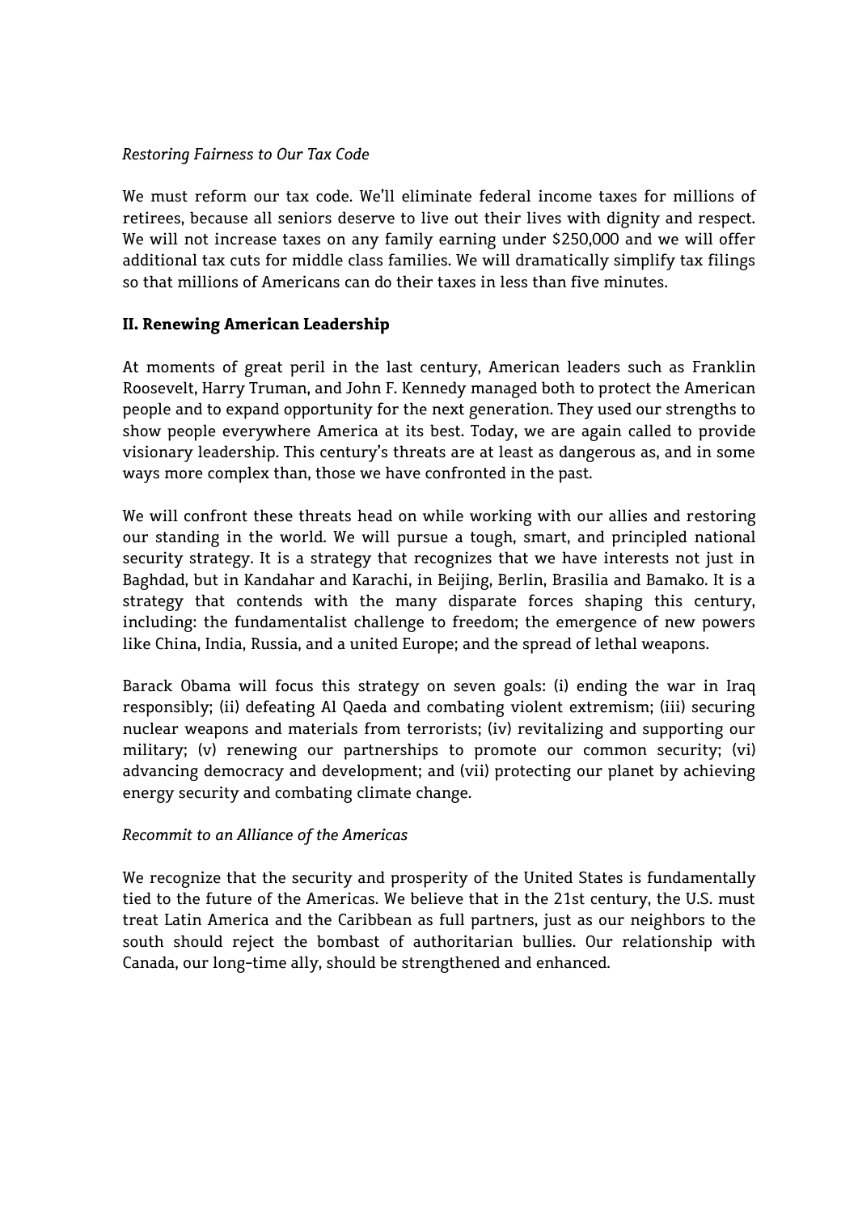*Restoring Fairness to Our Tax Code*

We must reform our tax code. We'll eliminate federal income taxes for millions of retirees, because all seniors deserve to live out their lives with dignity and respect. We will not increase taxes on any family earning under $250,000 and we will offer additional tax cuts for middle class families. We will dramatically simplify tax filings so that millions of Americans can do their taxes in less than five minutes.

## II. Renewing American Leadership

At moments of great peril in the last century, American leaders such as Franklin Roosevelt, Harry Truman, and John F. Kennedy managed both to protect the American people and to expand opportunity for the next generation. They used our strengths to show people everywhere America at its best. Today, we are again called to provide visionary leadership. This century's threats are at least as dangerous as, and in some ways more complex than, those we have confronted in the past.

We will confront these threats head on while working with our allies and restoring our standing in the world. We will pursue a tough, smart, and principled national security strategy. It is a strategy that recognizes that we have interests not just in Baghdad, but in Kandahar and Karachi, in Beijing, Berlin, Brasilia and Bamako. It is a strategy that contends with the many disparate forces shaping this century, including: the fundamentalist challenge to freedom; the emergence of new powers like China, India, Russia, and a united Europe; and the spread of lethal weapons.

Barack Obama will focus this strategy on seven goals: (i) ending the war in Iraq responsibly; (ii) defeating Al Qaeda and combating violent extremism; (iii) securing nuclear weapons and materials from terrorists; (iv) revitalizing and supporting our military; (v) renewing our partnerships to promote our common security; (vi) advancing democracy and development; and (vii) protecting our planet by achieving energy security and combating climate change.

*Recommit to an Alliance of the Americas*

We recognize that the security and prosperity of the United States is fundamentally tied to the future of the Americas. We believe that in the 21st century, the U.S. must treat Latin America and the Caribbean as full partners, just as our neighbors to the south should reject the bombast of authoritarian bullies. Our relationship with Canada, our long-time ally, should be strengthened and enhanced.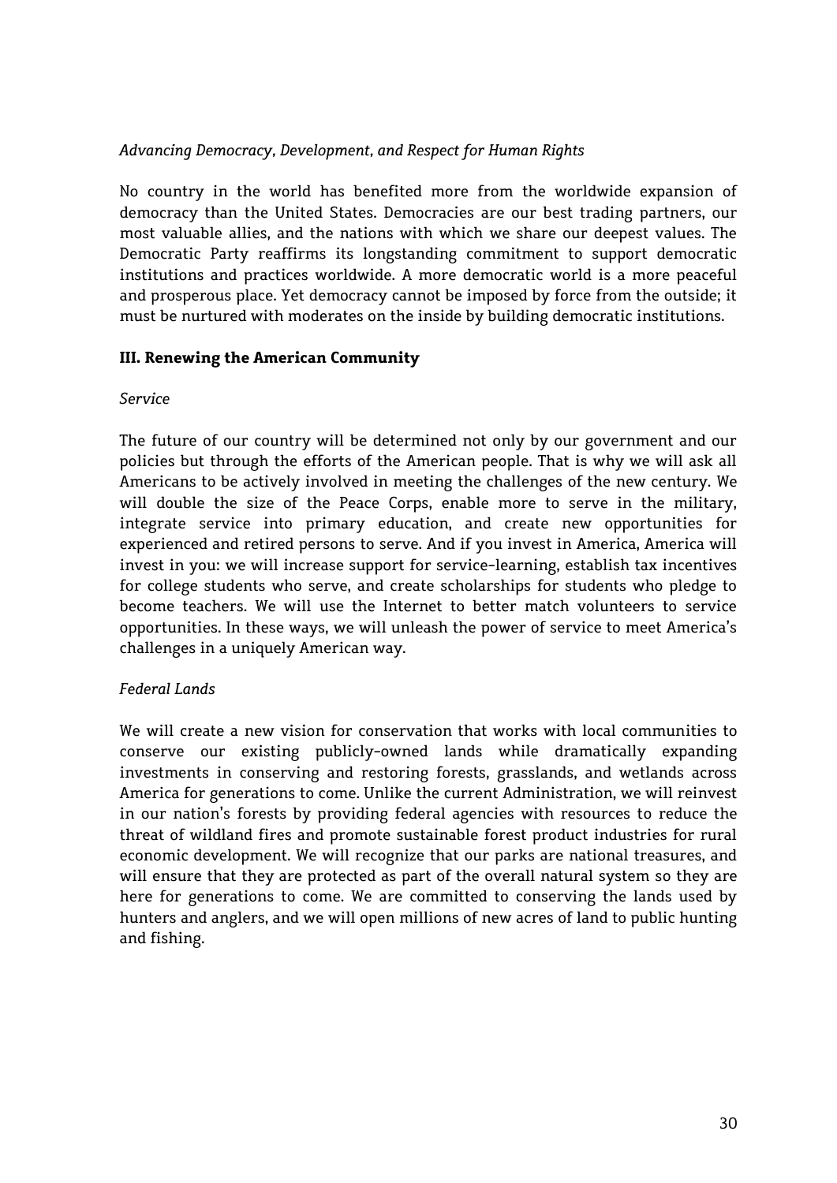*Advancing Democracy, Development, and Respect for Human Rights*

No country in the world has benefited more from the worldwide expansion of democracy than the United States. Democracies are our best trading partners, our most valuable allies, and the nations with which we share our deepest values. The Democratic Party reaffirms its longstanding commitment to support democratic institutions and practices worldwide. A more democratic world is a more peaceful and prosperous place. Yet democracy cannot be imposed by force from the outside; it must be nurtured with moderates on the inside by building democratic institutions.

## III. Renewing the American Community

*Service*

The future of our country will be determined not only by our government and our policies but through the efforts of the American people. That is why we will ask all Americans to be actively involved in meeting the challenges of the new century. We will double the size of the Peace Corps, enable more to serve in the military, integrate service into primary education, and create new opportunities for experienced and retired persons to serve. And if you invest in America, America will invest in you: we will increase support for service-learning, establish tax incentives for college students who serve, and create scholarships for students who pledge to become teachers. We will use the Internet to better match volunteers to service opportunities. In these ways, we will unleash the power of service to meet America's challenges in a uniquely American way.

*Federal Lands*

We will create a new vision for conservation that works with local communities to conserve our existing publicly-owned lands while dramatically expanding investments in conserving and restoring forests, grasslands, and wetlands across America for generations to come. Unlike the current Administration, we will reinvest in our nation's forests by providing federal agencies with resources to reduce the threat of wildland fires and promote sustainable forest product industries for rural economic development. We will recognize that our parks are national treasures, and will ensure that they are protected as part of the overall natural system so they are here for generations to come. We are committed to conserving the lands used by hunters and anglers, and we will open millions of new acres of land to public hunting and fishing.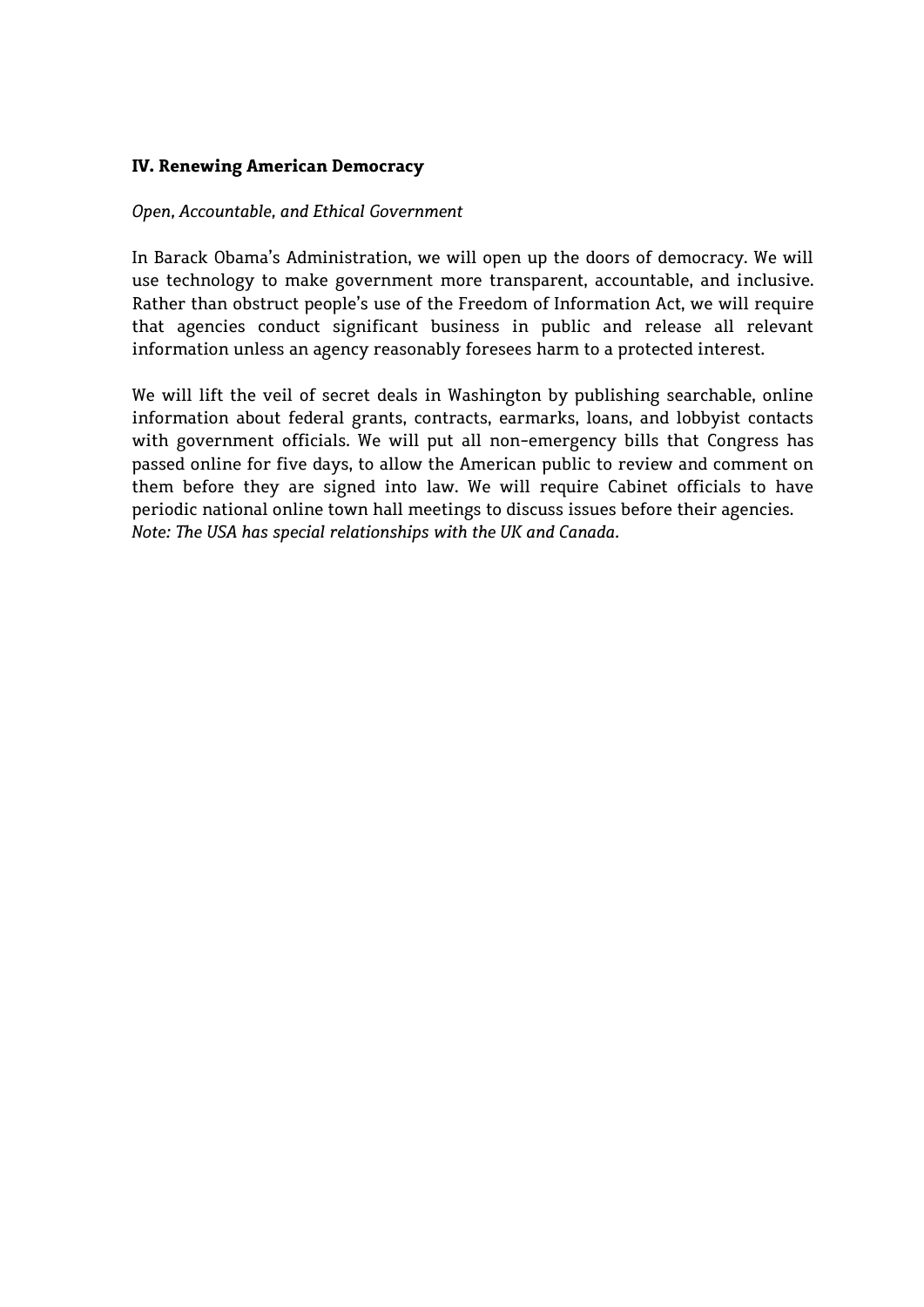### IV. Renewing American Democracy

*Open, Accountable, and Ethical Government*

In Barack Obama's Administration, we will open up the doors of democracy. We will use technology to make government more transparent, accountable, and inclusive. Rather than obstruct people's use of the Freedom of Information Act, we will require that agencies conduct significant business in public and release all relevant information unless an agency reasonably foresees harm to a protected interest.

We will lift the veil of secret deals in Washington by publishing searchable, online information about federal grants, contracts, earmarks, loans, and lobbyist contacts with government officials. We will put all non-emergency bills that Congress has passed online for five days, to allow the American public to review and comment on them before they are signed into law. We will require Cabinet officials to have periodic national online town hall meetings to discuss issues before their agencies.
*Note: The USA has special relationships with the UK and Canada.*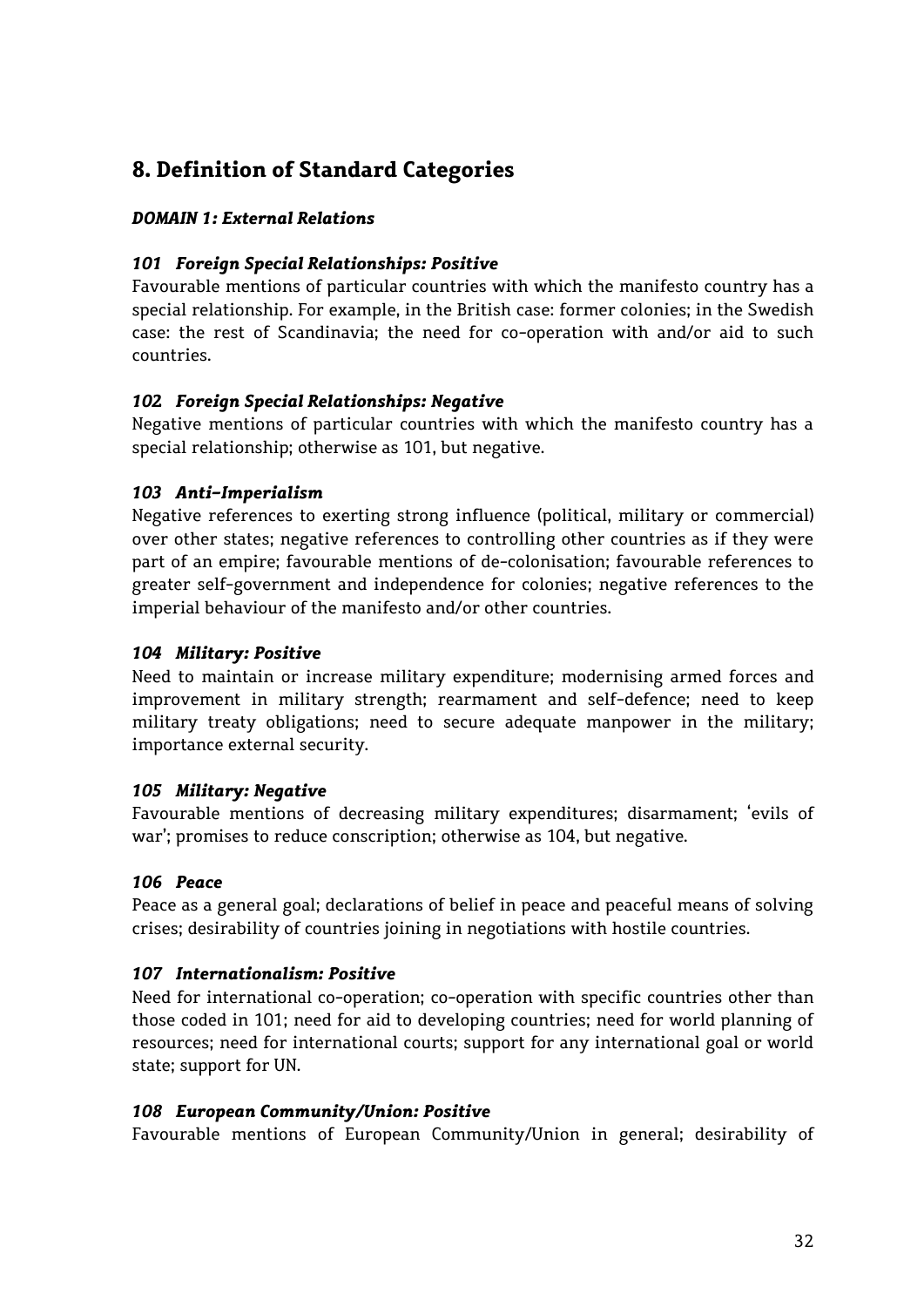## 8. Definition of Standard Categories

### *DOMAIN 1: External Relations*

#### *101 Foreign Special Relationships: Positive*

Favourable mentions of particular countries with which the manifesto country has a special relationship. For example, in the British case: former colonies; in the Swedish case: the rest of Scandinavia; the need for co-operation with and/or aid to such countries.

#### *102 Foreign Special Relationships: Negative*

Negative mentions of particular countries with which the manifesto country has a special relationship; otherwise as 101, but negative.

#### *103 Anti-Imperialism*

Negative references to exerting strong influence (political, military or commercial) over other states; negative references to controlling other countries as if they were part of an empire; favourable mentions of de-colonisation; favourable references to greater self-government and independence for colonies; negative references to the imperial behaviour of the manifesto and/or other countries.

#### *104 Military: Positive*

Need to maintain or increase military expenditure; modernising armed forces and improvement in military strength; rearmament and self-defence; need to keep military treaty obligations; need to secure adequate manpower in the military; importance external security.

#### *105 Military: Negative*

Favourable mentions of decreasing military expenditures; disarmament; 'evils of war'; promises to reduce conscription; otherwise as 104, but negative.

#### *106 Peace*

Peace as a general goal; declarations of belief in peace and peaceful means of solving crises; desirability of countries joining in negotiations with hostile countries.

#### *107 Internationalism: Positive*

Need for international co-operation; co-operation with specific countries other than those coded in 101; need for aid to developing countries; need for world planning of resources; need for international courts; support for any international goal or world state; support for UN.

#### *108 European Community/Union: Positive*

Favourable mentions of European Community/Union in general; desirability of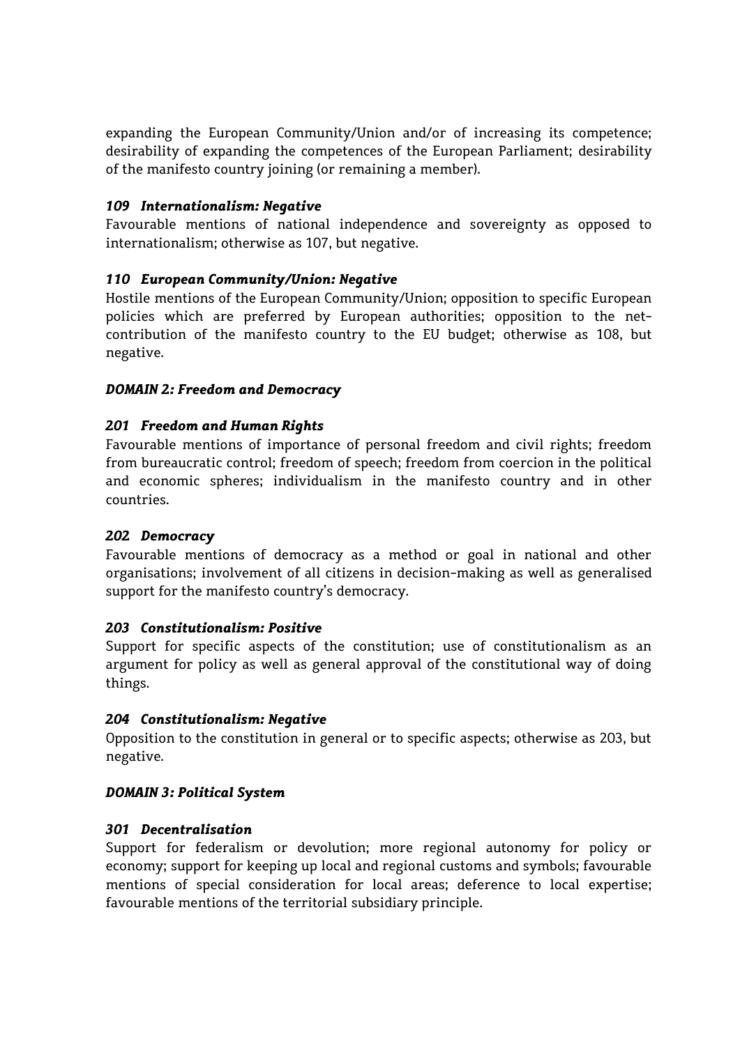expanding the European Community/Union and/or of increasing its competence; desirability of expanding the competences of the European Parliament; desirability of the manifesto country joining (or remaining a member).

#### *109 Internationalism: Negative*

Favourable mentions of national independence and sovereignty as opposed to internationalism; otherwise as 107, but negative.

#### *110 European Community/Union: Negative*

Hostile mentions of the European Community/Union; opposition to specific European policies which are preferred by European authorities; opposition to the net-contribution of the manifesto country to the EU budget; otherwise as 108, but negative.

### *DOMAIN 2: Freedom and Democracy*

#### *201 Freedom and Human Rights*

Favourable mentions of importance of personal freedom and civil rights; freedom from bureaucratic control; freedom of speech; freedom from coercion in the political and economic spheres; individualism in the manifesto country and in other countries.

#### *202 Democracy*

Favourable mentions of democracy as a method or goal in national and other organisations; involvement of all citizens in decision-making as well as generalised support for the manifesto country's democracy.

#### *203 Constitutionalism: Positive*

Support for specific aspects of the constitution; use of constitutionalism as an argument for policy as well as general approval of the constitutional way of doing things.

#### *204 Constitutionalism: Negative*

Opposition to the constitution in general or to specific aspects; otherwise as 203, but negative.

### *DOMAIN 3: Political System*

#### *301 Decentralisation*

Support for federalism or devolution; more regional autonomy for policy or economy; support for keeping up local and regional customs and symbols; favourable mentions of special consideration for local areas; deference to local expertise; favourable mentions of the territorial subsidiary principle.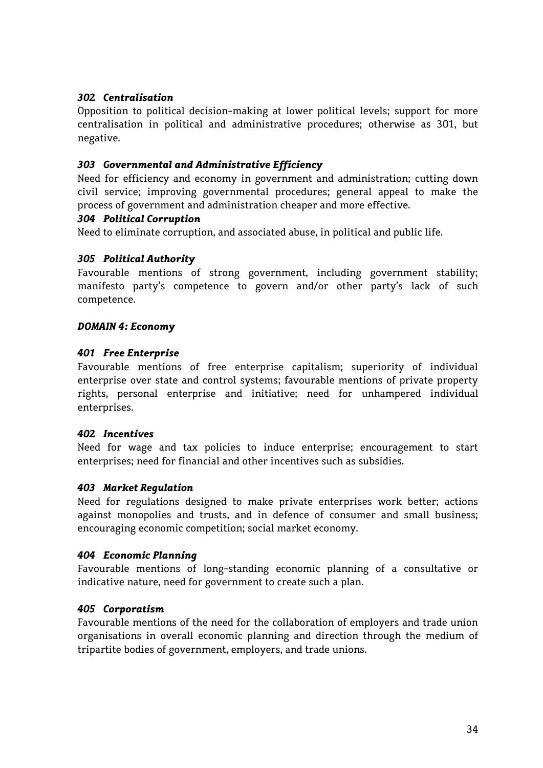***302 Centralisation***

Opposition to political decision-making at lower political levels; support for more centralisation in political and administrative procedures; otherwise as 301, but negative.

***303 Governmental and Administrative Efficiency***

Need for efficiency and economy in government and administration; cutting down civil service; improving governmental procedures; general appeal to make the process of government and administration cheaper and more effective.

***304 Political Corruption***

Need to eliminate corruption, and associated abuse, in political and public life.

***305 Political Authority***

Favourable mentions of strong government, including government stability; manifesto party's competence to govern and/or other party's lack of such competence.

***DOMAIN 4: Economy***

***401 Free Enterprise***

Favourable mentions of free enterprise capitalism; superiority of individual enterprise over state and control systems; favourable mentions of private property rights, personal enterprise and initiative; need for unhampered individual enterprises.

***402 Incentives***

Need for wage and tax policies to induce enterprise; encouragement to start enterprises; need for financial and other incentives such as subsidies.

***403 Market Regulation***

Need for regulations designed to make private enterprises work better; actions against monopolies and trusts, and in defence of consumer and small business; encouraging economic competition; social market economy.

***404 Economic Planning***

Favourable mentions of long-standing economic planning of a consultative or indicative nature, need for government to create such a plan.

***405 Corporatism***

Favourable mentions of the need for the collaboration of employers and trade union organisations in overall economic planning and direction through the medium of tripartite bodies of government, employers, and trade unions.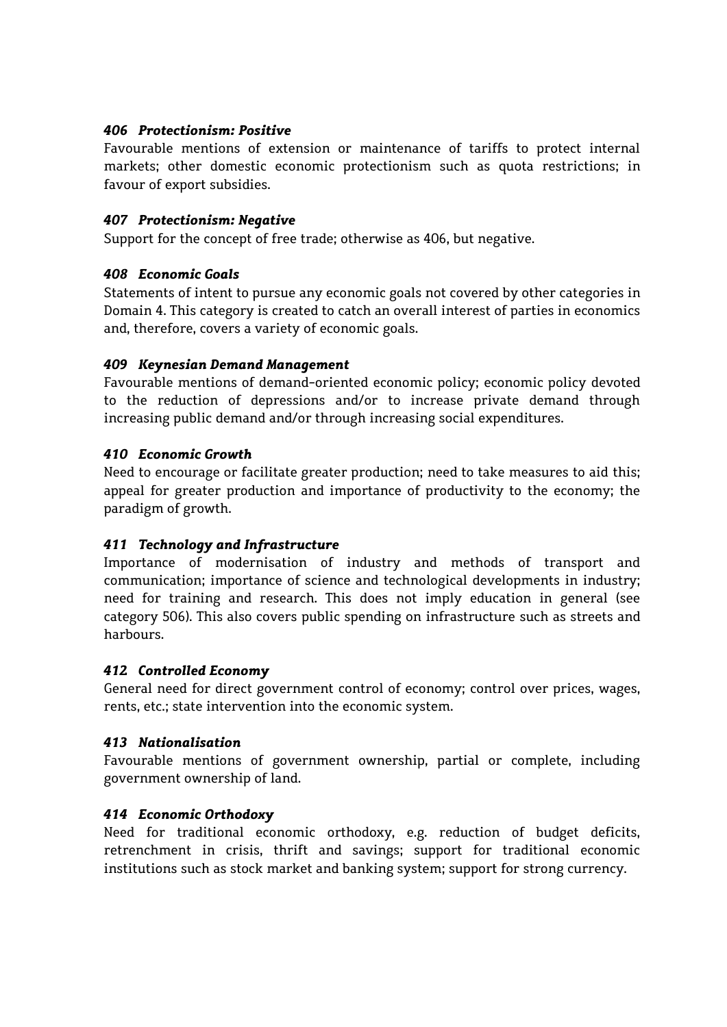#### *406 Protectionism: Positive*

Favourable mentions of extension or maintenance of tariffs to protect internal markets; other domestic economic protectionism such as quota restrictions; in favour of export subsidies.

#### *407 Protectionism: Negative*

Support for the concept of free trade; otherwise as 406, but negative.

#### *408 Economic Goals*

Statements of intent to pursue any economic goals not covered by other categories in Domain 4. This category is created to catch an overall interest of parties in economics and, therefore, covers a variety of economic goals.

#### *409 Keynesian Demand Management*

Favourable mentions of demand-oriented economic policy; economic policy devoted to the reduction of depressions and/or to increase private demand through increasing public demand and/or through increasing social expenditures.

#### *410 Economic Growth*

Need to encourage or facilitate greater production; need to take measures to aid this; appeal for greater production and importance of productivity to the economy; the paradigm of growth.

#### *411 Technology and Infrastructure*

Importance of modernisation of industry and methods of transport and communication; importance of science and technological developments in industry; need for training and research. This does not imply education in general (see category 506). This also covers public spending on infrastructure such as streets and harbours.

#### *412 Controlled Economy*

General need for direct government control of economy; control over prices, wages, rents, etc.; state intervention into the economic system.

#### *413 Nationalisation*

Favourable mentions of government ownership, partial or complete, including government ownership of land.

#### *414 Economic Orthodoxy*

Need for traditional economic orthodoxy, e.g. reduction of budget deficits, retrenchment in crisis, thrift and savings; support for traditional economic institutions such as stock market and banking system; support for strong currency.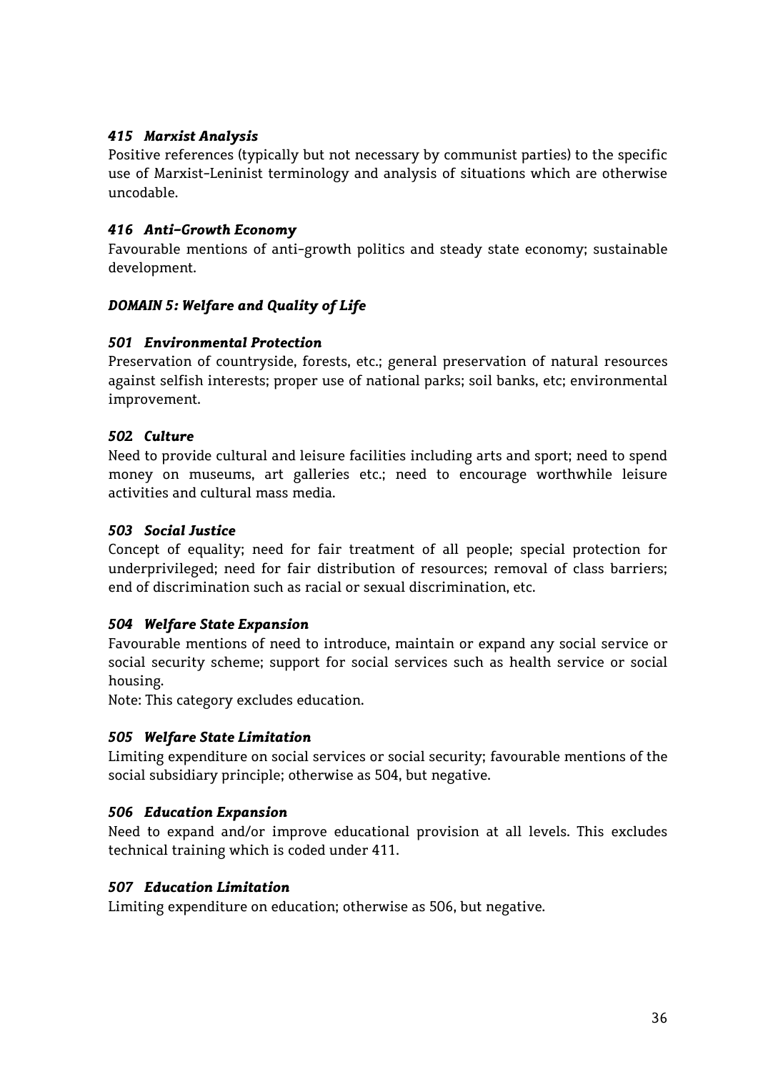### *415 Marxist Analysis*

Positive references (typically but not necessary by communist parties) to the specific use of Marxist-Leninist terminology and analysis of situations which are otherwise uncodable.

### *416 Anti-Growth Economy*

Favourable mentions of anti-growth politics and steady state economy; sustainable development.

## *DOMAIN 5: Welfare and Quality of Life*

### *501 Environmental Protection*

Preservation of countryside, forests, etc.; general preservation of natural resources against selfish interests; proper use of national parks; soil banks, etc; environmental improvement.

### *502 Culture*

Need to provide cultural and leisure facilities including arts and sport; need to spend money on museums, art galleries etc.; need to encourage worthwhile leisure activities and cultural mass media.

### *503 Social Justice*

Concept of equality; need for fair treatment of all people; special protection for underprivileged; need for fair distribution of resources; removal of class barriers; end of discrimination such as racial or sexual discrimination, etc.

### *504 Welfare State Expansion*

Favourable mentions of need to introduce, maintain or expand any social service or social security scheme; support for social services such as health service or social housing.

Note: This category excludes education.

### *505 Welfare State Limitation*

Limiting expenditure on social services or social security; favourable mentions of the social subsidiary principle; otherwise as 504, but negative.

### *506 Education Expansion*

Need to expand and/or improve educational provision at all levels. This excludes technical training which is coded under 411.

### *507 Education Limitation*

Limiting expenditure on education; otherwise as 506, but negative.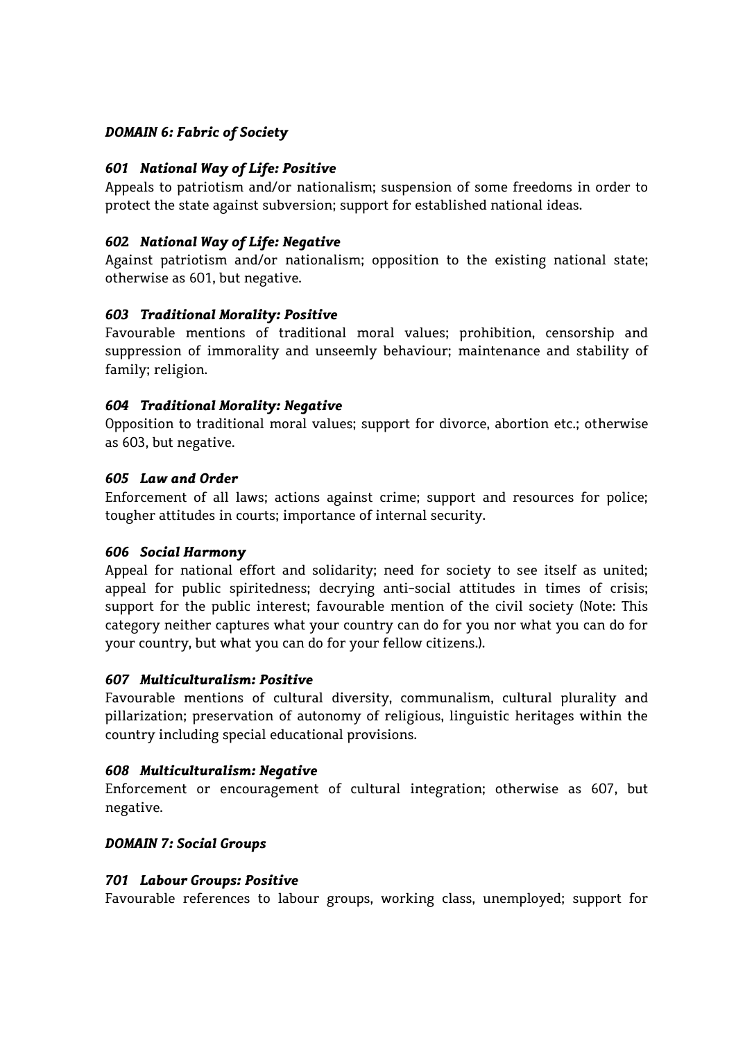### *DOMAIN 6: Fabric of Society*

#### *601 National Way of Life: Positive*

Appeals to patriotism and/or nationalism; suspension of some freedoms in order to protect the state against subversion; support for established national ideas.

#### *602 National Way of Life: Negative*

Against patriotism and/or nationalism; opposition to the existing national state; otherwise as 601, but negative.

#### *603 Traditional Morality: Positive*

Favourable mentions of traditional moral values; prohibition, censorship and suppression of immorality and unseemly behaviour; maintenance and stability of family; religion.

#### *604 Traditional Morality: Negative*

Opposition to traditional moral values; support for divorce, abortion etc.; otherwise as 603, but negative.

#### *605 Law and Order*

Enforcement of all laws; actions against crime; support and resources for police; tougher attitudes in courts; importance of internal security.

#### *606 Social Harmony*

Appeal for national effort and solidarity; need for society to see itself as united; appeal for public spiritedness; decrying anti-social attitudes in times of crisis; support for the public interest; favourable mention of the civil society (Note: This category neither captures what your country can do for you nor what you can do for your country, but what you can do for your fellow citizens.).

#### *607 Multiculturalism: Positive*

Favourable mentions of cultural diversity, communalism, cultural plurality and pillarization; preservation of autonomy of religious, linguistic heritages within the country including special educational provisions.

#### *608 Multiculturalism: Negative*

Enforcement or encouragement of cultural integration; otherwise as 607, but negative.

### *DOMAIN 7: Social Groups*

#### *701 Labour Groups: Positive*

Favourable references to labour groups, working class, unemployed; support for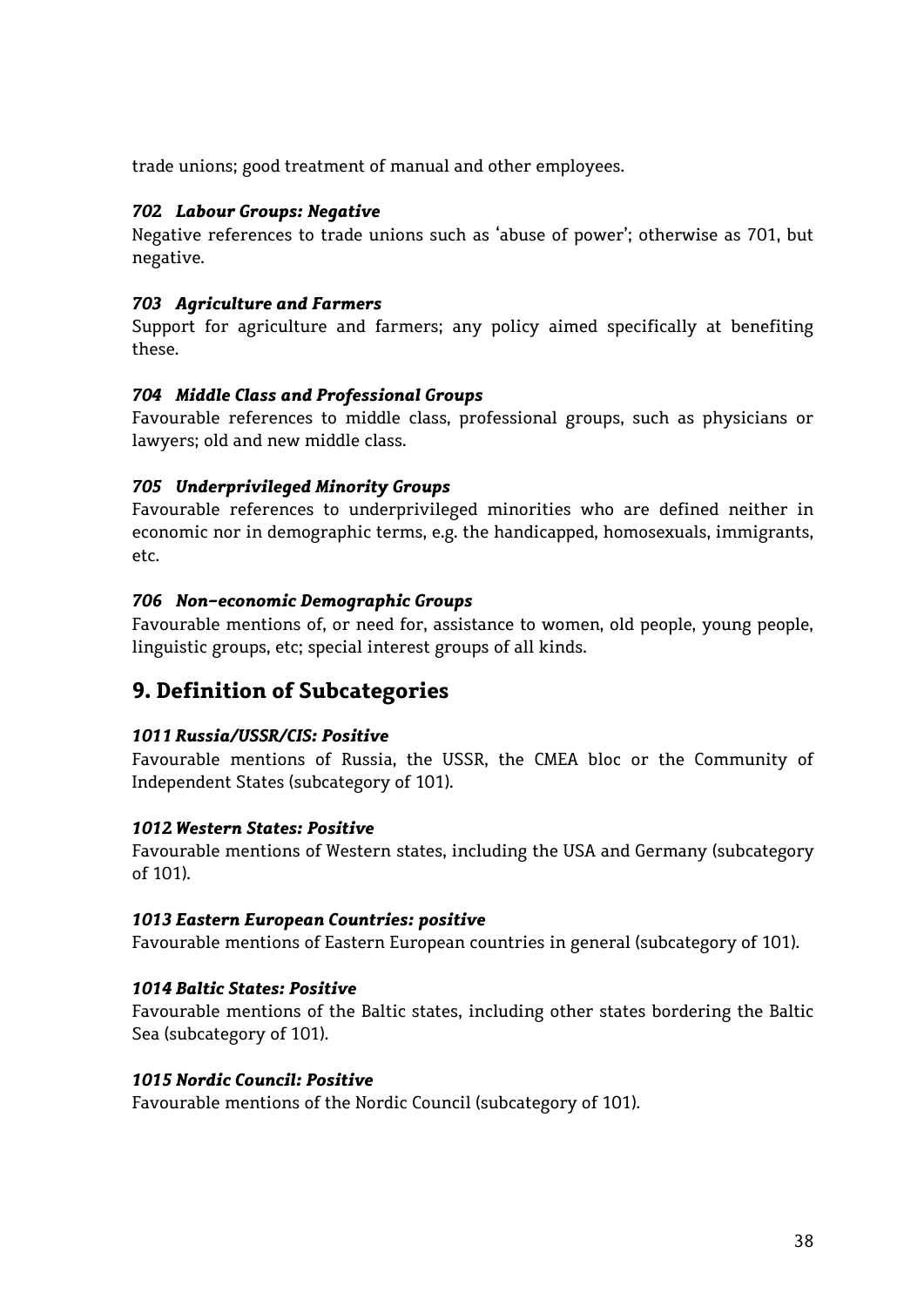trade unions; good treatment of manual and other employees.

### *702 Labour Groups: Negative*

Negative references to trade unions such as 'abuse of power'; otherwise as 701, but negative.

### *703 Agriculture and Farmers*

Support for agriculture and farmers; any policy aimed specifically at benefiting these.

### *704 Middle Class and Professional Groups*

Favourable references to middle class, professional groups, such as physicians or lawyers; old and new middle class.

### *705 Underprivileged Minority Groups*

Favourable references to underprivileged minorities who are defined neither in economic nor in demographic terms, e.g. the handicapped, homosexuals, immigrants, etc.

### *706 Non-economic Demographic Groups*

Favourable mentions of, or need for, assistance to women, old people, young people, linguistic groups, etc; special interest groups of all kinds.

## 9. Definition of Subcategories

### *1011 Russia/USSR/CIS: Positive*

Favourable mentions of Russia, the USSR, the CMEA bloc or the Community of Independent States (subcategory of 101).

### *1012 Western States: Positive*

Favourable mentions of Western states, including the USA and Germany (subcategory of 101).

### *1013 Eastern European Countries: positive*

Favourable mentions of Eastern European countries in general (subcategory of 101).

### *1014 Baltic States: Positive*

Favourable mentions of the Baltic states, including other states bordering the Baltic Sea (subcategory of 101).

### *1015 Nordic Council: Positive*

Favourable mentions of the Nordic Council (subcategory of 101).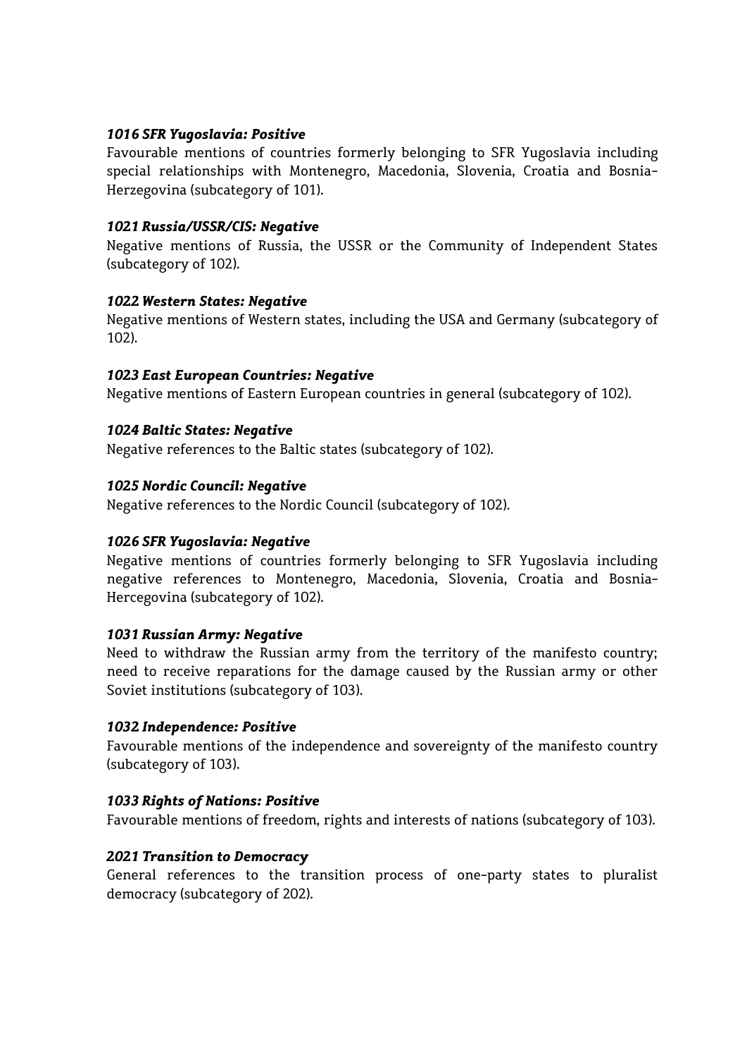***1016 SFR Yugoslavia: Positive***

Favourable mentions of countries formerly belonging to SFR Yugoslavia including special relationships with Montenegro, Macedonia, Slovenia, Croatia and Bosnia-Herzegovina (subcategory of 101).

***1021 Russia/USSR/CIS: Negative***

Negative mentions of Russia, the USSR or the Community of Independent States (subcategory of 102).

***1022 Western States: Negative***

Negative mentions of Western states, including the USA and Germany (subcategory of 102).

***1023 East European Countries: Negative***

Negative mentions of Eastern European countries in general (subcategory of 102).

***1024 Baltic States: Negative***

Negative references to the Baltic states (subcategory of 102).

***1025 Nordic Council: Negative***

Negative references to the Nordic Council (subcategory of 102).

***1026 SFR Yugoslavia: Negative***

Negative mentions of countries formerly belonging to SFR Yugoslavia including negative references to Montenegro, Macedonia, Slovenia, Croatia and Bosnia-Hercegovina (subcategory of 102).

***1031 Russian Army: Negative***

Need to withdraw the Russian army from the territory of the manifesto country; need to receive reparations for the damage caused by the Russian army or other Soviet institutions (subcategory of 103).

***1032 Independence: Positive***

Favourable mentions of the independence and sovereignty of the manifesto country (subcategory of 103).

***1033 Rights of Nations: Positive***

Favourable mentions of freedom, rights and interests of nations (subcategory of 103).

***2021 Transition to Democracy***

General references to the transition process of one-party states to pluralist democracy (subcategory of 202).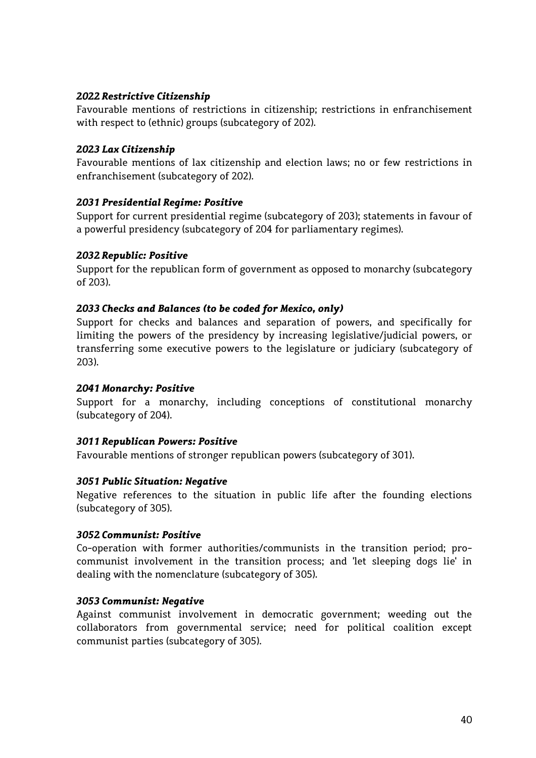***2022 Restrictive Citizenship***

Favourable mentions of restrictions in citizenship; restrictions in enfranchisement with respect to (ethnic) groups (subcategory of 202).

***2023 Lax Citizenship***

Favourable mentions of lax citizenship and election laws; no or few restrictions in enfranchisement (subcategory of 202).

***2031 Presidential Regime: Positive***

Support for current presidential regime (subcategory of 203); statements in favour of a powerful presidency (subcategory of 204 for parliamentary regimes).

***2032 Republic: Positive***

Support for the republican form of government as opposed to monarchy (subcategory of 203).

***2033 Checks and Balances (to be coded for Mexico, only)***

Support for checks and balances and separation of powers, and specifically for limiting the powers of the presidency by increasing legislative/judicial powers, or transferring some executive powers to the legislature or judiciary (subcategory of 203).

***2041 Monarchy: Positive***

Support for a monarchy, including conceptions of constitutional monarchy (subcategory of 204).

***3011 Republican Powers: Positive***

Favourable mentions of stronger republican powers (subcategory of 301).

***3051 Public Situation: Negative***

Negative references to the situation in public life after the founding elections (subcategory of 305).

***3052 Communist: Positive***

Co-operation with former authorities/communists in the transition period; pro-communist involvement in the transition process; and 'let sleeping dogs lie' in dealing with the nomenclature (subcategory of 305).

***3053 Communist: Negative***

Against communist involvement in democratic government; weeding out the collaborators from governmental service; need for political coalition except communist parties (subcategory of 305).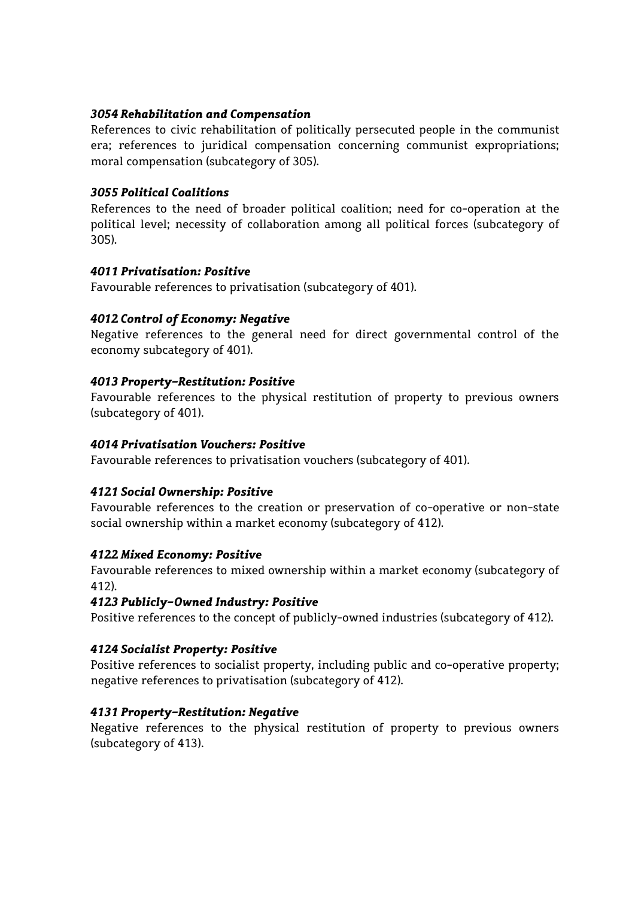***3054 Rehabilitation and Compensation***

References to civic rehabilitation of politically persecuted people in the communist era; references to juridical compensation concerning communist expropriations; moral compensation (subcategory of 305).

***3055 Political Coalitions***

References to the need of broader political coalition; need for co-operation at the political level; necessity of collaboration among all political forces (subcategory of 305).

***4011 Privatisation: Positive***

Favourable references to privatisation (subcategory of 401).

***4012 Control of Economy: Negative***

Negative references to the general need for direct governmental control of the economy subcategory of 401).

***4013 Property-Restitution: Positive***

Favourable references to the physical restitution of property to previous owners (subcategory of 401).

***4014 Privatisation Vouchers: Positive***

Favourable references to privatisation vouchers (subcategory of 401).

***4121 Social Ownership: Positive***

Favourable references to the creation or preservation of co-operative or non-state social ownership within a market economy (subcategory of 412).

***4122 Mixed Economy: Positive***

Favourable references to mixed ownership within a market economy (subcategory of 412).

***4123 Publicly-Owned Industry: Positive***

Positive references to the concept of publicly-owned industries (subcategory of 412).

***4124 Socialist Property: Positive***

Positive references to socialist property, including public and co-operative property; negative references to privatisation (subcategory of 412).

***4131 Property-Restitution: Negative***

Negative references to the physical restitution of property to previous owners (subcategory of 413).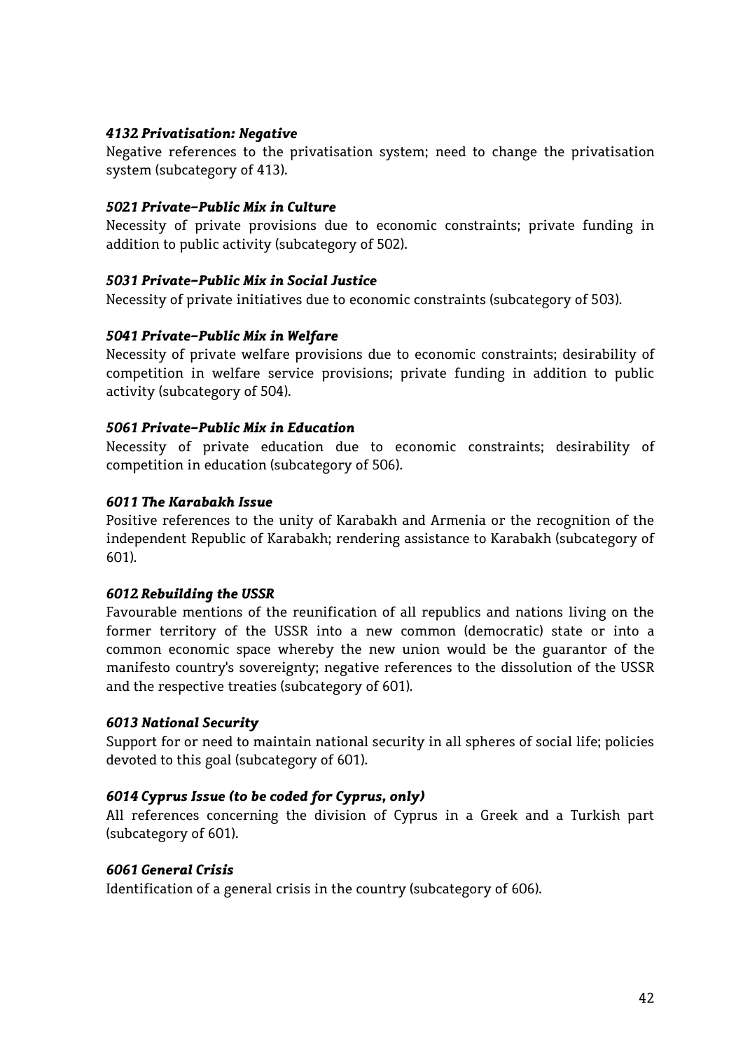***4132 Privatisation: Negative***

Negative references to the privatisation system; need to change the privatisation system (subcategory of 413).

***5021 Private-Public Mix in Culture***

Necessity of private provisions due to economic constraints; private funding in addition to public activity (subcategory of 502).

***5031 Private-Public Mix in Social Justice***

Necessity of private initiatives due to economic constraints (subcategory of 503).

***5041 Private-Public Mix in Welfare***

Necessity of private welfare provisions due to economic constraints; desirability of competition in welfare service provisions; private funding in addition to public activity (subcategory of 504).

***5061 Private-Public Mix in Education***

Necessity of private education due to economic constraints; desirability of competition in education (subcategory of 506).

***6011 The Karabakh Issue***

Positive references to the unity of Karabakh and Armenia or the recognition of the independent Republic of Karabakh; rendering assistance to Karabakh (subcategory of 601).

***6012 Rebuilding the USSR***

Favourable mentions of the reunification of all republics and nations living on the former territory of the USSR into a new common (democratic) state or into a common economic space whereby the new union would be the guarantor of the manifesto country's sovereignty; negative references to the dissolution of the USSR and the respective treaties (subcategory of 601).

***6013 National Security***

Support for or need to maintain national security in all spheres of social life; policies devoted to this goal (subcategory of 601).

***6014 Cyprus Issue (to be coded for Cyprus, only)***

All references concerning the division of Cyprus in a Greek and a Turkish part (subcategory of 601).

***6061 General Crisis***

Identification of a general crisis in the country (subcategory of 606).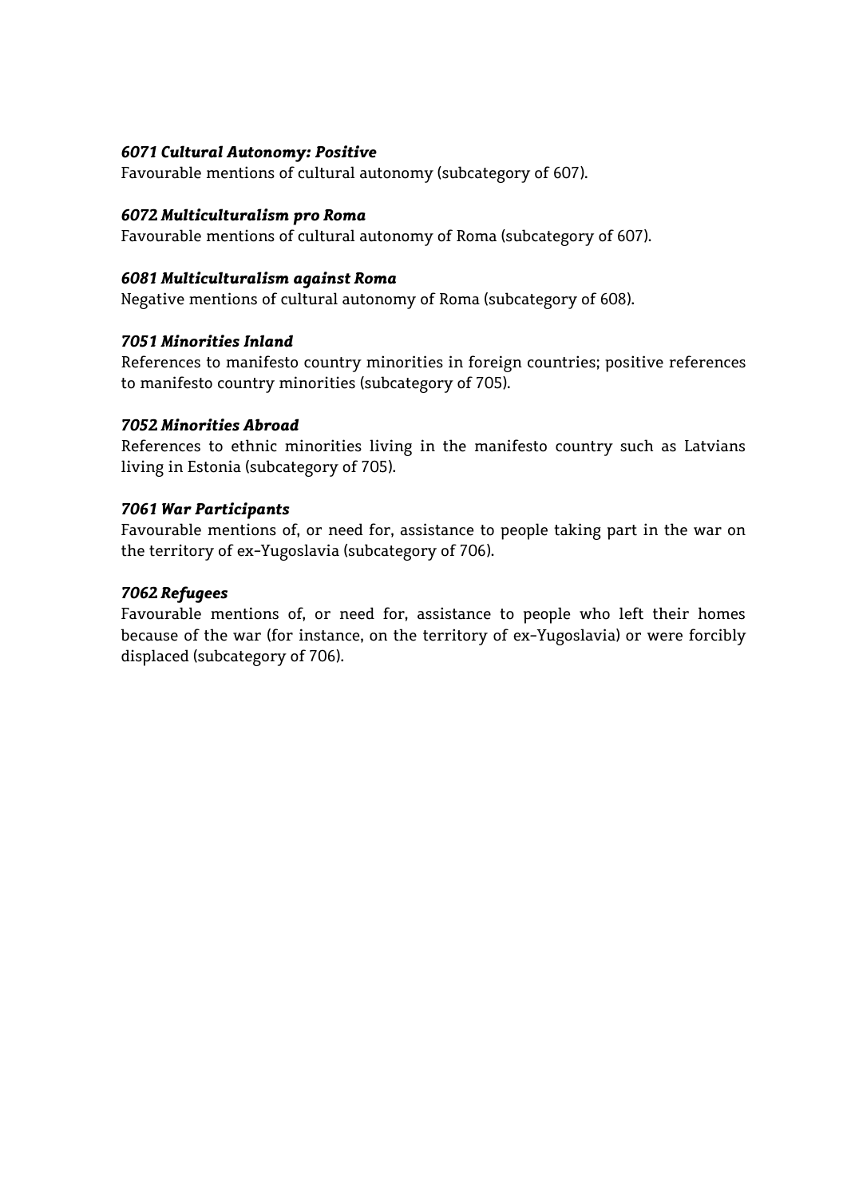***6071 Cultural Autonomy: Positive***

Favourable mentions of cultural autonomy (subcategory of 607).

***6072 Multiculturalism pro Roma***

Favourable mentions of cultural autonomy of Roma (subcategory of 607).

***6081 Multiculturalism against Roma***

Negative mentions of cultural autonomy of Roma (subcategory of 608).

***7051 Minorities Inland***

References to manifesto country minorities in foreign countries; positive references to manifesto country minorities (subcategory of 705).

***7052 Minorities Abroad***

References to ethnic minorities living in the manifesto country such as Latvians living in Estonia (subcategory of 705).

***7061 War Participants***

Favourable mentions of, or need for, assistance to people taking part in the war on the territory of ex-Yugoslavia (subcategory of 706).

***7062 Refugees***

Favourable mentions of, or need for, assistance to people who left their homes because of the war (for instance, on the territory of ex-Yugoslavia) or were forcibly displaced (subcategory of 706).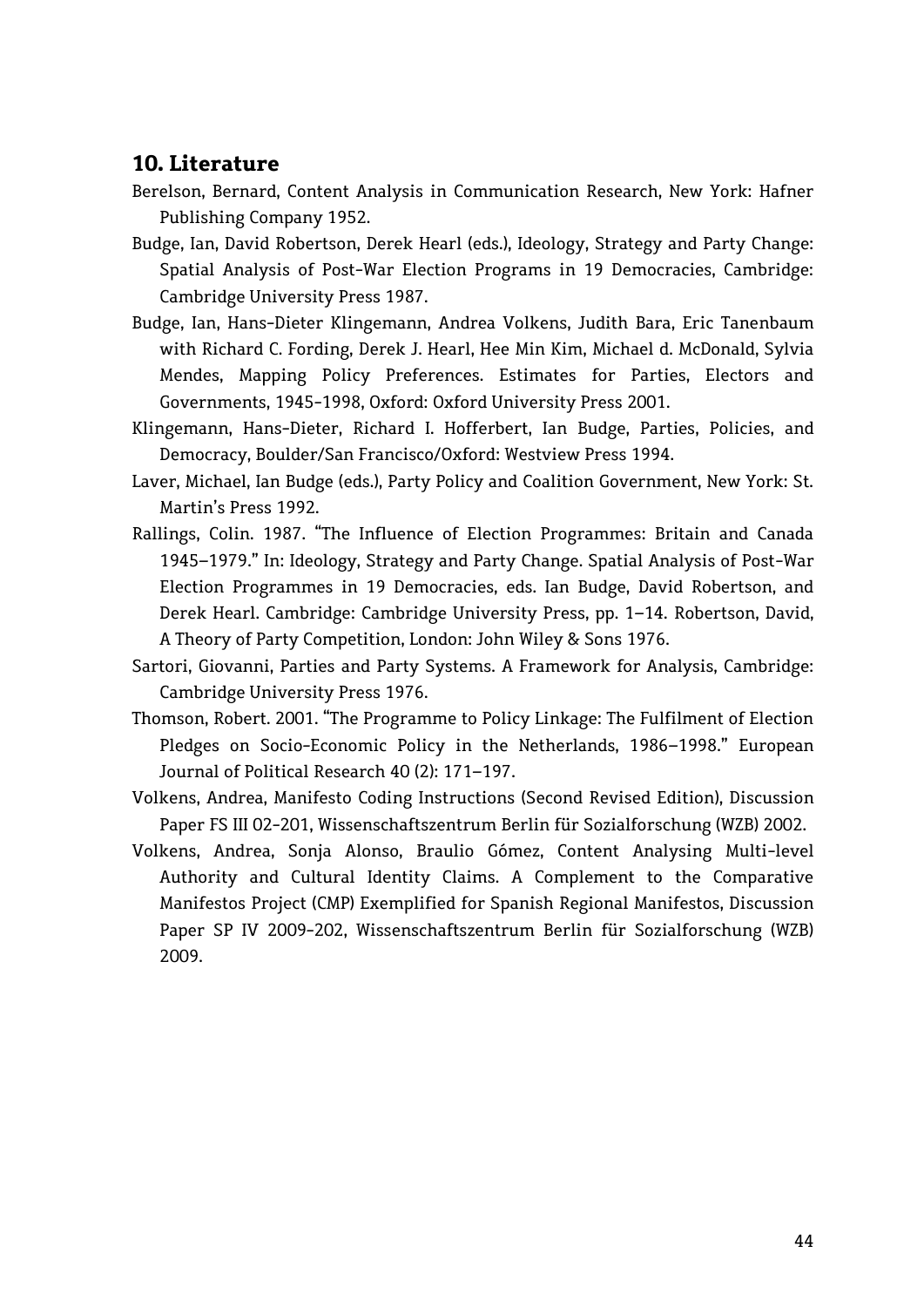## 10. Literature

Berelson, Bernard, Content Analysis in Communication Research, New York: Hafner Publishing Company 1952.

Budge, Ian, David Robertson, Derek Hearl (eds.), Ideology, Strategy and Party Change: Spatial Analysis of Post-War Election Programs in 19 Democracies, Cambridge: Cambridge University Press 1987.

Budge, Ian, Hans-Dieter Klingemann, Andrea Volkens, Judith Bara, Eric Tanenbaum with Richard C. Fording, Derek J. Hearl, Hee Min Kim, Michael d. McDonald, Sylvia Mendes, Mapping Policy Preferences. Estimates for Parties, Electors and Governments, 1945-1998, Oxford: Oxford University Press 2001.

Klingemann, Hans-Dieter, Richard I. Hofferbert, Ian Budge, Parties, Policies, and Democracy, Boulder/San Francisco/Oxford: Westview Press 1994.

Laver, Michael, Ian Budge (eds.), Party Policy and Coalition Government, New York: St. Martin's Press 1992.

Rallings, Colin. 1987. "The Influence of Election Programmes: Britain and Canada 1945–1979." In: Ideology, Strategy and Party Change. Spatial Analysis of Post-War Election Programmes in 19 Democracies, eds. Ian Budge, David Robertson, and Derek Hearl. Cambridge: Cambridge University Press, pp. 1–14. Robertson, David, A Theory of Party Competition, London: John Wiley & Sons 1976.

Sartori, Giovanni, Parties and Party Systems. A Framework for Analysis, Cambridge: Cambridge University Press 1976.

Thomson, Robert. 2001. "The Programme to Policy Linkage: The Fulfilment of Election Pledges on Socio-Economic Policy in the Netherlands, 1986–1998." European Journal of Political Research 40 (2): 171–197.

Volkens, Andrea, Manifesto Coding Instructions (Second Revised Edition), Discussion Paper FS III 02-201, Wissenschaftszentrum Berlin für Sozialforschung (WZB) 2002.

Volkens, Andrea, Sonja Alonso, Braulio Gómez, Content Analysing Multi-level Authority and Cultural Identity Claims. A Complement to the Comparative Manifestos Project (CMP) Exemplified for Spanish Regional Manifestos, Discussion Paper SP IV 2009-202, Wissenschaftszentrum Berlin für Sozialforschung (WZB) 2009.